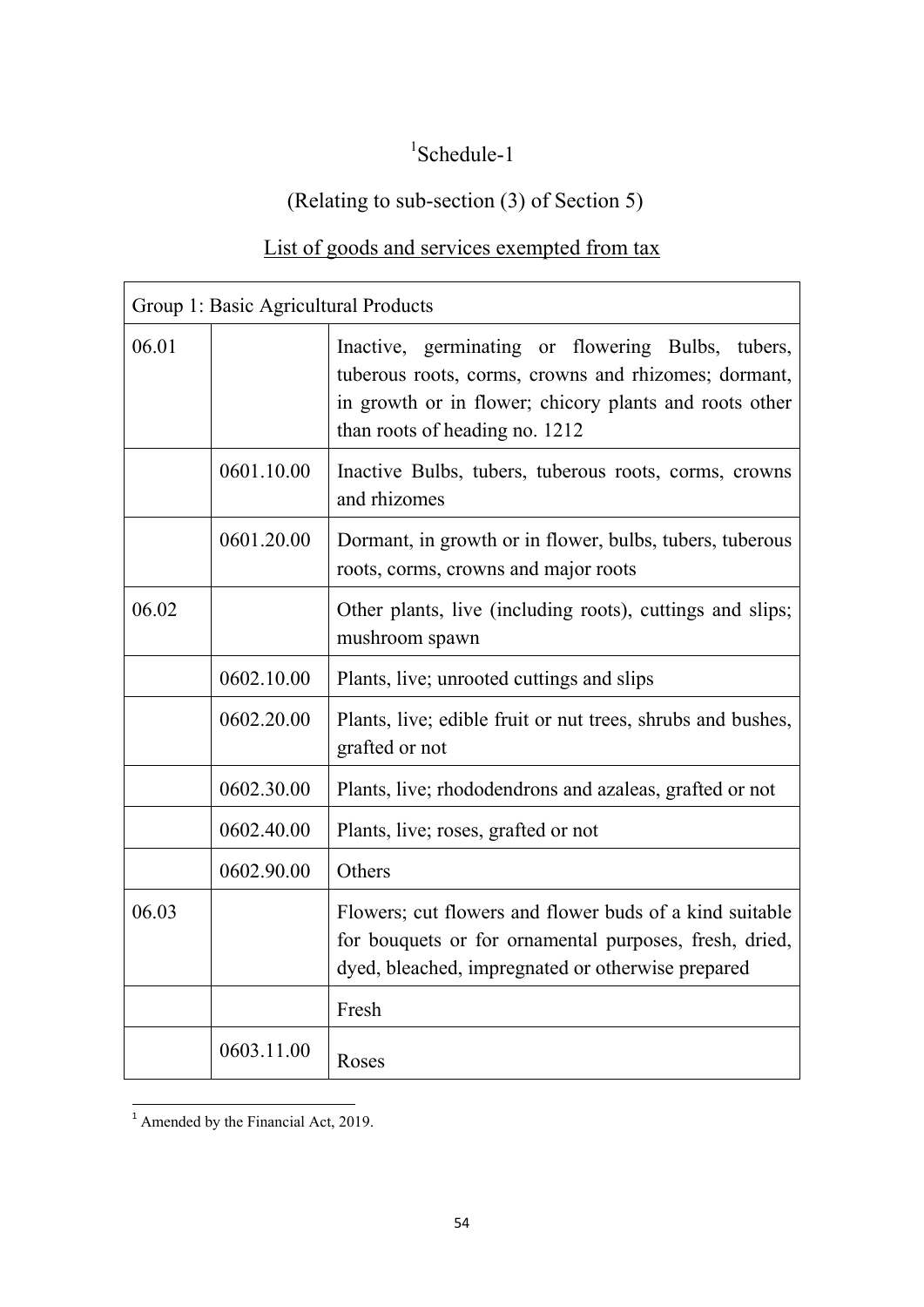# [1]Schedule-1

## (Relating to sub-section (3) of Section 5)

## List of goods and services exempted from tax

| Group 1: Basic Agricultural Products | | |
|---|---|---|
| 06.01 | | Inactive, germinating or flowering Bulbs, tubers, tuberous roots, corms, crowns and rhizomes; dormant, in growth or in flower; chicory plants and roots other than roots of heading no. 1212 |
| | 0601.10.00 | Inactive Bulbs, tubers, tuberous roots, corms, crowns and rhizomes |
| | 0601.20.00 | Dormant, in growth or in flower, bulbs, tubers, tuberous roots, corms, crowns and major roots |
| 06.02 | | Other plants, live (including roots), cuttings and slips; mushroom spawn |
| | 0602.10.00 | Plants, live; unrooted cuttings and slips |
| | 0602.20.00 | Plants, live; edible fruit or nut trees, shrubs and bushes, grafted or not |
| | 0602.30.00 | Plants, live; rhododendrons and azaleas, grafted or not |
| | 0602.40.00 | Plants, live; roses, grafted or not |
| | 0602.90.00 | Others |
| 06.03 | | Flowers; cut flowers and flower buds of a kind suitable for bouquets or for ornamental purposes, fresh, dried, dyed, bleached, impregnated or otherwise prepared |
| | | Fresh |
| | 0603.11.00 | Roses |

[1] Amended by the Financial Act, 2019.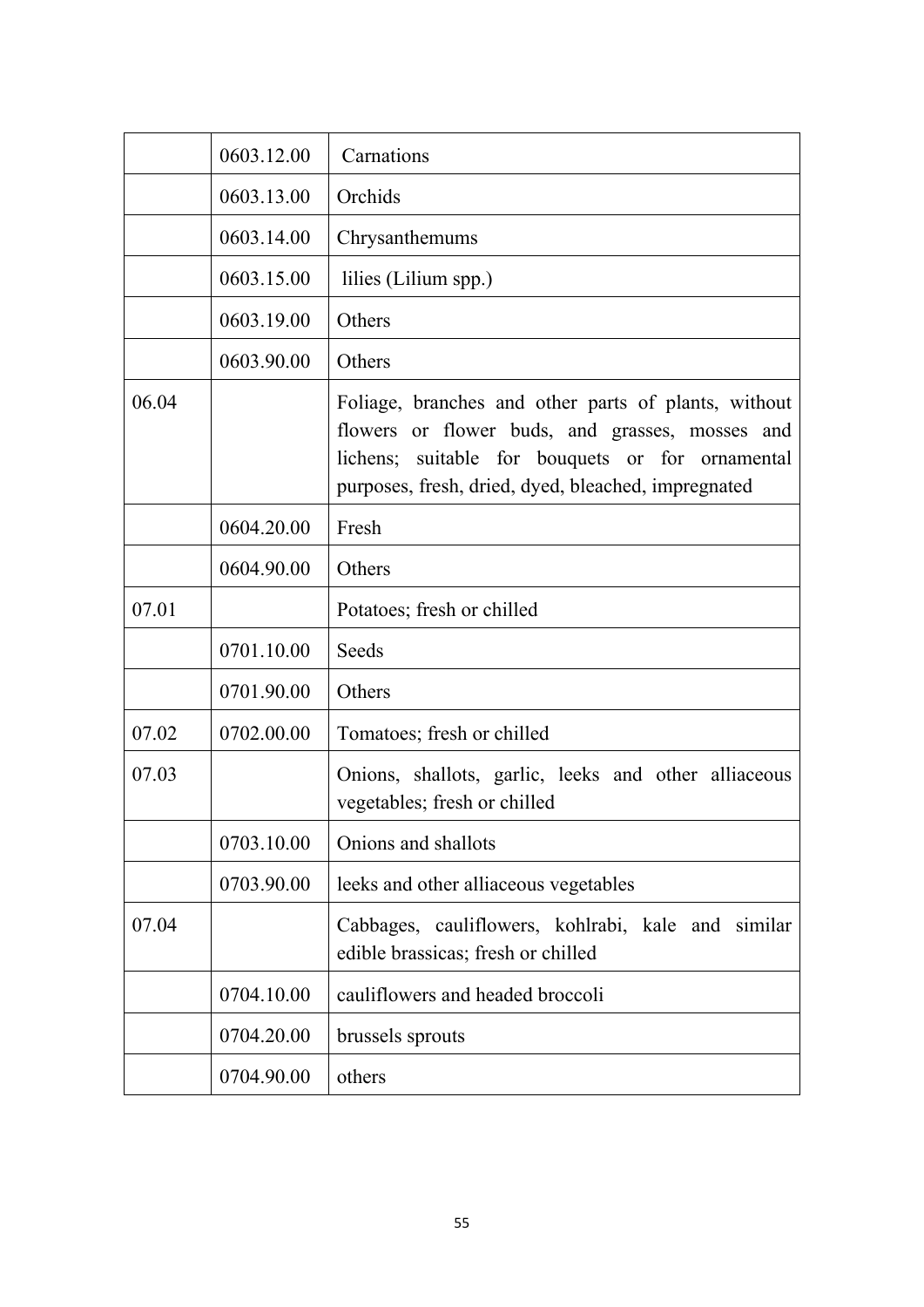| | | |
|---|---|---|
| | 0603.12.00 | Carnations |
| | 0603.13.00 | Orchids |
| | 0603.14.00 | Chrysanthemums |
| | 0603.15.00 | lilies (Lilium spp.) |
| | 0603.19.00 | Others |
| | 0603.90.00 | Others |
| 06.04 | | Foliage, branches and other parts of plants, without flowers or flower buds, and grasses, mosses and lichens; suitable for bouquets or for ornamental purposes, fresh, dried, dyed, bleached, impregnated |
| | 0604.20.00 | Fresh |
| | 0604.90.00 | Others |
| 07.01 | | Potatoes; fresh or chilled |
| | 0701.10.00 | Seeds |
| | 0701.90.00 | Others |
| 07.02 | 0702.00.00 | Tomatoes; fresh or chilled |
| 07.03 | | Onions, shallots, garlic, leeks and other alliaceous vegetables; fresh or chilled |
| | 0703.10.00 | Onions and shallots |
| | 0703.90.00 | leeks and other alliaceous vegetables |
| 07.04 | | Cabbages, cauliflowers, kohlrabi, kale and similar edible brassicas; fresh or chilled |
| | 0704.10.00 | cauliflowers and headed broccoli |
| | 0704.20.00 | brussels sprouts |
| | 0704.90.00 | others |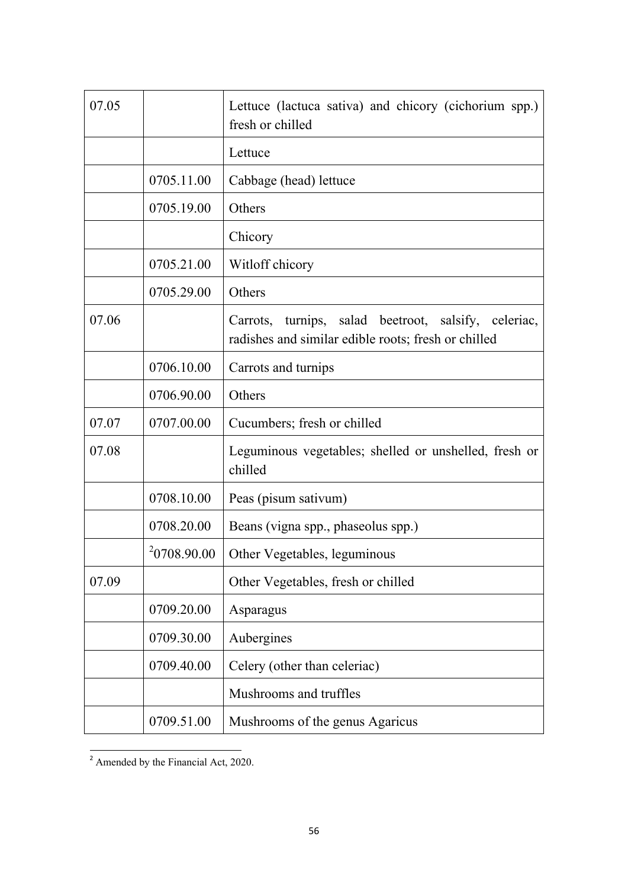| | | |
|---|---|---|
| 07.05 | | Lettuce (lactuca sativa) and chicory (cichorium spp.) fresh or chilled |
| | | Lettuce |
| | 0705.11.00 | Cabbage (head) lettuce |
| | 0705.19.00 | Others |
| | | Chicory |
| | 0705.21.00 | Witloff chicory |
| | 0705.29.00 | Others |
| 07.06 | | Carrots, turnips, salad beetroot, salsify, celeriac, radishes and similar edible roots; fresh or chilled |
| | 0706.10.00 | Carrots and turnips |
| | 0706.90.00 | Others |
| 07.07 | 0707.00.00 | Cucumbers; fresh or chilled |
| 07.08 | | Leguminous vegetables; shelled or unshelled, fresh or chilled |
| | 0708.10.00 | Peas (pisum sativum) |
| | 0708.20.00 | Beans (vigna spp., phaseolus spp.) |
| | [2]0708.90.00 | Other Vegetables, leguminous |
| 07.09 | | Other Vegetables, fresh or chilled |
| | 0709.20.00 | Asparagus |
| | 0709.30.00 | Aubergines |
| | 0709.40.00 | Celery (other than celeriac) |
| | | Mushrooms and truffles |
| | 0709.51.00 | Mushrooms of the genus Agaricus |

[2] Amended by the Financial Act, 2020.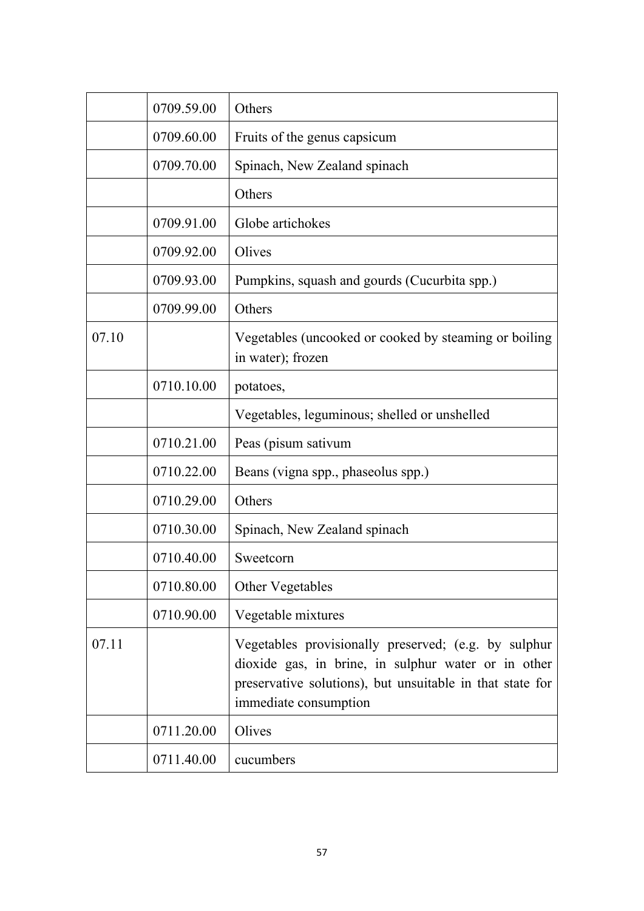| | | |
|---|---|---|
| | 0709.59.00 | Others |
| | 0709.60.00 | Fruits of the genus capsicum |
| | 0709.70.00 | Spinach, New Zealand spinach |
| | | Others |
| | 0709.91.00 | Globe artichokes |
| | 0709.92.00 | Olives |
| | 0709.93.00 | Pumpkins, squash and gourds (Cucurbita spp.) |
| | 0709.99.00 | Others |
| 07.10 | | Vegetables (uncooked or cooked by steaming or boiling in water); frozen |
| | 0710.10.00 | potatoes, |
| | | Vegetables, leguminous; shelled or unshelled |
| | 0710.21.00 | Peas (pisum sativum |
| | 0710.22.00 | Beans (vigna spp., phaseolus spp.) |
| | 0710.29.00 | Others |
| | 0710.30.00 | Spinach, New Zealand spinach |
| | 0710.40.00 | Sweetcorn |
| | 0710.80.00 | Other Vegetables |
| | 0710.90.00 | Vegetable mixtures |
| 07.11 | | Vegetables provisionally preserved; (e.g. by sulphur dioxide gas, in brine, in sulphur water or in other preservative solutions), but unsuitable in that state for immediate consumption |
| | 0711.20.00 | Olives |
| | 0711.40.00 | cucumbers |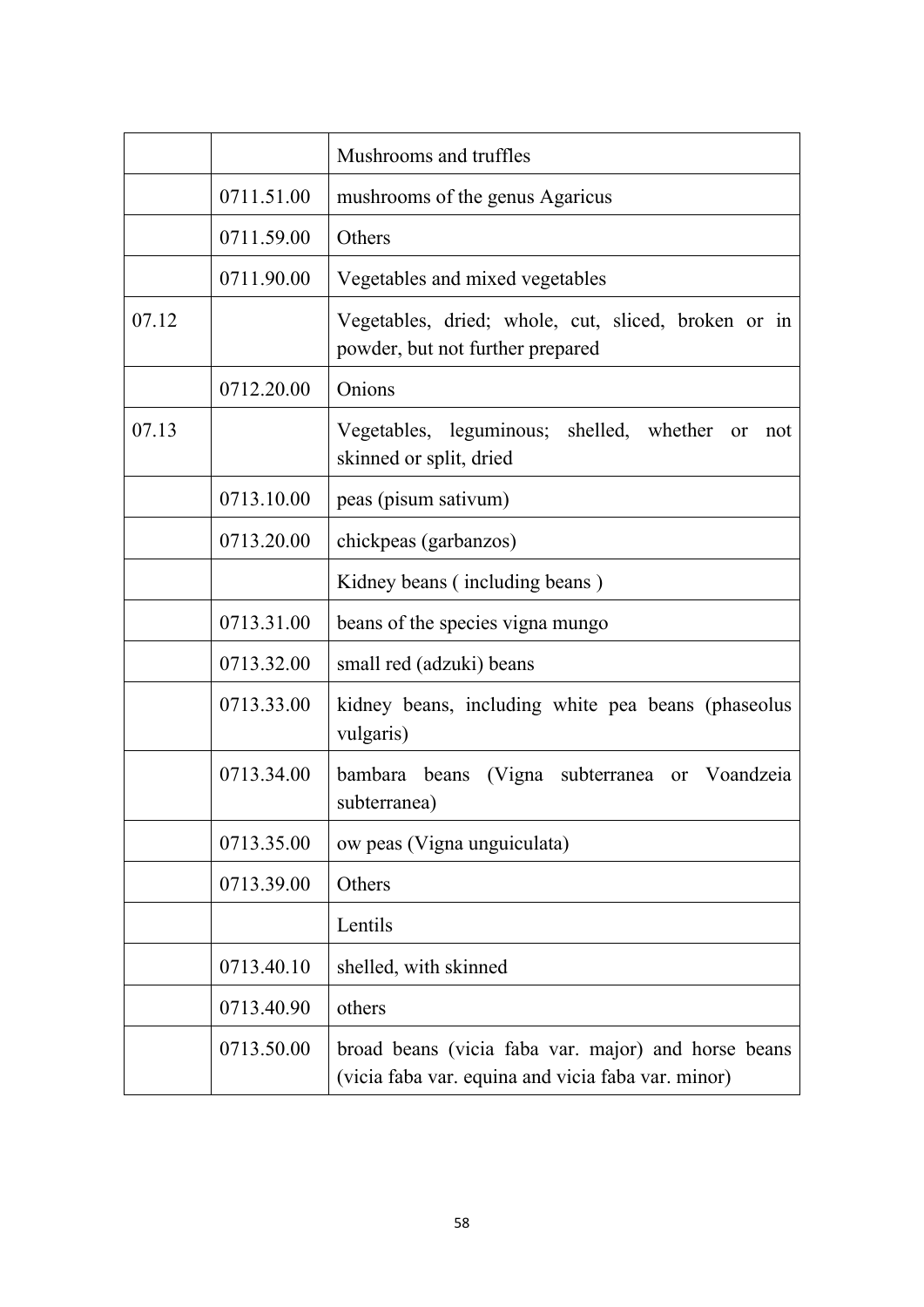| | | |
|---|---|---|
| | | Mushrooms and truffles |
| | 0711.51.00 | mushrooms of the genus Agaricus |
| | 0711.59.00 | Others |
| | 0711.90.00 | Vegetables and mixed vegetables |
| 07.12 | | Vegetables, dried; whole, cut, sliced, broken or in powder, but not further prepared |
| | 0712.20.00 | Onions |
| 07.13 | | Vegetables, leguminous; shelled, whether or not skinned or split, dried |
| | 0713.10.00 | peas (pisum sativum) |
| | 0713.20.00 | chickpeas (garbanzos) |
| | | Kidney beans ( including beans ) |
| | 0713.31.00 | beans of the species vigna mungo |
| | 0713.32.00 | small red (adzuki) beans |
| | 0713.33.00 | kidney beans, including white pea beans (phaseolus vulgaris) |
| | 0713.34.00 | bambara beans (Vigna subterranea or Voandzeia subterranea) |
| | 0713.35.00 | ow peas (Vigna unguiculata) |
| | 0713.39.00 | Others |
| | | Lentils |
| | 0713.40.10 | shelled, with skinned |
| | 0713.40.90 | others |
| | 0713.50.00 | broad beans (vicia faba var. major) and horse beans (vicia faba var. equina and vicia faba var. minor) |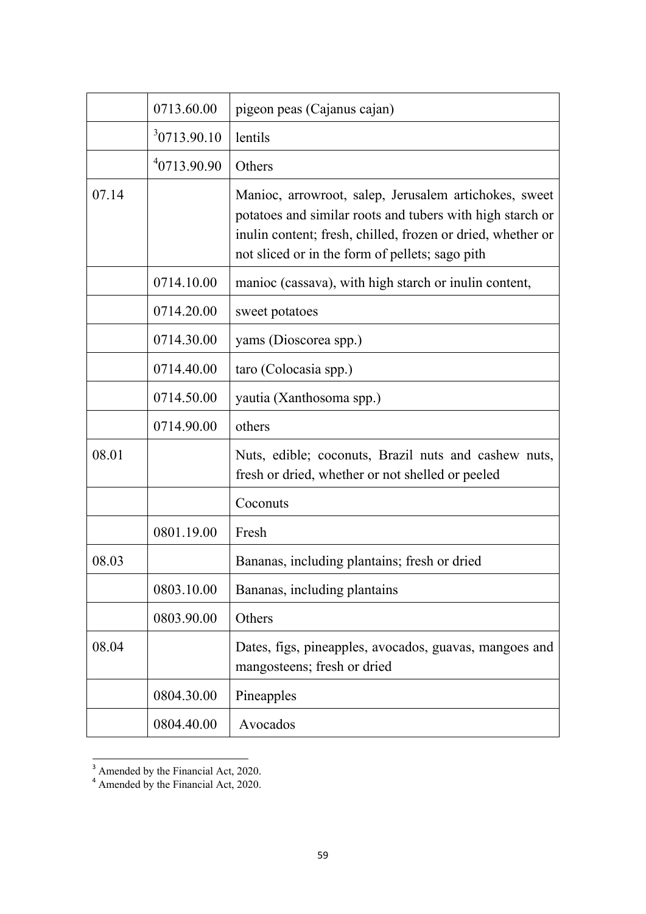|  |  |  |
|---|---|---|
|  | 0713.60.00 | pigeon peas (Cajanus cajan) |
|  | [3]0713.90.10 | lentils |
|  | [4]0713.90.90 | Others |
| 07.14 |  | Manioc, arrowroot, salep, Jerusalem artichokes, sweet potatoes and similar roots and tubers with high starch or inulin content; fresh, chilled, frozen or dried, whether or not sliced or in the form of pellets; sago pith |
|  | 0714.10.00 | manioc (cassava), with high starch or inulin content, |
|  | 0714.20.00 | sweet potatoes |
|  | 0714.30.00 | yams (Dioscorea spp.) |
|  | 0714.40.00 | taro (Colocasia spp.) |
|  | 0714.50.00 | yautia (Xanthosoma spp.) |
|  | 0714.90.00 | others |
| 08.01 |  | Nuts, edible; coconuts, Brazil nuts and cashew nuts, fresh or dried, whether or not shelled or peeled |
|  |  | Coconuts |
|  | 0801.19.00 | Fresh |
| 08.03 |  | Bananas, including plantains; fresh or dried |
|  | 0803.10.00 | Bananas, including plantains |
|  | 0803.90.00 | Others |
| 08.04 |  | Dates, figs, pineapples, avocados, guavas, mangoes and mangosteens; fresh or dried |
|  | 0804.30.00 | Pineapples |
|  | 0804.40.00 | Avocados |

[3] Amended by the Financial Act, 2020.
[4] Amended by the Financial Act, 2020.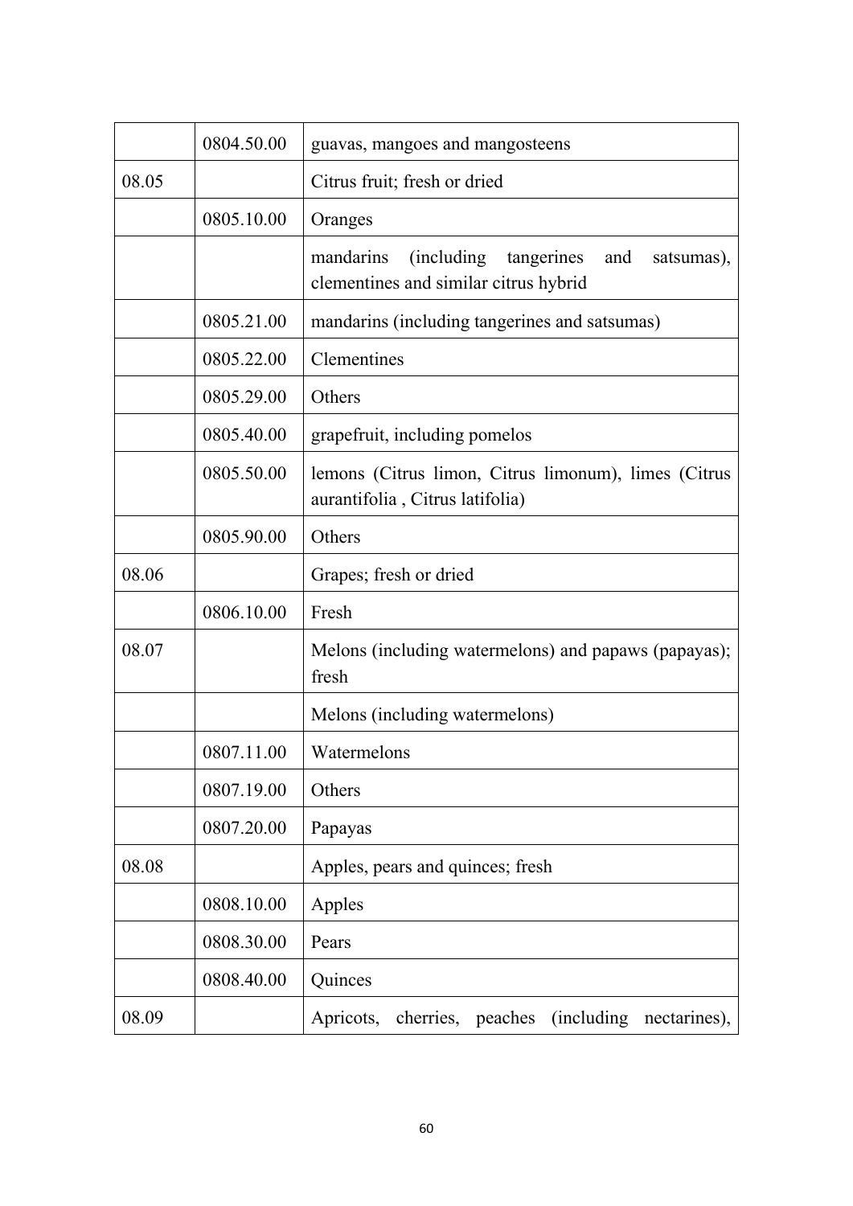| | | |
|---|---|---|
| | 0804.50.00 | guavas, mangoes and mangosteens |
| 08.05 | | Citrus fruit; fresh or dried |
| | 0805.10.00 | Oranges |
| | | mandarins (including tangerines and satsumas), clementines and similar citrus hybrid |
| | 0805.21.00 | mandarins (including tangerines and satsumas) |
| | 0805.22.00 | Clementines |
| | 0805.29.00 | Others |
| | 0805.40.00 | grapefruit, including pomelos |
| | 0805.50.00 | lemons (Citrus limon, Citrus limonum), limes (Citrus aurantifolia , Citrus latifolia) |
| | 0805.90.00 | Others |
| 08.06 | | Grapes; fresh or dried |
| | 0806.10.00 | Fresh |
| 08.07 | | Melons (including watermelons) and papaws (papayas); fresh |
| | | Melons (including watermelons) |
| | 0807.11.00 | Watermelons |
| | 0807.19.00 | Others |
| | 0807.20.00 | Papayas |
| 08.08 | | Apples, pears and quinces; fresh |
| | 0808.10.00 | Apples |
| | 0808.30.00 | Pears |
| | 0808.40.00 | Quinces |
| 08.09 | | Apricots, cherries, peaches (including nectarines), |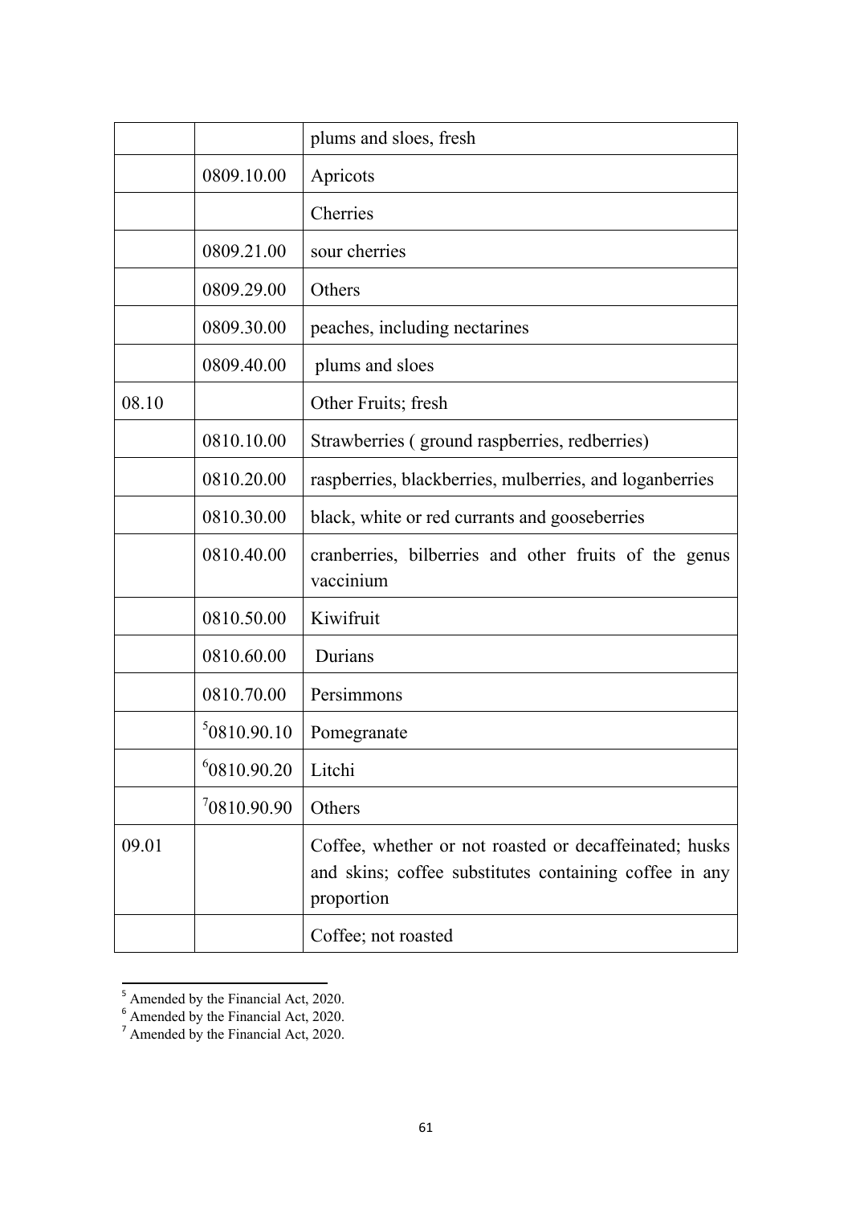| | | plums and sloes, fresh |
|---|---|---|
| | 0809.10.00 | Apricots |
| | | Cherries |
| | 0809.21.00 | sour cherries |
| | 0809.29.00 | Others |
| | 0809.30.00 | peaches, including nectarines |
| | 0809.40.00 | plums and sloes |
| 08.10 | | Other Fruits; fresh |
| | 0810.10.00 | Strawberries ( ground raspberries, redberries) |
| | 0810.20.00 | raspberries, blackberries, mulberries, and loganberries |
| | 0810.30.00 | black, white or red currants and gooseberries |
| | 0810.40.00 | cranberries, bilberries and other fruits of the genus vaccinium |
| | 0810.50.00 | Kiwifruit |
| | 0810.60.00 | Durians |
| | 0810.70.00 | Persimmons |
| | [5]0810.90.10 | Pomegranate |
| | [6]0810.90.20 | Litchi |
| | [7]0810.90.90 | Others |
| 09.01 | | Coffee, whether or not roasted or decaffeinated; husks and skins; coffee substitutes containing coffee in any proportion |
| | | Coffee; not roasted |

[5] Amended by the Financial Act, 2020.
[6] Amended by the Financial Act, 2020.
[7] Amended by the Financial Act, 2020.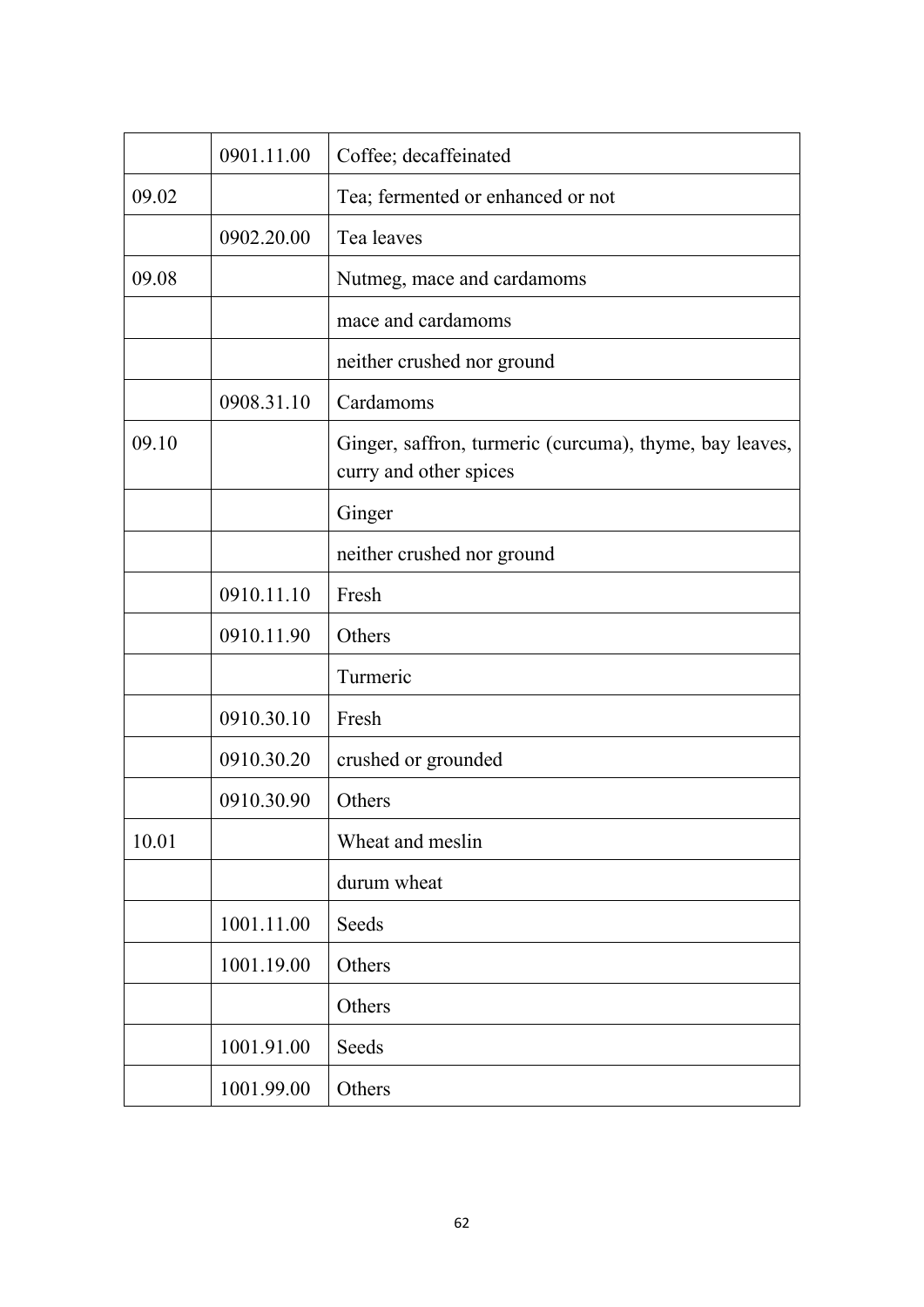| | | |
|---|---|---|
| | 0901.11.00 | Coffee; decaffeinated |
| 09.02 | | Tea; fermented or enhanced or not |
| | 0902.20.00 | Tea leaves |
| 09.08 | | Nutmeg, mace and cardamoms |
| | | mace and cardamoms |
| | | neither crushed nor ground |
| | 0908.31.10 | Cardamoms |
| 09.10 | | Ginger, saffron, turmeric (curcuma), thyme, bay leaves, curry and other spices |
| | | Ginger |
| | | neither crushed nor ground |
| | 0910.11.10 | Fresh |
| | 0910.11.90 | Others |
| | | Turmeric |
| | 0910.30.10 | Fresh |
| | 0910.30.20 | crushed or grounded |
| | 0910.30.90 | Others |
| 10.01 | | Wheat and meslin |
| | | durum wheat |
| | 1001.11.00 | Seeds |
| | 1001.19.00 | Others |
| | | Others |
| | 1001.91.00 | Seeds |
| | 1001.99.00 | Others |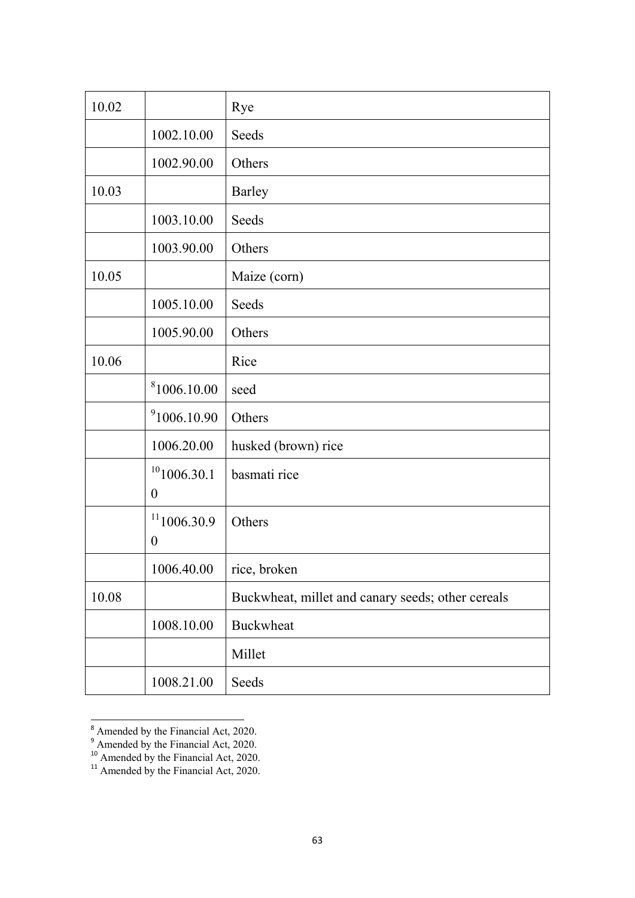| 10.02 | | Rye |
|---|---|---|
| | 1002.10.00 | Seeds |
| | 1002.90.00 | Others |
| 10.03 | | Barley |
| | 1003.10.00 | Seeds |
| | 1003.90.00 | Others |
| 10.05 | | Maize (corn) |
| | 1005.10.00 | Seeds |
| | 1005.90.00 | Others |
| 10.06 | | Rice |
| | [8]1006.10.00 | seed |
| | [9]1006.10.90 | Others |
| | 1006.20.00 | husked (brown) rice |
| | [10]1006.30.10 | basmati rice |
| | [11]1006.30.90 | Others |
| | 1006.40.00 | rice, broken |
| 10.08 | | Buckwheat, millet and canary seeds; other cereals |
| | 1008.10.00 | Buckwheat |
| | | Millet |
| | 1008.21.00 | Seeds |

[8] Amended by the Financial Act, 2020.
[9] Amended by the Financial Act, 2020.
[10] Amended by the Financial Act, 2020.
[11] Amended by the Financial Act, 2020.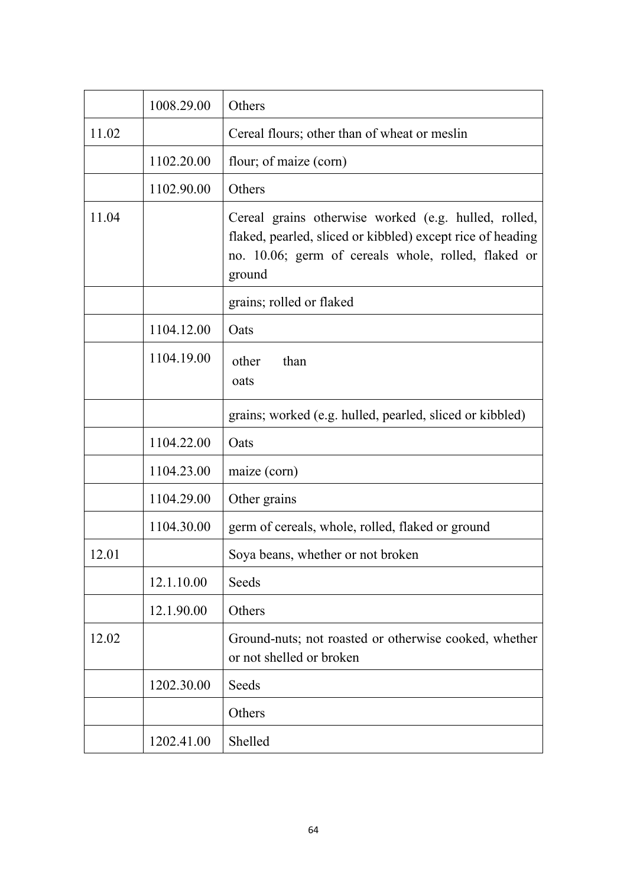|  | 1008.29.00 | Others |
|---|---|---|
| 11.02 |  | Cereal flours; other than of wheat or meslin |
|  | 1102.20.00 | flour; of maize (corn) |
|  | 1102.90.00 | Others |
| 11.04 |  | Cereal grains otherwise worked (e.g. hulled, rolled, flaked, pearled, sliced or kibbled) except rice of heading no. 10.06; germ of cereals whole, rolled, flaked or ground |
|  |  | grains; rolled or flaked |
|  | 1104.12.00 | Oats |
|  | 1104.19.00 | other than oats |
|  |  | grains; worked (e.g. hulled, pearled, sliced or kibbled) |
|  | 1104.22.00 | Oats |
|  | 1104.23.00 | maize (corn) |
|  | 1104.29.00 | Other grains |
|  | 1104.30.00 | germ of cereals, whole, rolled, flaked or ground |
| 12.01 |  | Soya beans, whether or not broken |
|  | 12.1.10.00 | Seeds |
|  | 12.1.90.00 | Others |
| 12.02 |  | Ground-nuts; not roasted or otherwise cooked, whether or not shelled or broken |
|  | 1202.30.00 | Seeds |
|  |  | Others |
|  | 1202.41.00 | Shelled |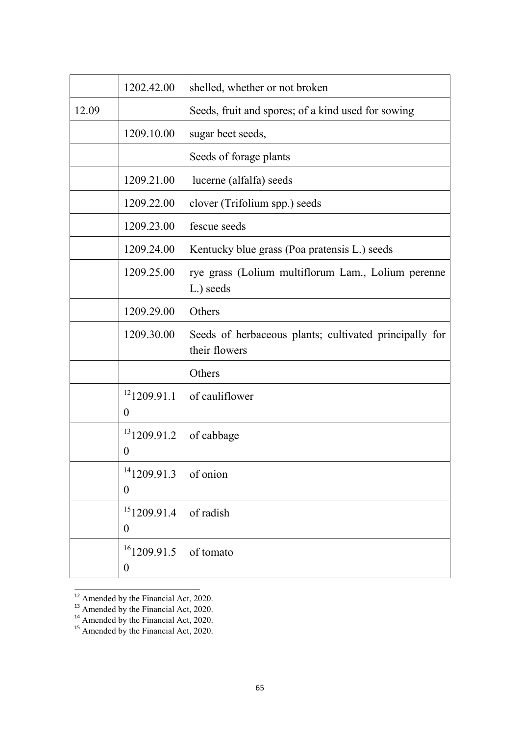| | | |
|---|---|---|
| | 1202.42.00 | shelled, whether or not broken |
| 12.09 | | Seeds, fruit and spores; of a kind used for sowing |
| | 1209.10.00 | sugar beet seeds, |
| | | Seeds of forage plants |
| | 1209.21.00 | lucerne (alfalfa) seeds |
| | 1209.22.00 | clover (Trifolium spp.) seeds |
| | 1209.23.00 | fescue seeds |
| | 1209.24.00 | Kentucky blue grass (Poa pratensis L.) seeds |
| | 1209.25.00 | rye grass (Lolium multiflorum Lam., Lolium perenne L.) seeds |
| | 1209.29.00 | Others |
| | 1209.30.00 | Seeds of herbaceous plants; cultivated principally for their flowers |
| | | Others |
| | [12]1209.91.10 | of cauliflower |
| | [13]1209.91.20 | of cabbage |
| | [14]1209.91.30 | of onion |
| | [15]1209.91.40 | of radish |
| | [16]1209.91.50 | of tomato |

[12] Amended by the Financial Act, 2020.
[13] Amended by the Financial Act, 2020.
[14] Amended by the Financial Act, 2020.
[15] Amended by the Financial Act, 2020.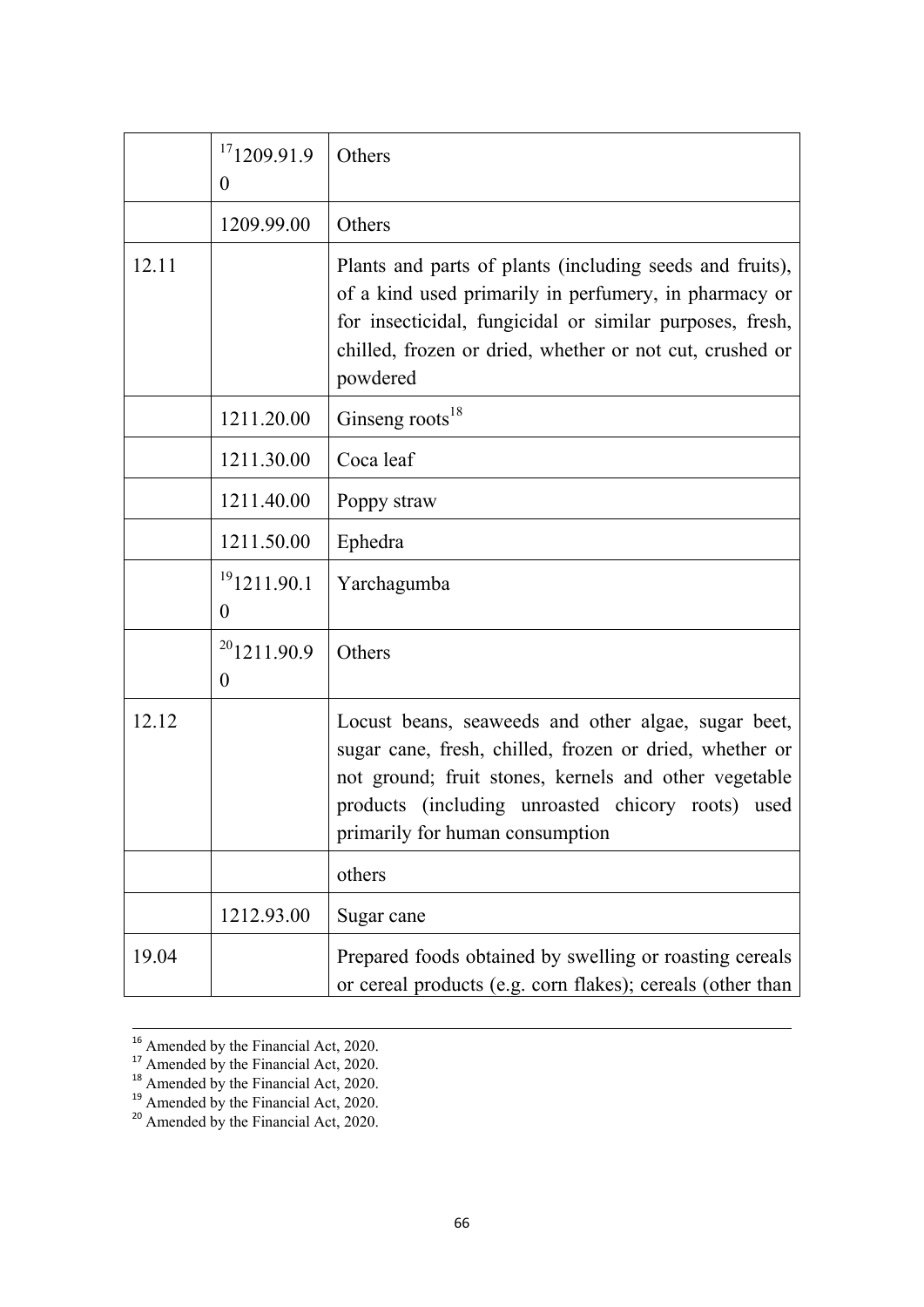| | | |
|---|---|---|
| | [17]1209.91.90 | Others |
| | 1209.99.00 | Others |
| 12.11 | | Plants and parts of plants (including seeds and fruits), of a kind used primarily in perfumery, in pharmacy or for insecticidal, fungicidal or similar purposes, fresh, chilled, frozen or dried, whether or not cut, crushed or powdered |
| | 1211.20.00 | Ginseng roots[18] |
| | 1211.30.00 | Coca leaf |
| | 1211.40.00 | Poppy straw |
| | 1211.50.00 | Ephedra |
| | [19]1211.90.10 | Yarchagumba |
| | [20]1211.90.90 | Others |
| 12.12 | | Locust beans, seaweeds and other algae, sugar beet, sugar cane, fresh, chilled, frozen or dried, whether or not ground; fruit stones, kernels and other vegetable products (including unroasted chicory roots) used primarily for human consumption |
| | | others |
| | 1212.93.00 | Sugar cane |
| 19.04 | | Prepared foods obtained by swelling or roasting cereals or cereal products (e.g. corn flakes); cereals (other than |

[16] Amended by the Financial Act, 2020.
[17] Amended by the Financial Act, 2020.
[18] Amended by the Financial Act, 2020.
[19] Amended by the Financial Act, 2020.
[20] Amended by the Financial Act, 2020.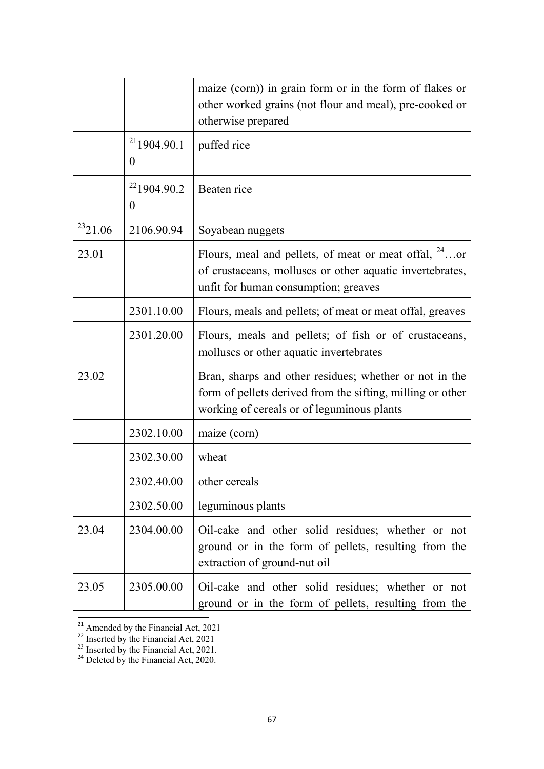|  |  | maize (corn)) in grain form or in the form of flakes or other worked grains (not flour and meal), pre-cooked or otherwise prepared |
|---|---|---|
|  | [21]1904.90.10 | puffed rice |
|  | [22]1904.90.20 | Beaten rice |
| [23]21.06 | 2106.90.94 | Soyabean nuggets |
| 23.01 |  | Flours, meal and pellets, of meat or meat offal, [24]…or of crustaceans, molluscs or other aquatic invertebrates, unfit for human consumption; greaves |
|  | 2301.10.00 | Flours, meals and pellets; of meat or meat offal, greaves |
|  | 2301.20.00 | Flours, meals and pellets; of fish or of crustaceans, molluscs or other aquatic invertebrates |
| 23.02 |  | Bran, sharps and other residues; whether or not in the form of pellets derived from the sifting, milling or other working of cereals or of leguminous plants |
|  | 2302.10.00 | maize (corn) |
|  | 2302.30.00 | wheat |
|  | 2302.40.00 | other cereals |
|  | 2302.50.00 | leguminous plants |
| 23.04 | 2304.00.00 | Oil-cake and other solid residues; whether or not ground or in the form of pellets, resulting from the extraction of ground-nut oil |
| 23.05 | 2305.00.00 | Oil-cake and other solid residues; whether or not ground or in the form of pellets, resulting from the |

[21] Amended by the Financial Act, 2021
[22] Inserted by the Financial Act, 2021
[23] Inserted by the Financial Act, 2021.
[24] Deleted by the Financial Act, 2020.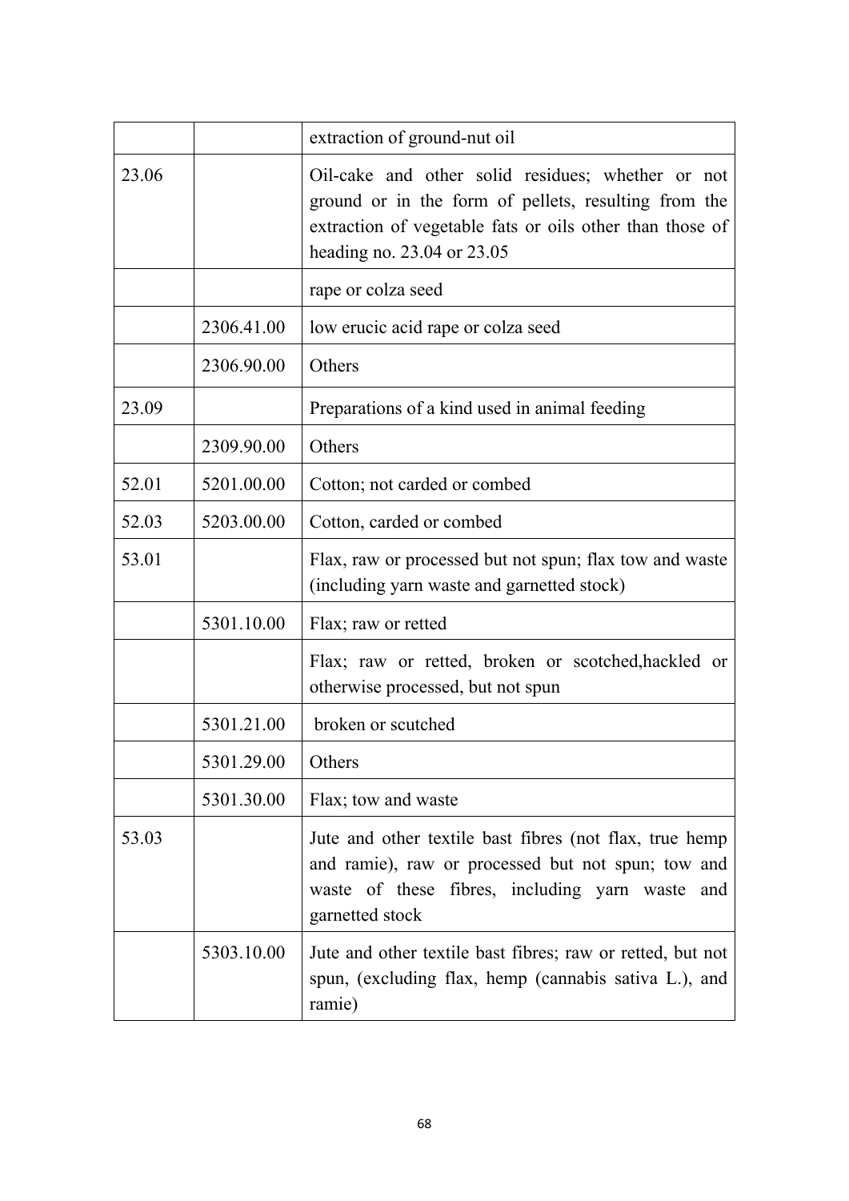| | | extraction of ground-nut oil |
|---|---|---|
| 23.06 | | Oil-cake and other solid residues; whether or not ground or in the form of pellets, resulting from the extraction of vegetable fats or oils other than those of heading no. 23.04 or 23.05 |
| | | rape or colza seed |
| | 2306.41.00 | low erucic acid rape or colza seed |
| | 2306.90.00 | Others |
| 23.09 | | Preparations of a kind used in animal feeding |
| | 2309.90.00 | Others |
| 52.01 | 5201.00.00 | Cotton; not carded or combed |
| 52.03 | 5203.00.00 | Cotton, carded or combed |
| 53.01 | | Flax, raw or processed but not spun; flax tow and waste (including yarn waste and garnetted stock) |
| | 5301.10.00 | Flax; raw or retted |
| | | Flax; raw or retted, broken or scotched,hackled or otherwise processed, but not spun |
| | 5301.21.00 | broken or scutched |
| | 5301.29.00 | Others |
| | 5301.30.00 | Flax; tow and waste |
| 53.03 | | Jute and other textile bast fibres (not flax, true hemp and ramie), raw or processed but not spun; tow and waste of these fibres, including yarn waste and garnetted stock |
| | 5303.10.00 | Jute and other textile bast fibres; raw or retted, but not spun, (excluding flax, hemp (cannabis sativa L.), and ramie) |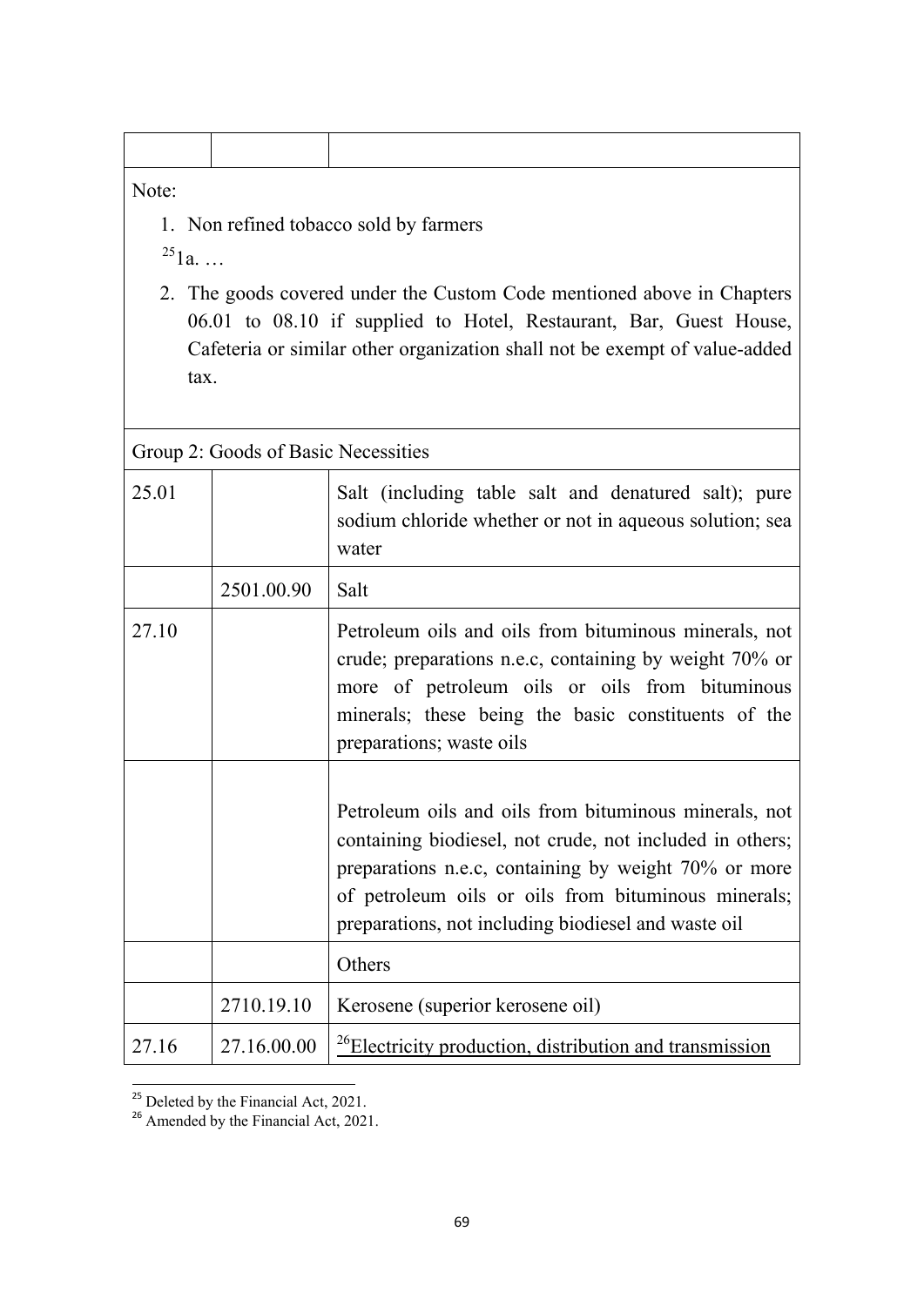| | | |
|---|---|---|
| | | |

Note:

1. Non refined tobacco sold by farmers

[25]1a. …

2. The goods covered under the Custom Code mentioned above in Chapters 06.01 to 08.10 if supplied to Hotel, Restaurant, Bar, Guest House, Cafeteria or similar other organization shall not be exempt of value-added tax.

| Group 2: Goods of Basic Necessities | | |
|---|---|---|
| 25.01 | | Salt (including table salt and denatured salt); pure sodium chloride whether or not in aqueous solution; sea water |
| | 2501.00.90 | Salt |
| 27.10 | | Petroleum oils and oils from bituminous minerals, not crude; preparations n.e.c, containing by weight 70% or more of petroleum oils or oils from bituminous minerals; these being the basic constituents of the preparations; waste oils |
| | | Petroleum oils and oils from bituminous minerals, not containing biodiesel, not crude, not included in others; preparations n.e.c, containing by weight 70% or more of petroleum oils or oils from bituminous minerals; preparations, not including biodiesel and waste oil |
| | | Others |
| | 2710.19.10 | Kerosene (superior kerosene oil) |
| 27.16 | 27.16.00.00 | [26]<u>Electricity production, distribution and transmission</u> |

[25] Deleted by the Financial Act, 2021.

[26] Amended by the Financial Act, 2021.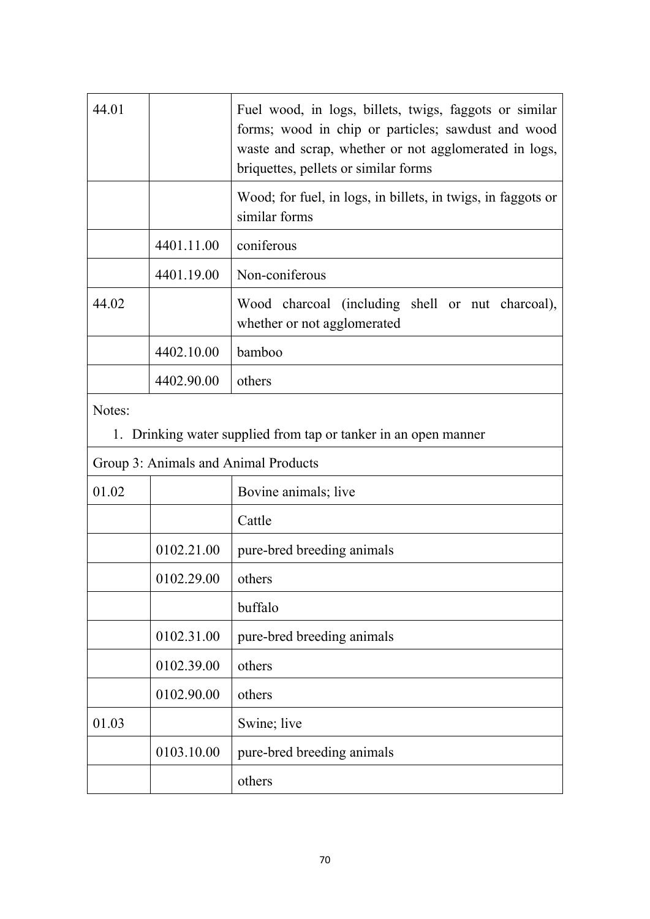| | | |
|---|---|---|
| 44.01 | | Fuel wood, in logs, billets, twigs, faggots or similar forms; wood in chip or particles; sawdust and wood waste and scrap, whether or not agglomerated in logs, briquettes, pellets or similar forms |
| | | Wood; for fuel, in logs, in billets, in twigs, in faggots or similar forms |
| | 4401.11.00 | coniferous |
| | 4401.19.00 | Non-coniferous |
| 44.02 | | Wood charcoal (including shell or nut charcoal), whether or not agglomerated |
| | 4402.10.00 | bamboo |
| | 4402.90.00 | others |
| Notes:<br>1. Drinking water supplied from tap or tanker in an open manner | | |
| Group 3: Animals and Animal Products | | |
| 01.02 | | Bovine animals; live |
| | | Cattle |
| | 0102.21.00 | pure-bred breeding animals |
| | 0102.29.00 | others |
| | | buffalo |
| | 0102.31.00 | pure-bred breeding animals |
| | 0102.39.00 | others |
| | 0102.90.00 | others |
| 01.03 | | Swine; live |
| | 0103.10.00 | pure-bred breeding animals |
| | | others |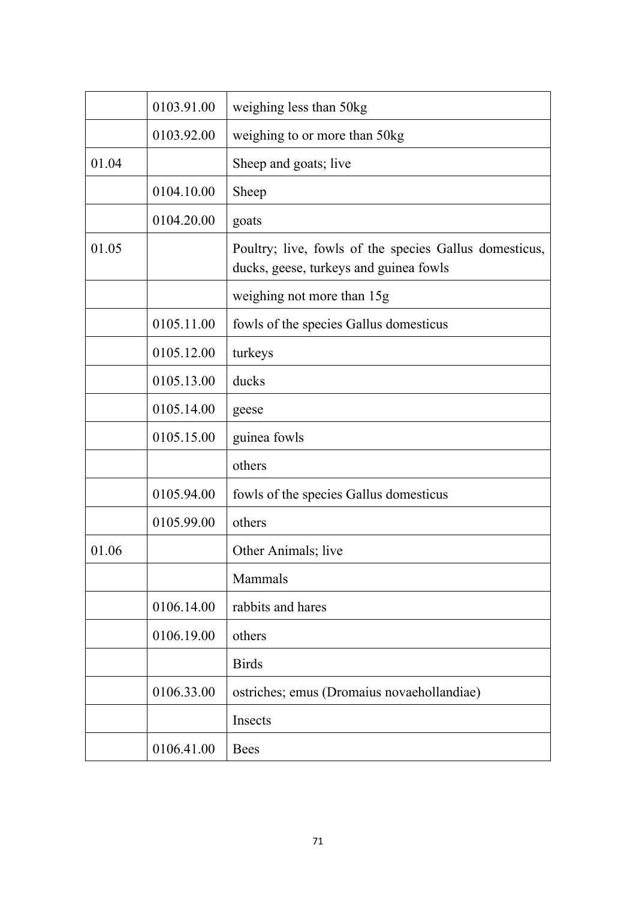| | | |
|---|---|---|
| | 0103.91.00 | weighing less than 50kg |
| | 0103.92.00 | weighing to or more than 50kg |
| 01.04 | | Sheep and goats; live |
| | 0104.10.00 | Sheep |
| | 0104.20.00 | goats |
| 01.05 | | Poultry; live, fowls of the species Gallus domesticus, ducks, geese, turkeys and guinea fowls |
| | | weighing not more than 15g |
| | 0105.11.00 | fowls of the species Gallus domesticus |
| | 0105.12.00 | turkeys |
| | 0105.13.00 | ducks |
| | 0105.14.00 | geese |
| | 0105.15.00 | guinea fowls |
| | | others |
| | 0105.94.00 | fowls of the species Gallus domesticus |
| | 0105.99.00 | others |
| 01.06 | | Other Animals; live |
| | | Mammals |
| | 0106.14.00 | rabbits and hares |
| | 0106.19.00 | others |
| | | Birds |
| | 0106.33.00 | ostriches; emus (Dromaius novaehollandiae) |
| | | Insects |
| | 0106.41.00 | Bees |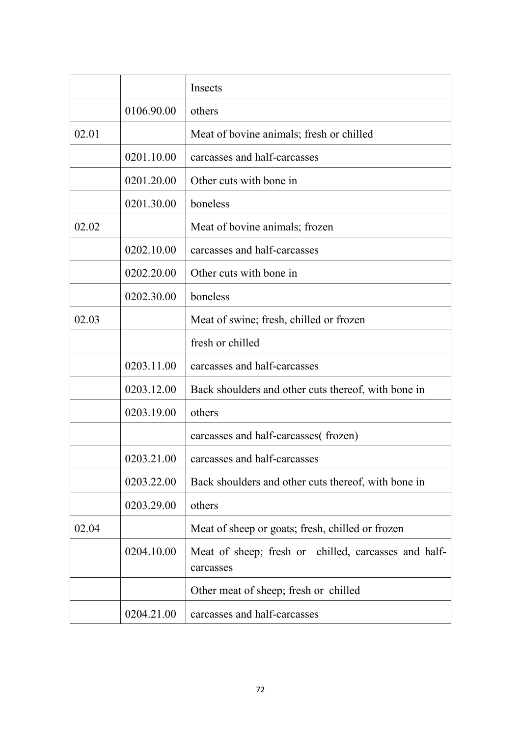| | | |
|---|---|---|
| | | Insects |
| | 0106.90.00 | others |
| 02.01 | | Meat of bovine animals; fresh or chilled |
| | 0201.10.00 | carcasses and half-carcasses |
| | 0201.20.00 | Other cuts with bone in |
| | 0201.30.00 | boneless |
| 02.02 | | Meat of bovine animals; frozen |
| | 0202.10.00 | carcasses and half-carcasses |
| | 0202.20.00 | Other cuts with bone in |
| | 0202.30.00 | boneless |
| 02.03 | | Meat of swine; fresh, chilled or frozen |
| | | fresh or chilled |
| | 0203.11.00 | carcasses and half-carcasses |
| | 0203.12.00 | Back shoulders and other cuts thereof, with bone in |
| | 0203.19.00 | others |
| | | carcasses and half-carcasses( frozen) |
| | 0203.21.00 | carcasses and half-carcasses |
| | 0203.22.00 | Back shoulders and other cuts thereof, with bone in |
| | 0203.29.00 | others |
| 02.04 | | Meat of sheep or goats; fresh, chilled or frozen |
| | 0204.10.00 | Meat of sheep; fresh or chilled, carcasses and half-carcasses |
| | | Other meat of sheep; fresh or chilled |
| | 0204.21.00 | carcasses and half-carcasses |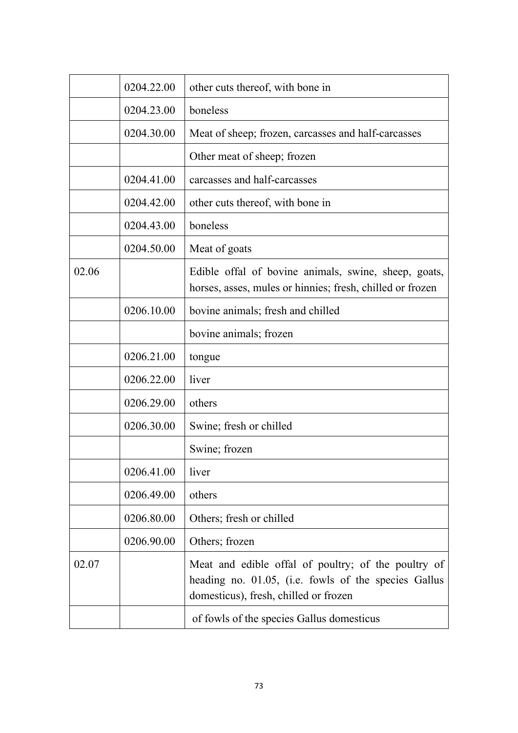| | | |
|---|---|---|
| | 0204.22.00 | other cuts thereof, with bone in |
| | 0204.23.00 | boneless |
| | 0204.30.00 | Meat of sheep; frozen, carcasses and half-carcasses |
| | | Other meat of sheep; frozen |
| | 0204.41.00 | carcasses and half-carcasses |
| | 0204.42.00 | other cuts thereof, with bone in |
| | 0204.43.00 | boneless |
| | 0204.50.00 | Meat of goats |
| 02.06 | | Edible offal of bovine animals, swine, sheep, goats, horses, asses, mules or hinnies; fresh, chilled or frozen |
| | 0206.10.00 | bovine animals; fresh and chilled |
| | | bovine animals; frozen |
| | 0206.21.00 | tongue |
| | 0206.22.00 | liver |
| | 0206.29.00 | others |
| | 0206.30.00 | Swine; fresh or chilled |
| | | Swine; frozen |
| | 0206.41.00 | liver |
| | 0206.49.00 | others |
| | 0206.80.00 | Others; fresh or chilled |
| | 0206.90.00 | Others; frozen |
| 02.07 | | Meat and edible offal of poultry; of the poultry of heading no. 01.05, (i.e. fowls of the species Gallus domesticus), fresh, chilled or frozen |
| | | of fowls of the species Gallus domesticus |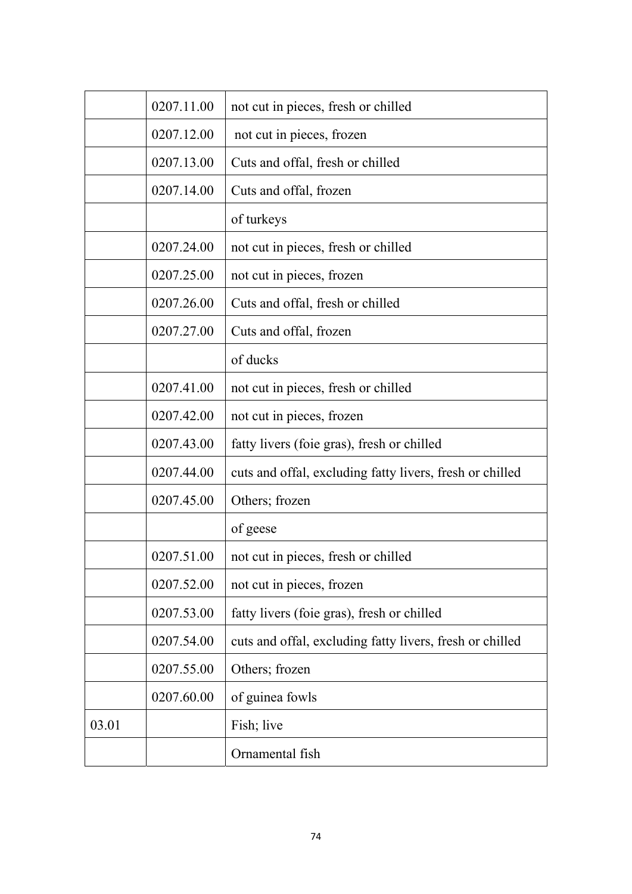| | | |
|---|---|---|
| | 0207.11.00 | not cut in pieces, fresh or chilled |
| | 0207.12.00 | not cut in pieces, frozen |
| | 0207.13.00 | Cuts and offal, fresh or chilled |
| | 0207.14.00 | Cuts and offal, frozen |
| | | of turkeys |
| | 0207.24.00 | not cut in pieces, fresh or chilled |
| | 0207.25.00 | not cut in pieces, frozen |
| | 0207.26.00 | Cuts and offal, fresh or chilled |
| | 0207.27.00 | Cuts and offal, frozen |
| | | of ducks |
| | 0207.41.00 | not cut in pieces, fresh or chilled |
| | 0207.42.00 | not cut in pieces, frozen |
| | 0207.43.00 | fatty livers (foie gras), fresh or chilled |
| | 0207.44.00 | cuts and offal, excluding fatty livers, fresh or chilled |
| | 0207.45.00 | Others; frozen |
| | | of geese |
| | 0207.51.00 | not cut in pieces, fresh or chilled |
| | 0207.52.00 | not cut in pieces, frozen |
| | 0207.53.00 | fatty livers (foie gras), fresh or chilled |
| | 0207.54.00 | cuts and offal, excluding fatty livers, fresh or chilled |
| | 0207.55.00 | Others; frozen |
| | 0207.60.00 | of guinea fowls |
| 03.01 | | Fish; live |
| | | Ornamental fish |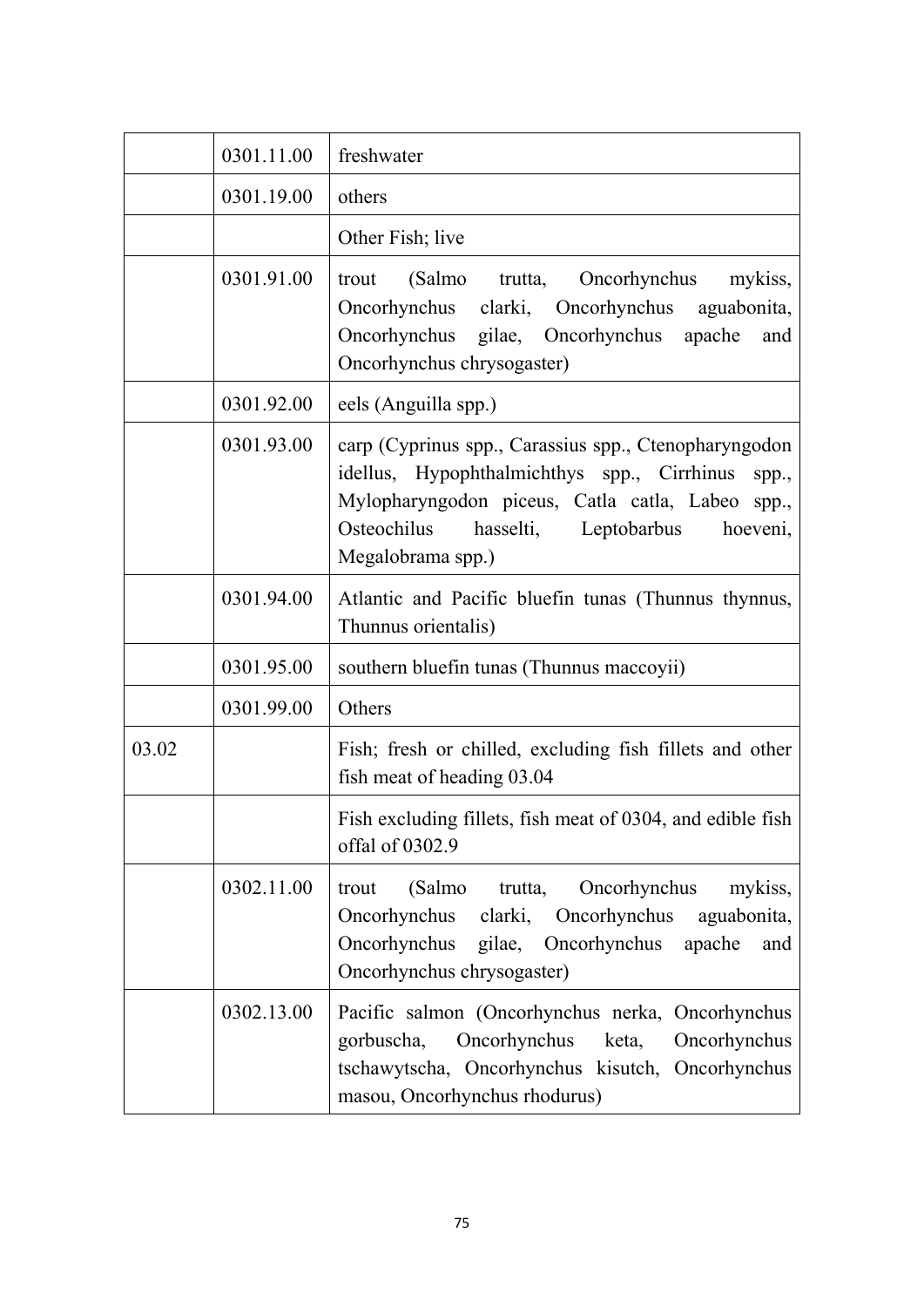| | | |
|---|---|---|
| | 0301.11.00 | freshwater |
| | 0301.19.00 | others |
| | | Other Fish; live |
| | 0301.91.00 | trout (Salmo trutta, Oncorhynchus mykiss, Oncorhynchus clarki, Oncorhynchus aguabonita, Oncorhynchus gilae, Oncorhynchus apache and Oncorhynchus chrysogaster) |
| | 0301.92.00 | eels (Anguilla spp.) |
| | 0301.93.00 | carp (Cyprinus spp., Carassius spp., Ctenopharyngodon idellus, Hypophthalmichthys spp., Cirrhinus spp., Mylopharyngodon piceus, Catla catla, Labeo spp., Osteochilus hasselti, Leptobarbus hoeveni, Megalobrama spp.) |
| | 0301.94.00 | Atlantic and Pacific bluefin tunas (Thunnus thynnus, Thunnus orientalis) |
| | 0301.95.00 | southern bluefin tunas (Thunnus maccoyii) |
| | 0301.99.00 | Others |
| 03.02 | | Fish; fresh or chilled, excluding fish fillets and other fish meat of heading 03.04 |
| | | Fish excluding fillets, fish meat of 0304, and edible fish offal of 0302.9 |
| | 0302.11.00 | trout (Salmo trutta, Oncorhynchus mykiss, Oncorhynchus clarki, Oncorhynchus aguabonita, Oncorhynchus gilae, Oncorhynchus apache and Oncorhynchus chrysogaster) |
| | 0302.13.00 | Pacific salmon (Oncorhynchus nerka, Oncorhynchus gorbuscha, Oncorhynchus keta, Oncorhynchus tschawytscha, Oncorhynchus kisutch, Oncorhynchus masou, Oncorhynchus rhodurus) |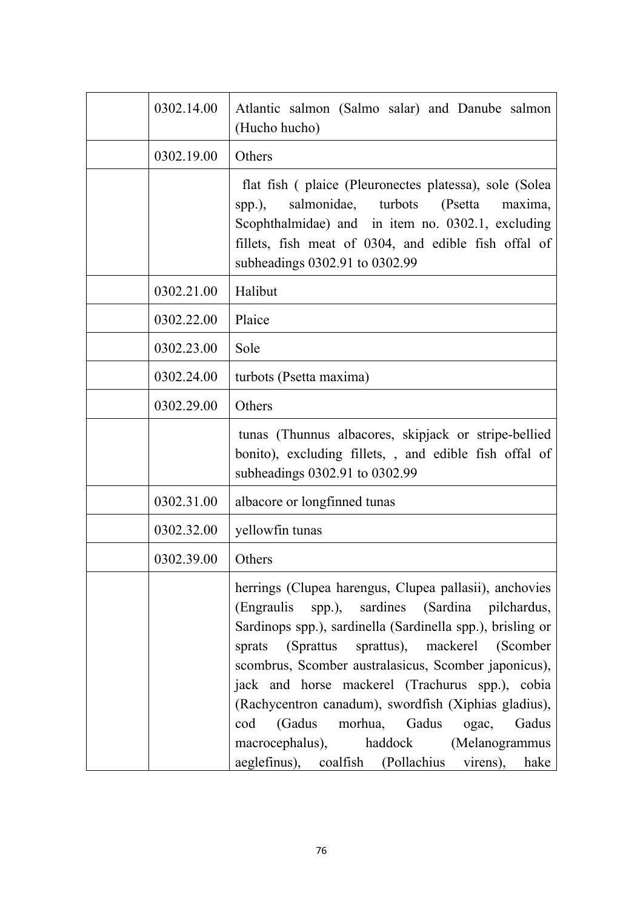| | | |
|---|---|---|
| | 0302.14.00 | Atlantic salmon (Salmo salar) and Danube salmon (Hucho hucho) |
| | 0302.19.00 | Others |
| | | flat fish ( plaice (Pleuronectes platessa), sole (Solea spp.), salmonidae, turbots (Psetta maxima, Scophthalmidae) and in item no. 0302.1, excluding fillets, fish meat of 0304, and edible fish offal of subheadings 0302.91 to 0302.99 |
| | 0302.21.00 | Halibut |
| | 0302.22.00 | Plaice |
| | 0302.23.00 | Sole |
| | 0302.24.00 | turbots (Psetta maxima) |
| | 0302.29.00 | Others |
| | | tunas (Thunnus albacores, skipjack or stripe-bellied bonito), excluding fillets, , and edible fish offal of subheadings 0302.91 to 0302.99 |
| | 0302.31.00 | albacore or longfinned tunas |
| | 0302.32.00 | yellowfin tunas |
| | 0302.39.00 | Others |
| | | herrings (Clupea harengus, Clupea pallasii), anchovies (Engraulis spp.), sardines (Sardina pilchardus, Sardinops spp.), sardinella (Sardinella spp.), brisling or sprats (Sprattus sprattus), mackerel (Scomber scombrus, Scomber australasicus, Scomber japonicus), jack and horse mackerel (Trachurus spp.), cobia (Rachycentron canadum), swordfish (Xiphias gladius), cod (Gadus morhua, Gadus ogac, Gadus macrocephalus), haddock (Melanogrammus aeglefinus), coalfish (Pollachius virens), hake |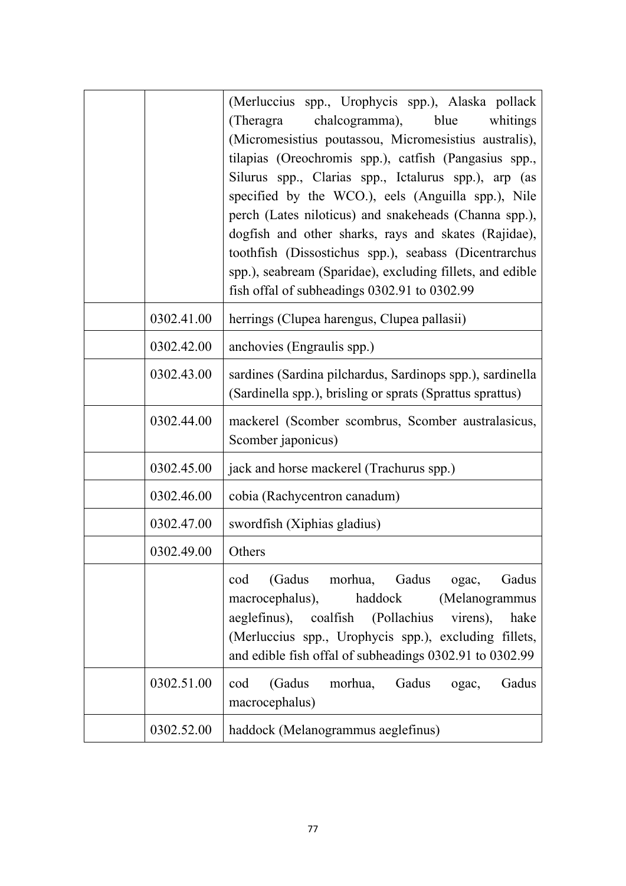| | | |
|---|---|---|
| | | (Merluccius spp., Urophycis spp.), Alaska pollack (Theragra chalcogramma), blue whitings (Micromesistius poutassou, Micromesistius australis), tilapias (Oreochromis spp.), catfish (Pangasius spp., Silurus spp., Clarias spp., Ictalurus spp.), arp (as specified by the WCO.), eels (Anguilla spp.), Nile perch (Lates niloticus) and snakeheads (Channa spp.), dogfish and other sharks, rays and skates (Rajidae), toothfish (Dissostichus spp.), seabass (Dicentrarchus spp.), seabream (Sparidae), excluding fillets, and edible fish offal of subheadings 0302.91 to 0302.99 |
| | 0302.41.00 | herrings (Clupea harengus, Clupea pallasii) |
| | 0302.42.00 | anchovies (Engraulis spp.) |
| | 0302.43.00 | sardines (Sardina pilchardus, Sardinops spp.), sardinella (Sardinella spp.), brisling or sprats (Sprattus sprattus) |
| | 0302.44.00 | mackerel (Scomber scombrus, Scomber australasicus, Scomber japonicus) |
| | 0302.45.00 | jack and horse mackerel (Trachurus spp.) |
| | 0302.46.00 | cobia (Rachycentron canadum) |
| | 0302.47.00 | swordfish (Xiphias gladius) |
| | 0302.49.00 | Others |
| | | cod (Gadus morhua, Gadus ogac, Gadus macrocephalus), haddock (Melanogrammus aeglefinus), coalfish (Pollachius virens), hake (Merluccius spp., Urophycis spp.), excluding fillets, and edible fish offal of subheadings 0302.91 to 0302.99 |
| | 0302.51.00 | cod (Gadus morhua, Gadus ogac, Gadus macrocephalus) |
| | 0302.52.00 | haddock (Melanogrammus aeglefinus) |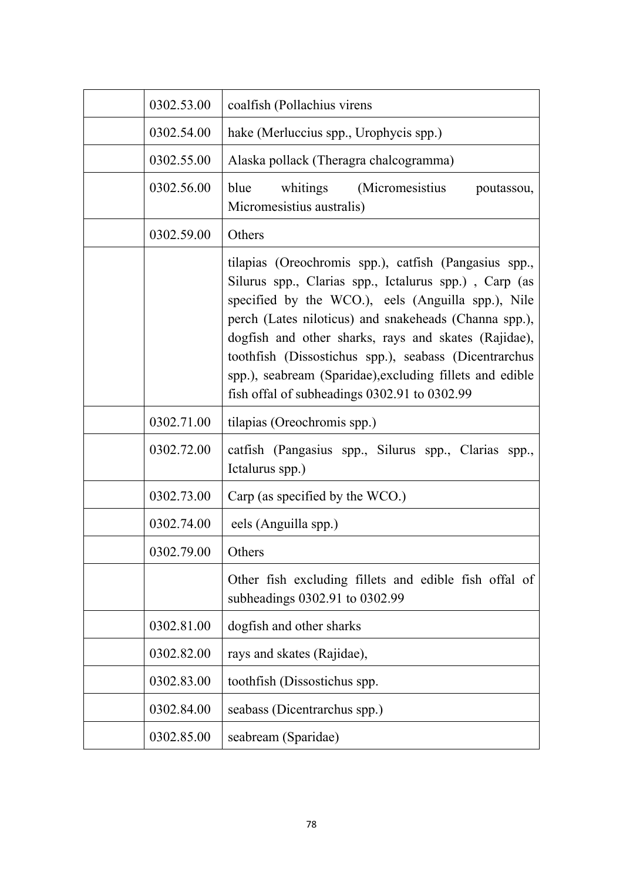|  |  |  |
|---|---|---|
|  | 0302.53.00 | coalfish (Pollachius virens |
|  | 0302.54.00 | hake (Merluccius spp., Urophycis spp.) |
|  | 0302.55.00 | Alaska pollack (Theragra chalcogramma) |
|  | 0302.56.00 | blue whitings (Micromesistius poutassou, Micromesistius australis) |
|  | 0302.59.00 | Others |
|  |  | tilapias (Oreochromis spp.), catfish (Pangasius spp., Silurus spp., Clarias spp., Ictalurus spp.) , Carp (as specified by the WCO.), eels (Anguilla spp.), Nile perch (Lates niloticus) and snakeheads (Channa spp.), dogfish and other sharks, rays and skates (Rajidae), toothfish (Dissostichus spp.), seabass (Dicentrarchus spp.), seabream (Sparidae),excluding fillets and edible fish offal of subheadings 0302.91 to 0302.99 |
|  | 0302.71.00 | tilapias (Oreochromis spp.) |
|  | 0302.72.00 | catfish (Pangasius spp., Silurus spp., Clarias spp., Ictalurus spp.) |
|  | 0302.73.00 | Carp (as specified by the WCO.) |
|  | 0302.74.00 | eels (Anguilla spp.) |
|  | 0302.79.00 | Others |
|  |  | Other fish excluding fillets and edible fish offal of subheadings 0302.91 to 0302.99 |
|  | 0302.81.00 | dogfish and other sharks |
|  | 0302.82.00 | rays and skates (Rajidae), |
|  | 0302.83.00 | toothfish (Dissostichus spp. |
|  | 0302.84.00 | seabass (Dicentrarchus spp.) |
|  | 0302.85.00 | seabream (Sparidae) |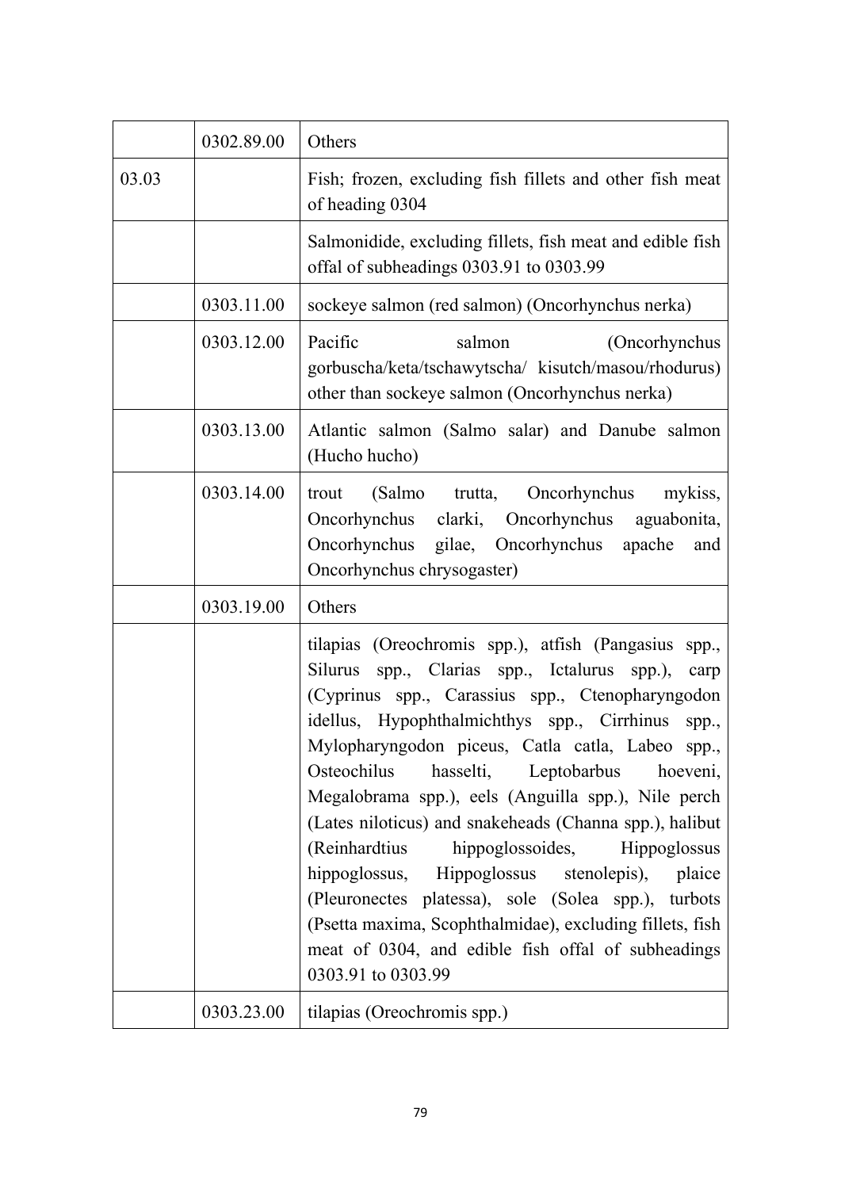| | | |
|---|---|---|
| | 0302.89.00 | Others |
| 03.03 | | Fish; frozen, excluding fish fillets and other fish meat of heading 0304 |
| | | Salmonidide, excluding fillets, fish meat and edible fish offal of subheadings 0303.91 to 0303.99 |
| | 0303.11.00 | sockeye salmon (red salmon) (Oncorhynchus nerka) |
| | 0303.12.00 | Pacific salmon (Oncorhynchus gorbuscha/keta/tschawytscha/ kisutch/masou/rhodurus) other than sockeye salmon (Oncorhynchus nerka) |
| | 0303.13.00 | Atlantic salmon (Salmo salar) and Danube salmon (Hucho hucho) |
| | 0303.14.00 | trout (Salmo trutta, Oncorhynchus mykiss, Oncorhynchus clarki, Oncorhynchus aguabonita, Oncorhynchus gilae, Oncorhynchus apache and Oncorhynchus chrysogaster) |
| | 0303.19.00 | Others |
| | | tilapias (Oreochromis spp.), atfish (Pangasius spp., Silurus spp., Clarias spp., Ictalurus spp.), carp (Cyprinus spp., Carassius spp., Ctenopharyngodon idellus, Hypophthalmichthys spp., Cirrhinus spp., Mylopharyngodon piceus, Catla catla, Labeo spp., Osteochilus hasselti, Leptobarbus hoeveni, Megalobrama spp.), eels (Anguilla spp.), Nile perch (Lates niloticus) and snakeheads (Channa spp.), halibut (Reinhardtius hippoglossoides, Hippoglossus hippoglossus, Hippoglossus stenolepis), plaice (Pleuronectes platessa), sole (Solea spp.), turbots (Psetta maxima, Scophthalmidae), excluding fillets, fish meat of 0304, and edible fish offal of subheadings 0303.91 to 0303.99 |
| | 0303.23.00 | tilapias (Oreochromis spp.) |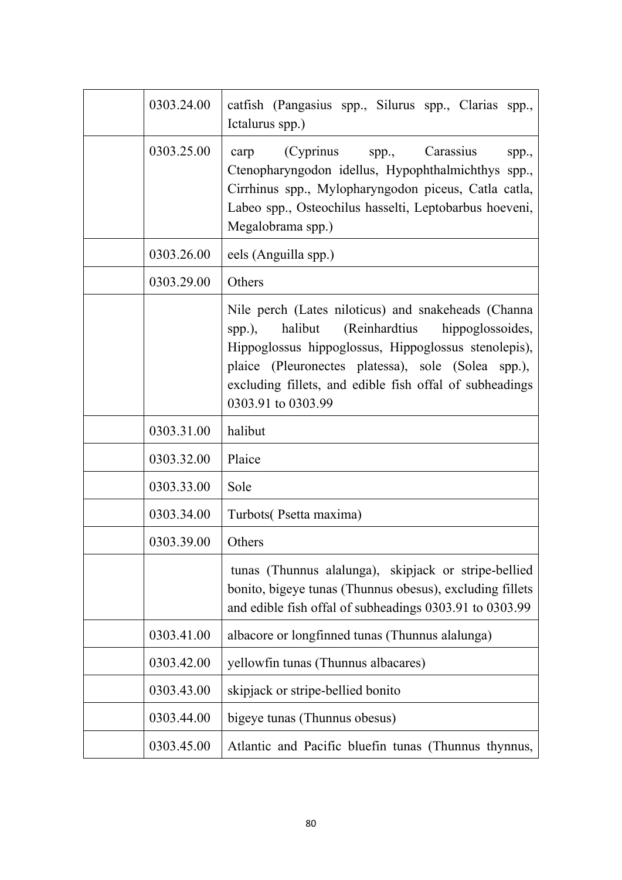|  | 0303.24.00 | catfish (Pangasius spp., Silurus spp., Clarias spp., Ictalurus spp.) |
|---|---|---|
|  | 0303.25.00 | carp (Cyprinus spp., Carassius spp., Ctenopharyngodon idellus, Hypophthalmichthys spp., Cirrhinus spp., Mylopharyngodon piceus, Catla catla, Labeo spp., Osteochilus hasselti, Leptobarbus hoeveni, Megalobrama spp.) |
|  | 0303.26.00 | eels (Anguilla spp.) |
|  | 0303.29.00 | Others |
|  |  | Nile perch (Lates niloticus) and snakeheads (Channa spp.), halibut (Reinhardtius hippoglossoides, Hippoglossus hippoglossus, Hippoglossus stenolepis), plaice (Pleuronectes platessa), sole (Solea spp.), excluding fillets, and edible fish offal of subheadings 0303.91 to 0303.99 |
|  | 0303.31.00 | halibut |
|  | 0303.32.00 | Plaice |
|  | 0303.33.00 | Sole |
|  | 0303.34.00 | Turbots( Psetta maxima) |
|  | 0303.39.00 | Others |
|  |  | tunas (Thunnus alalunga), skipjack or stripe-bellied bonito, bigeye tunas (Thunnus obesus), excluding fillets and edible fish offal of subheadings 0303.91 to 0303.99 |
|  | 0303.41.00 | albacore or longfinned tunas (Thunnus alalunga) |
|  | 0303.42.00 | yellowfin tunas (Thunnus albacares) |
|  | 0303.43.00 | skipjack or stripe-bellied bonito |
|  | 0303.44.00 | bigeye tunas (Thunnus obesus) |
|  | 0303.45.00 | Atlantic and Pacific bluefin tunas (Thunnus thynnus, |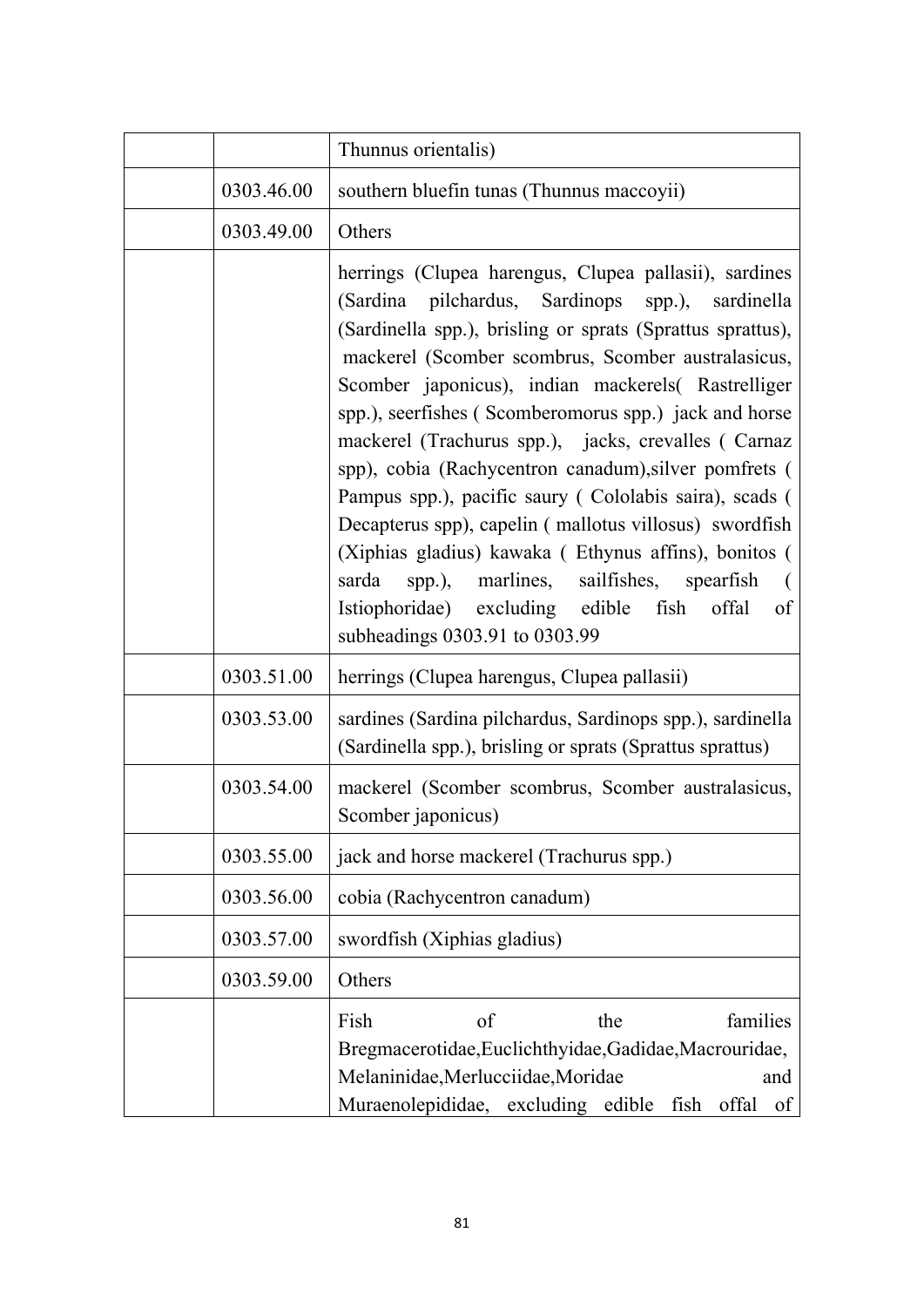| | | |
|---|---|---|
| | | Thunnus orientalis) |
| | 0303.46.00 | southern bluefin tunas (Thunnus maccoyii) |
| | 0303.49.00 | Others |
| | | herrings (Clupea harengus, Clupea pallasii), sardines (Sardina pilchardus, Sardinops spp.), sardinella (Sardinella spp.), brisling or sprats (Sprattus sprattus), mackerel (Scomber scombrus, Scomber australasicus, Scomber japonicus), indian mackerels( Rastrelliger spp.), seerfishes ( Scomberomorus spp.) jack and horse mackerel (Trachurus spp.), jacks, crevalles ( Carnaz spp), cobia (Rachycentron canadum),silver pomfrets ( Pampus spp.), pacific saury ( Cololabis saira), scads ( Decapterus spp), capelin ( mallotus villosus) swordfish (Xiphias gladius) kawaka ( Ethynus affins), bonitos ( sarda spp.), marlines, sailfishes, spearfish ( Istiophoridae) excluding edible fish offal of subheadings 0303.91 to 0303.99 |
| | 0303.51.00 | herrings (Clupea harengus, Clupea pallasii) |
| | 0303.53.00 | sardines (Sardina pilchardus, Sardinops spp.), sardinella (Sardinella spp.), brisling or sprats (Sprattus sprattus) |
| | 0303.54.00 | mackerel (Scomber scombrus, Scomber australasicus, Scomber japonicus) |
| | 0303.55.00 | jack and horse mackerel (Trachurus spp.) |
| | 0303.56.00 | cobia (Rachycentron canadum) |
| | 0303.57.00 | swordfish (Xiphias gladius) |
| | 0303.59.00 | Others |
| | | Fish of the families Bregmacerotidae,Euclichthyidae,Gadidae,Macrouridae, Melaninidae,Merlucciidae,Moridae and Muraenolepididae, excluding edible fish offal of |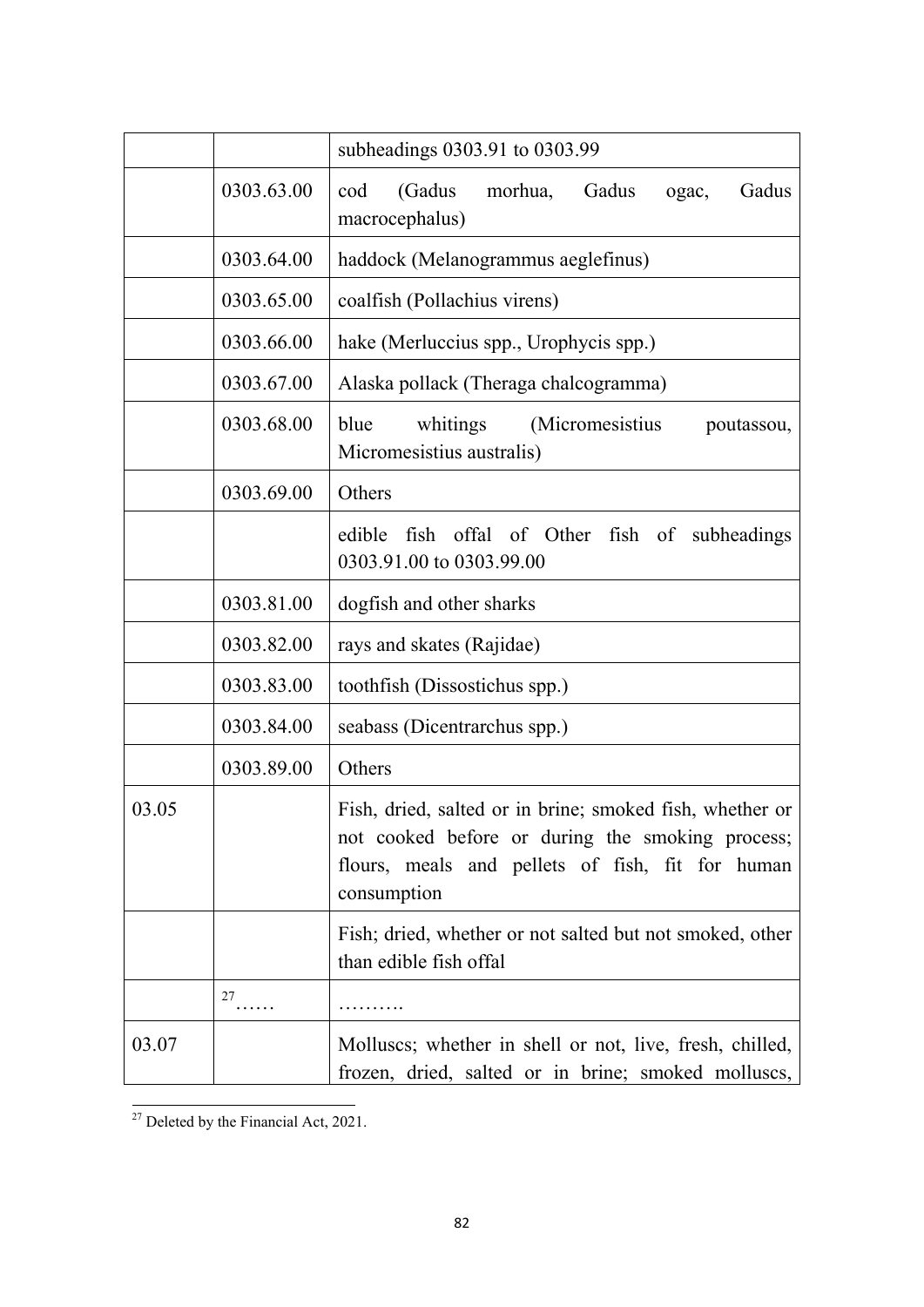| | | |
|---|---|---|
| | | subheadings 0303.91 to 0303.99 |
| | 0303.63.00 | cod (Gadus morhua, Gadus ogac, Gadus macrocephalus) |
| | 0303.64.00 | haddock (Melanogrammus aeglefinus) |
| | 0303.65.00 | coalfish (Pollachius virens) |
| | 0303.66.00 | hake (Merluccius spp., Urophycis spp.) |
| | 0303.67.00 | Alaska pollack (Theraga chalcogramma) |
| | 0303.68.00 | blue whitings (Micromesistius poutassou, Micromesistius australis) |
| | 0303.69.00 | Others |
| | | edible fish offal of Other fish of subheadings 0303.91.00 to 0303.99.00 |
| | 0303.81.00 | dogfish and other sharks |
| | 0303.82.00 | rays and skates (Rajidae) |
| | 0303.83.00 | toothfish (Dissostichus spp.) |
| | 0303.84.00 | seabass (Dicentrarchus spp.) |
| | 0303.89.00 | Others |
| 03.05 | | Fish, dried, salted or in brine; smoked fish, whether or not cooked before or during the smoking process; flours, meals and pellets of fish, fit for human consumption |
| | | Fish; dried, whether or not salted but not smoked, other than edible fish offal |
| | [27]…… | ………. |
| 03.07 | | Molluscs; whether in shell or not, live, fresh, chilled, frozen, dried, salted or in brine; smoked molluscs, |

[27] Deleted by the Financial Act, 2021.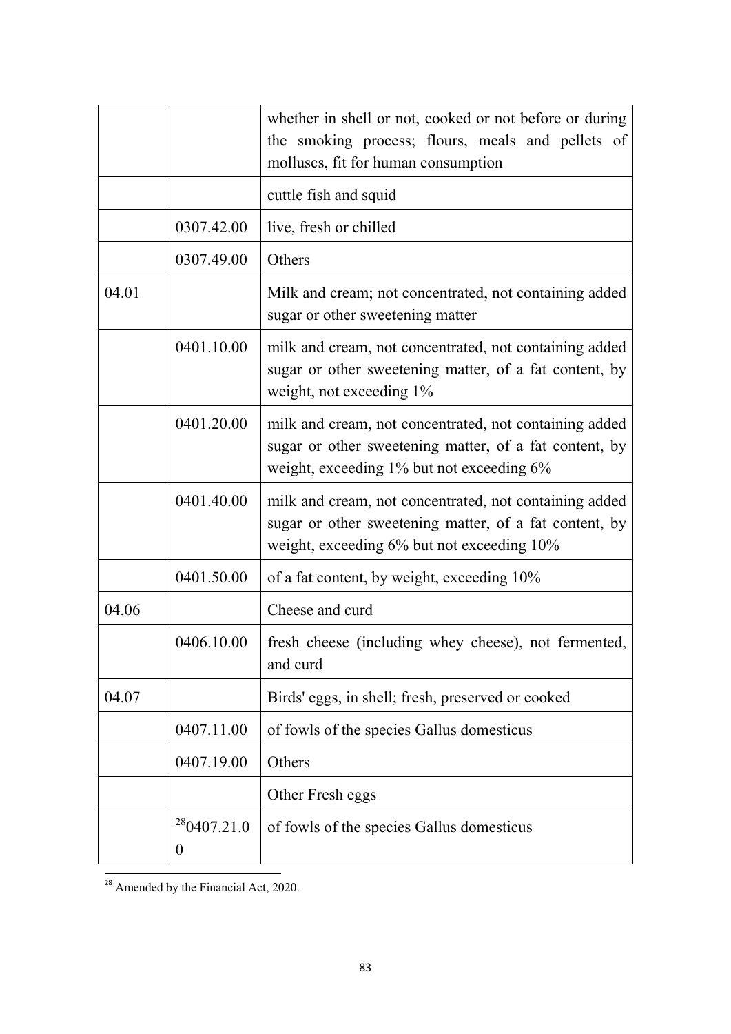| | | |
|---|---|---|
| | | whether in shell or not, cooked or not before or during the smoking process; flours, meals and pellets of molluscs, fit for human consumption |
| | | cuttle fish and squid |
| | 0307.42.00 | live, fresh or chilled |
| | 0307.49.00 | Others |
| 04.01 | | Milk and cream; not concentrated, not containing added sugar or other sweetening matter |
| | 0401.10.00 | milk and cream, not concentrated, not containing added sugar or other sweetening matter, of a fat content, by weight, not exceeding 1% |
| | 0401.20.00 | milk and cream, not concentrated, not containing added sugar or other sweetening matter, of a fat content, by weight, exceeding 1% but not exceeding 6% |
| | 0401.40.00 | milk and cream, not concentrated, not containing added sugar or other sweetening matter, of a fat content, by weight, exceeding 6% but not exceeding 10% |
| | 0401.50.00 | of a fat content, by weight, exceeding 10% |
| 04.06 | | Cheese and curd |
| | 0406.10.00 | fresh cheese (including whey cheese), not fermented, and curd |
| 04.07 | | Birds' eggs, in shell; fresh, preserved or cooked |
| | 0407.11.00 | of fowls of the species Gallus domesticus |
| | 0407.19.00 | Others |
| | | Other Fresh eggs |
| | [28]0407.21.00 | of fowls of the species Gallus domesticus |

[28] Amended by the Financial Act, 2020.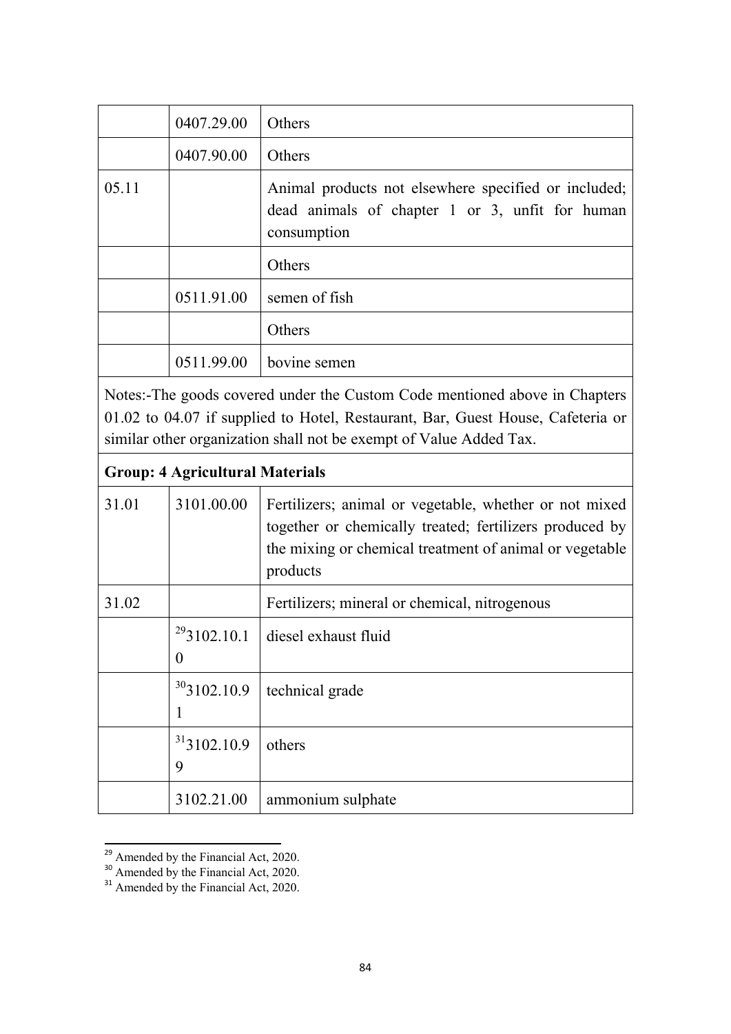| | | |
|---|---|---|
| | 0407.29.00 | Others |
| | 0407.90.00 | Others |
| 05.11 | | Animal products not elsewhere specified or included; dead animals of chapter 1 or 3, unfit for human consumption |
| | | Others |
| | 0511.91.00 | semen of fish |
| | | Others |
| | 0511.99.00 | bovine semen |
| Notes:-The goods covered under the Custom Code mentioned above in Chapters 01.02 to 04.07 if supplied to Hotel, Restaurant, Bar, Guest House, Cafeteria or similar other organization shall not be exempt of Value Added Tax. | | |
| **Group: 4 Agricultural Materials** | | |
| 31.01 | 3101.00.00 | Fertilizers; animal or vegetable, whether or not mixed together or chemically treated; fertilizers produced by the mixing or chemical treatment of animal or vegetable products |
| 31.02 | | Fertilizers; mineral or chemical, nitrogenous |
| | [29]3102.10.10 | diesel exhaust fluid |
| | [30]3102.10.91 | technical grade |
| | [31]3102.10.99 | others |
| | 3102.21.00 | ammonium sulphate |

[29] Amended by the Financial Act, 2020.
[30] Amended by the Financial Act, 2020.
[31] Amended by the Financial Act, 2020.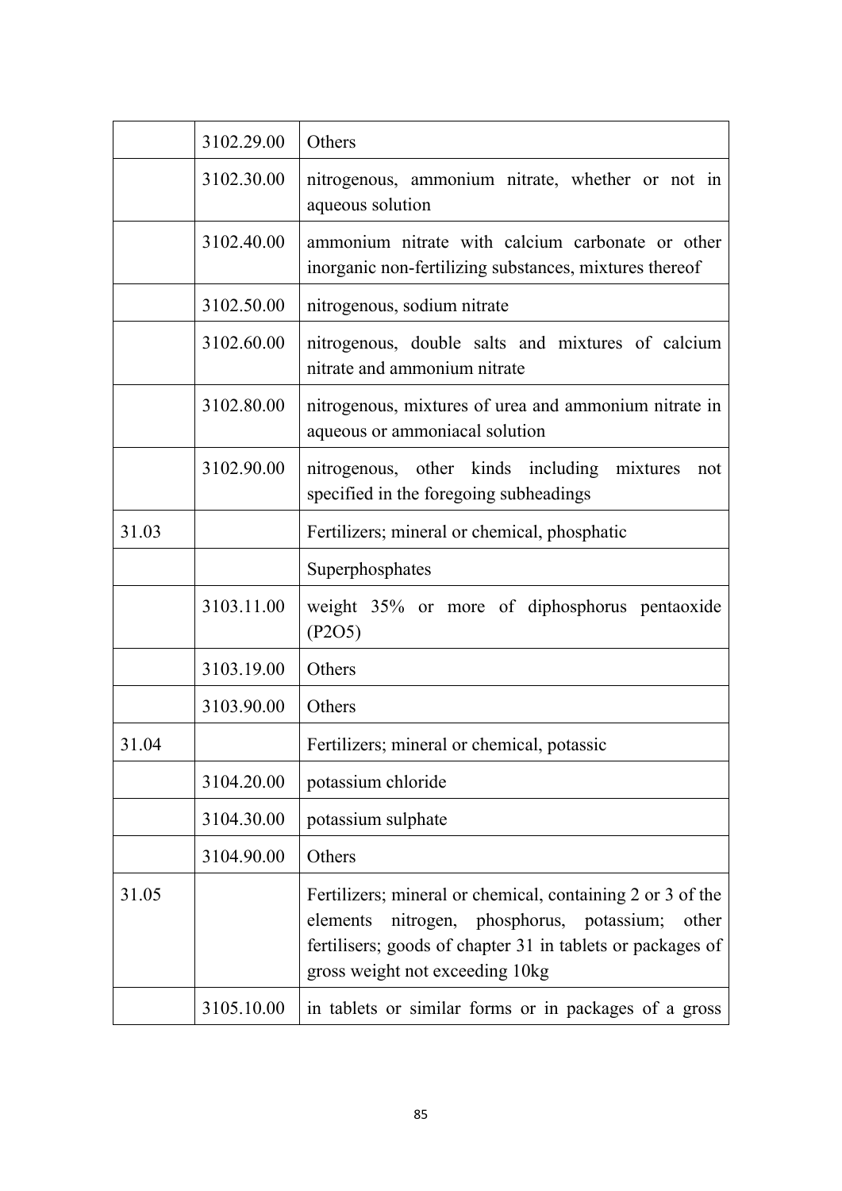| | | |
|---|---|---|
| | 3102.29.00 | Others |
| | 3102.30.00 | nitrogenous, ammonium nitrate, whether or not in aqueous solution |
| | 3102.40.00 | ammonium nitrate with calcium carbonate or other inorganic non-fertilizing substances, mixtures thereof |
| | 3102.50.00 | nitrogenous, sodium nitrate |
| | 3102.60.00 | nitrogenous, double salts and mixtures of calcium nitrate and ammonium nitrate |
| | 3102.80.00 | nitrogenous, mixtures of urea and ammonium nitrate in aqueous or ammoniacal solution |
| | 3102.90.00 | nitrogenous, other kinds including mixtures not specified in the foregoing subheadings |
| 31.03 | | Fertilizers; mineral or chemical, phosphatic |
| | | Superphosphates |
| | 3103.11.00 | weight 35% or more of diphosphorus pentaoxide (P2O5) |
| | 3103.19.00 | Others |
| | 3103.90.00 | Others |
| 31.04 | | Fertilizers; mineral or chemical, potassic |
| | 3104.20.00 | potassium chloride |
| | 3104.30.00 | potassium sulphate |
| | 3104.90.00 | Others |
| 31.05 | | Fertilizers; mineral or chemical, containing 2 or 3 of the elements nitrogen, phosphorus, potassium; other fertilisers; goods of chapter 31 in tablets or packages of gross weight not exceeding 10kg |
| | 3105.10.00 | in tablets or similar forms or in packages of a gross |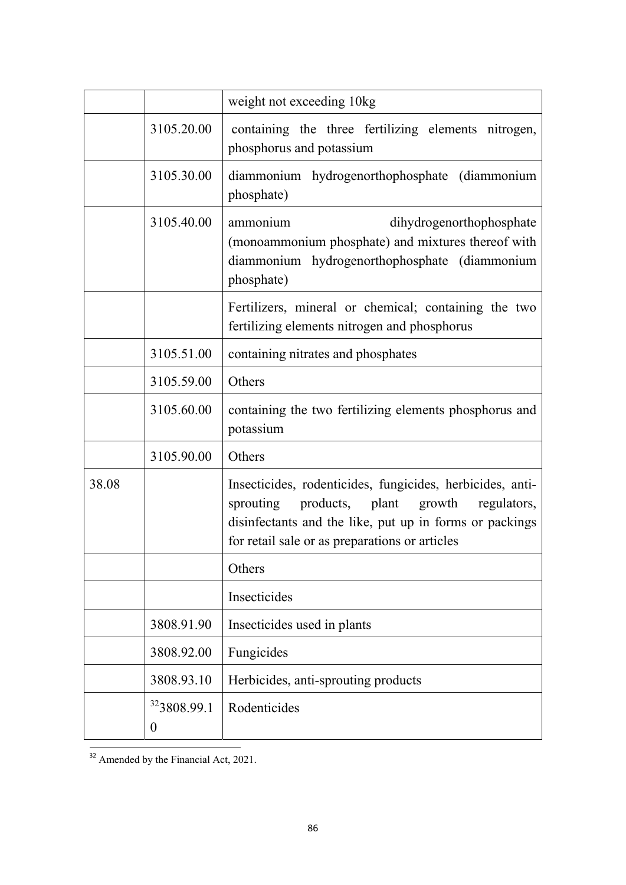| | | weight not exceeding 10kg |
|---|---|---|
| | 3105.20.00 | containing the three fertilizing elements nitrogen, phosphorus and potassium |
| | 3105.30.00 | diammonium hydrogenorthophosphate (diammonium phosphate) |
| | 3105.40.00 | ammonium dihydrogenorthophosphate (monoammonium phosphate) and mixtures thereof with diammonium hydrogenorthophosphate (diammonium phosphate) |
| | | Fertilizers, mineral or chemical; containing the two fertilizing elements nitrogen and phosphorus |
| | 3105.51.00 | containing nitrates and phosphates |
| | 3105.59.00 | Others |
| | 3105.60.00 | containing the two fertilizing elements phosphorus and potassium |
| | 3105.90.00 | Others |
| 38.08 | | Insecticides, rodenticides, fungicides, herbicides, anti-sprouting products, plant growth regulators, disinfectants and the like, put up in forms or packings for retail sale or as preparations or articles |
| | | Others |
| | | Insecticides |
| | 3808.91.90 | Insecticides used in plants |
| | 3808.92.00 | Fungicides |
| | 3808.93.10 | Herbicides, anti-sprouting products |
| | [32]3808.99.10 | Rodenticides |

[32] Amended by the Financial Act, 2021.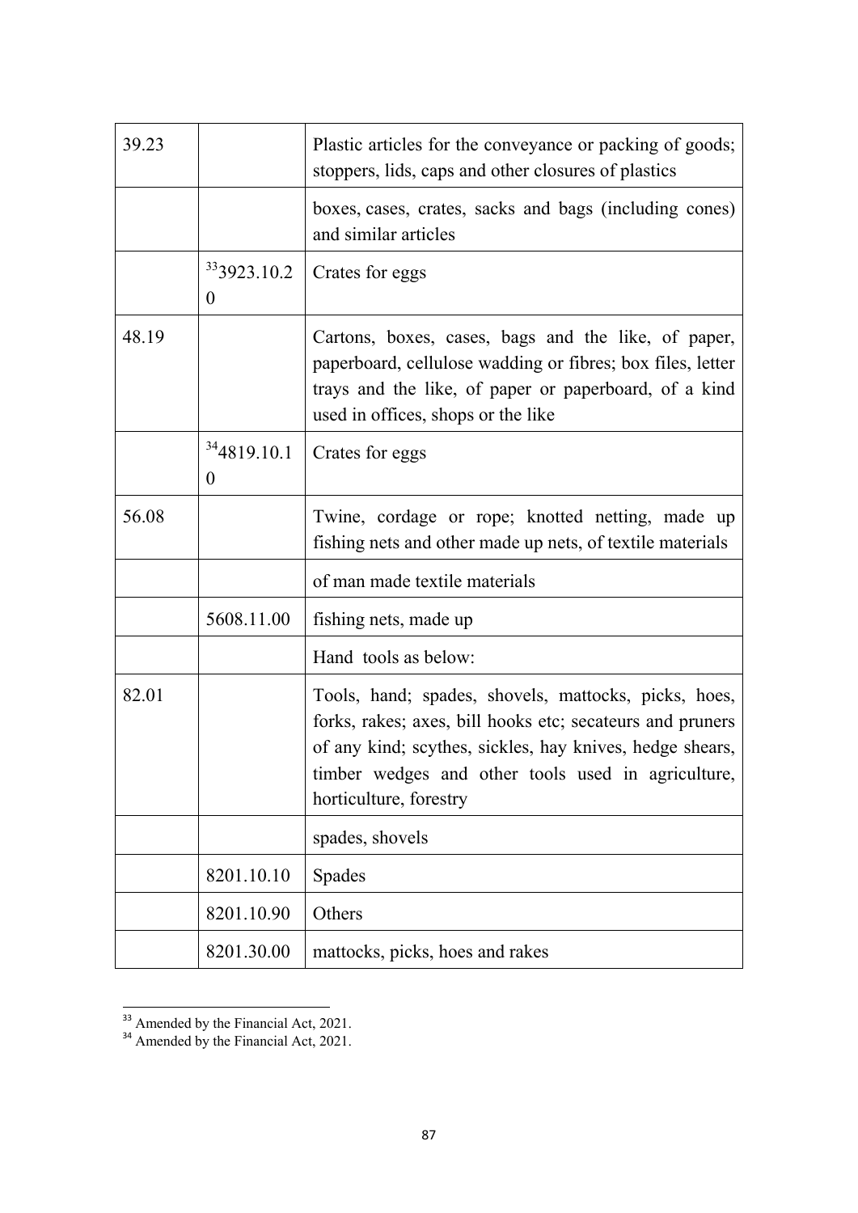| | | |
|---|---|---|
| 39.23 | | Plastic articles for the conveyance or packing of goods; stoppers, lids, caps and other closures of plastics |
| | | boxes, cases, crates, sacks and bags (including cones) and similar articles |
| | [33]3923.10.20 | Crates for eggs |
| 48.19 | | Cartons, boxes, cases, bags and the like, of paper, paperboard, cellulose wadding or fibres; box files, letter trays and the like, of paper or paperboard, of a kind used in offices, shops or the like |
| | [34]4819.10.10 | Crates for eggs |
| 56.08 | | Twine, cordage or rope; knotted netting, made up fishing nets and other made up nets, of textile materials |
| | | of man made textile materials |
| | 5608.11.00 | fishing nets, made up |
| | | Hand tools as below: |
| 82.01 | | Tools, hand; spades, shovels, mattocks, picks, hoes, forks, rakes; axes, bill hooks etc; secateurs and pruners of any kind; scythes, sickles, hay knives, hedge shears, timber wedges and other tools used in agriculture, horticulture, forestry |
| | | spades, shovels |
| | 8201.10.10 | Spades |
| | 8201.10.90 | Others |
| | 8201.30.00 | mattocks, picks, hoes and rakes |

[33] Amended by the Financial Act, 2021.

[34] Amended by the Financial Act, 2021.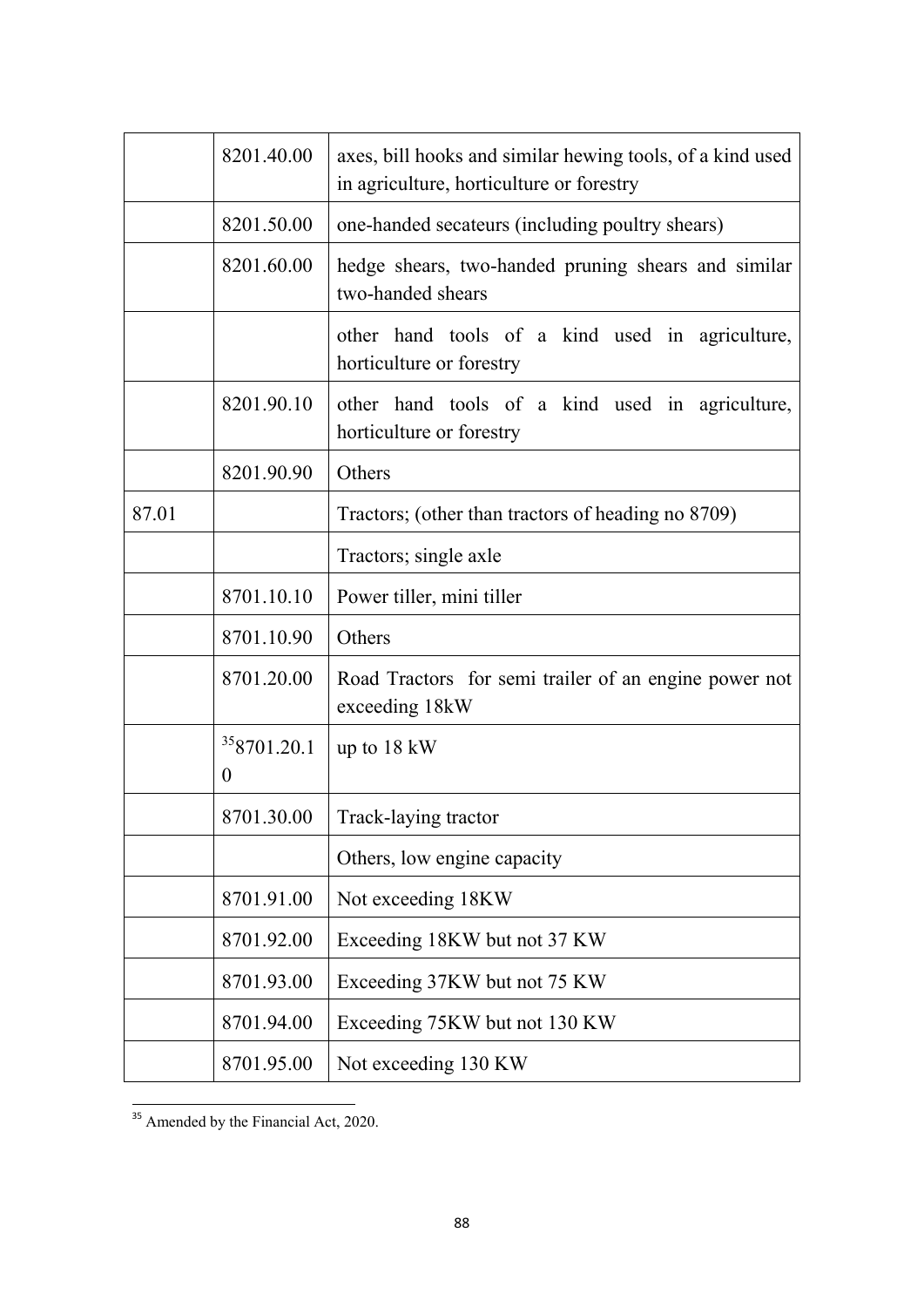|  |  |  |
|---|---|---|
|  | 8201.40.00 | axes, bill hooks and similar hewing tools, of a kind used in agriculture, horticulture or forestry |
|  | 8201.50.00 | one-handed secateurs (including poultry shears) |
|  | 8201.60.00 | hedge shears, two-handed pruning shears and similar two-handed shears |
|  |  | other hand tools of a kind used in agriculture, horticulture or forestry |
|  | 8201.90.10 | other hand tools of a kind used in agriculture, horticulture or forestry |
|  | 8201.90.90 | Others |
| 87.01 |  | Tractors; (other than tractors of heading no 8709) |
|  |  | Tractors; single axle |
|  | 8701.10.10 | Power tiller, mini tiller |
|  | 8701.10.90 | Others |
|  | 8701.20.00 | Road Tractors for semi trailer of an engine power not exceeding 18kW |
|  | [35]8701.20.10 | up to 18 kW |
|  | 8701.30.00 | Track-laying tractor |
|  |  | Others, low engine capacity |
|  | 8701.91.00 | Not exceeding 18KW |
|  | 8701.92.00 | Exceeding 18KW but not 37 KW |
|  | 8701.93.00 | Exceeding 37KW but not 75 KW |
|  | 8701.94.00 | Exceeding 75KW but not 130 KW |
|  | 8701.95.00 | Not exceeding 130 KW |

[35] Amended by the Financial Act, 2020.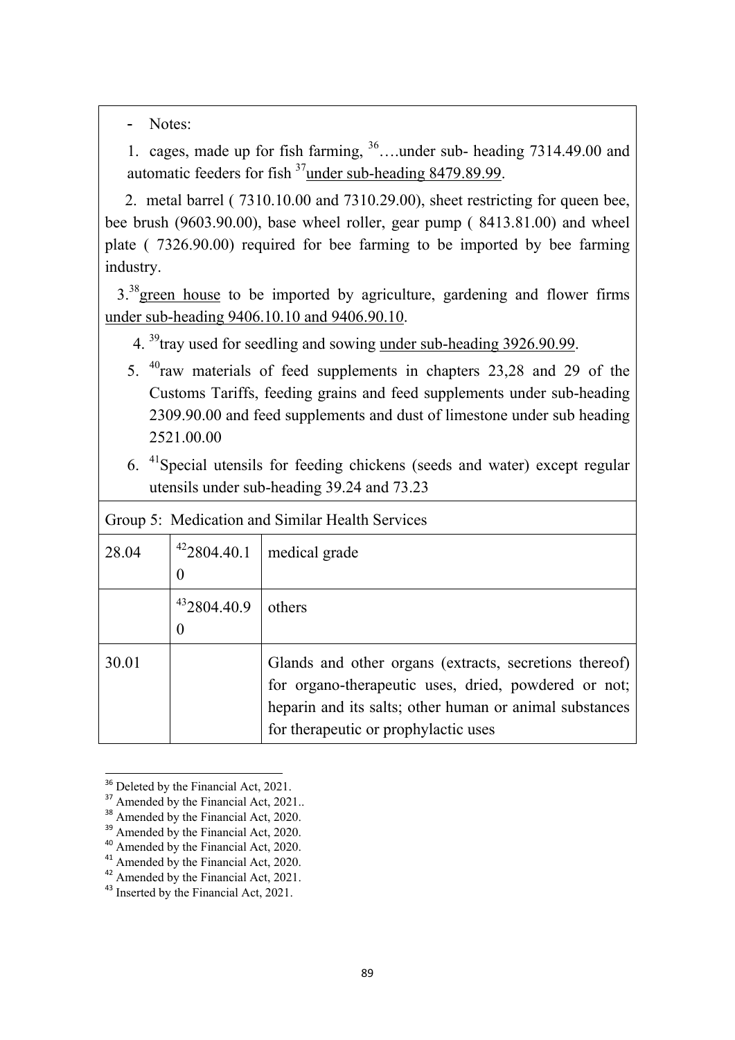- Notes:

1. cages, made up for fish farming, [36]….under sub- heading 7314.49.00 and automatic feeders for fish [37]under sub-heading 8479.89.99.

2. metal barrel ( 7310.10.00 and 7310.29.00), sheet restricting for queen bee, bee brush (9603.90.00), base wheel roller, gear pump ( 8413.81.00) and wheel plate ( 7326.90.00) required for bee farming to be imported by bee farming industry.

3.[38]green house to be imported by agriculture, gardening and flower firms under sub-heading 9406.10.10 and 9406.90.10.

4. [39]tray used for seedling and sowing under sub-heading 3926.90.99.

5. [40]raw materials of feed supplements in chapters 23,28 and 29 of the Customs Tariffs, feeding grains and feed supplements under sub-heading 2309.90.00 and feed supplements and dust of limestone under sub heading 2521.00.00

6. [41]Special utensils for feeding chickens (seeds and water) except regular utensils under sub-heading 39.24 and 73.23

| Group 5: Medication and Similar Health Services | | |
|---|---|---|
| 28.04 | [42]2804.40.10 | medical grade |
| | [43]2804.40.90 | others |
| 30.01 | | Glands and other organs (extracts, secretions thereof) for organo-therapeutic uses, dried, powdered or not; heparin and its salts; other human or animal substances for therapeutic or prophylactic uses |

[36] Deleted by the Financial Act, 2021.
[37] Amended by the Financial Act, 2021..
[38] Amended by the Financial Act, 2020.
[39] Amended by the Financial Act, 2020.
[40] Amended by the Financial Act, 2020.
[41] Amended by the Financial Act, 2020.
[42] Amended by the Financial Act, 2021.
[43] Inserted by the Financial Act, 2021.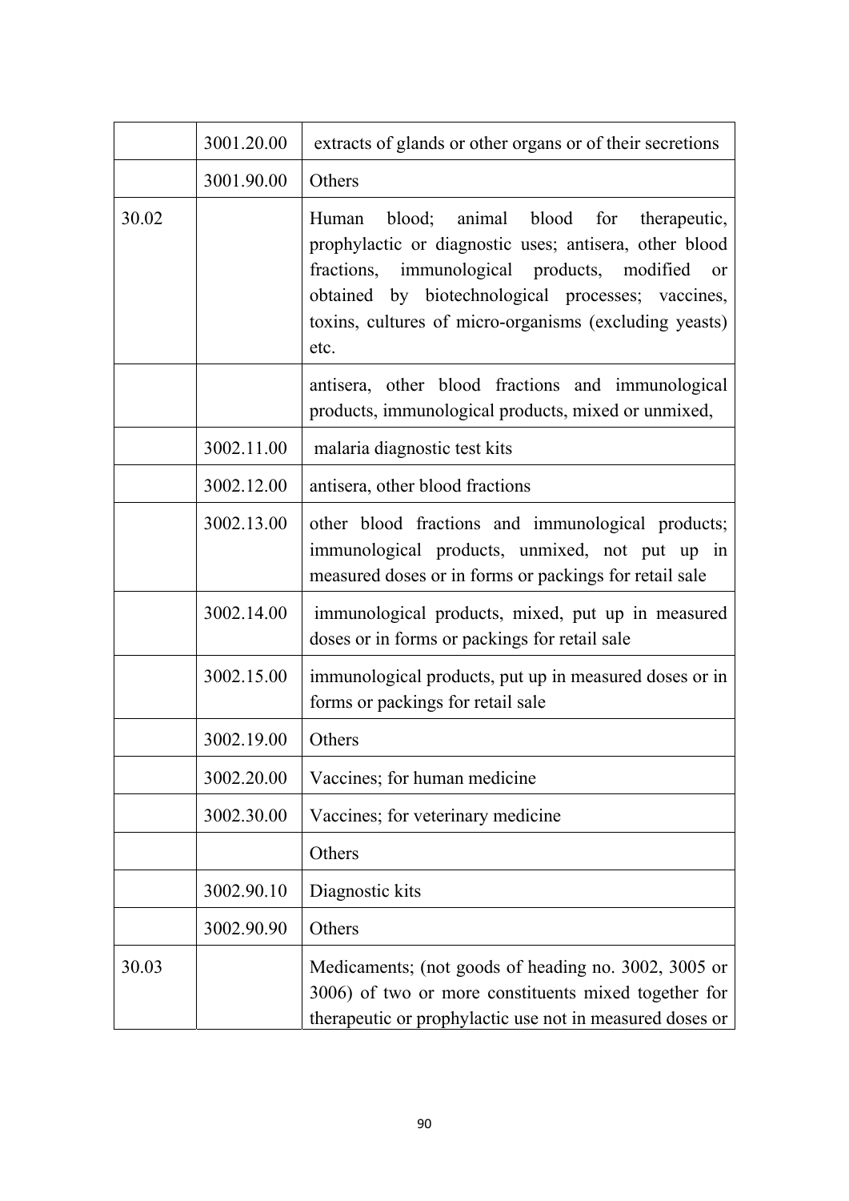| | | |
|---|---|---|
| | 3001.20.00 | extracts of glands or other organs or of their secretions |
| | 3001.90.00 | Others |
| 30.02 | | Human blood; animal blood for therapeutic, prophylactic or diagnostic uses; antisera, other blood fractions, immunological products, modified or obtained by biotechnological processes; vaccines, toxins, cultures of micro-organisms (excluding yeasts) etc. |
| | | antisera, other blood fractions and immunological products, immunological products, mixed or unmixed, |
| | 3002.11.00 | malaria diagnostic test kits |
| | 3002.12.00 | antisera, other blood fractions |
| | 3002.13.00 | other blood fractions and immunological products; immunological products, unmixed, not put up in measured doses or in forms or packings for retail sale |
| | 3002.14.00 | immunological products, mixed, put up in measured doses or in forms or packings for retail sale |
| | 3002.15.00 | immunological products, put up in measured doses or in forms or packings for retail sale |
| | 3002.19.00 | Others |
| | 3002.20.00 | Vaccines; for human medicine |
| | 3002.30.00 | Vaccines; for veterinary medicine |
| | | Others |
| | 3002.90.10 | Diagnostic kits |
| | 3002.90.90 | Others |
| 30.03 | | Medicaments; (not goods of heading no. 3002, 3005 or 3006) of two or more constituents mixed together for therapeutic or prophylactic use not in measured doses or |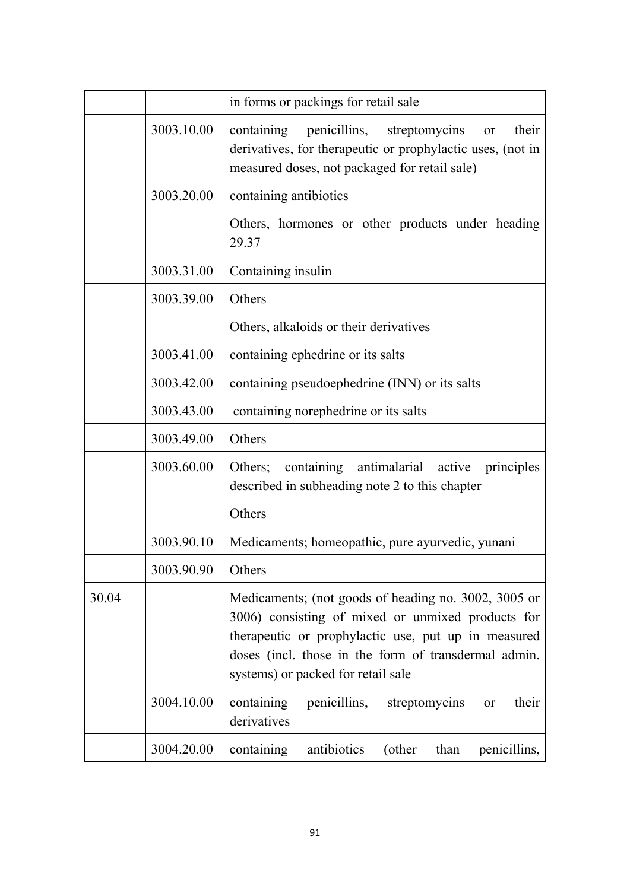| | | in forms or packings for retail sale |
|---|---|---|
| | 3003.10.00 | containing penicillins, streptomycins or their derivatives, for therapeutic or prophylactic uses, (not in measured doses, not packaged for retail sale) |
| | 3003.20.00 | containing antibiotics |
| | | Others, hormones or other products under heading 29.37 |
| | 3003.31.00 | Containing insulin |
| | 3003.39.00 | Others |
| | | Others, alkaloids or their derivatives |
| | 3003.41.00 | containing ephedrine or its salts |
| | 3003.42.00 | containing pseudoephedrine (INN) or its salts |
| | 3003.43.00 | containing norephedrine or its salts |
| | 3003.49.00 | Others |
| | 3003.60.00 | Others; containing antimalarial active principles described in subheading note 2 to this chapter |
| | | Others |
| | 3003.90.10 | Medicaments; homeopathic, pure ayurvedic, yunani |
| | 3003.90.90 | Others |
| 30.04 | | Medicaments; (not goods of heading no. 3002, 3005 or 3006) consisting of mixed or unmixed products for therapeutic or prophylactic use, put up in measured doses (incl. those in the form of transdermal admin. systems) or packed for retail sale |
| | 3004.10.00 | containing penicillins, streptomycins or their derivatives |
| | 3004.20.00 | containing antibiotics (other than penicillins, |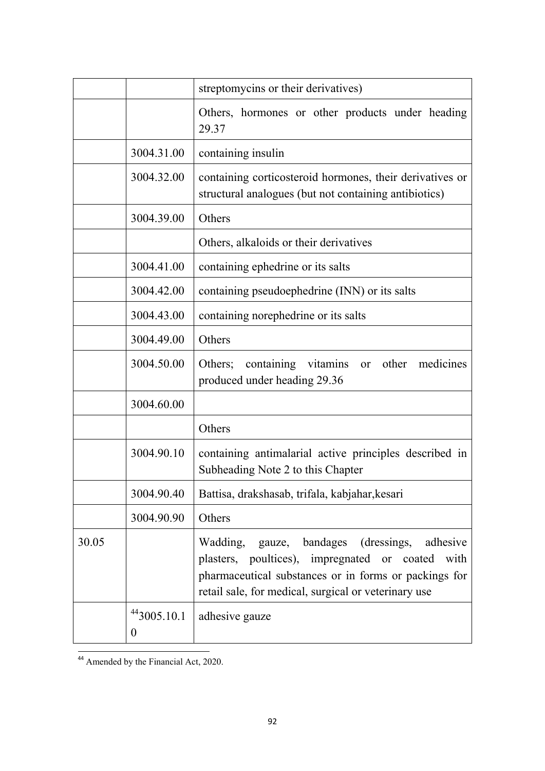| | | |
|---|---|---|
| | | streptomycins or their derivatives) |
| | | Others, hormones or other products under heading 29.37 |
| | 3004.31.00 | containing insulin |
| | 3004.32.00 | containing corticosteroid hormones, their derivatives or structural analogues (but not containing antibiotics) |
| | 3004.39.00 | Others |
| | | Others, alkaloids or their derivatives |
| | 3004.41.00 | containing ephedrine or its salts |
| | 3004.42.00 | containing pseudoephedrine (INN) or its salts |
| | 3004.43.00 | containing norephedrine or its salts |
| | 3004.49.00 | Others |
| | 3004.50.00 | Others; containing vitamins or other medicines produced under heading 29.36 |
| | 3004.60.00 | |
| | | Others |
| | 3004.90.10 | containing antimalarial active principles described in Subheading Note 2 to this Chapter |
| | 3004.90.40 | Battisa, drakshasab, trifala, kabjahar,kesari |
| | 3004.90.90 | Others |
| 30.05 | | Wadding, gauze, bandages (dressings, adhesive plasters, poultices), impregnated or coated with pharmaceutical substances or in forms or packings for retail sale, for medical, surgical or veterinary use |
| | [44]3005.10.10 | adhesive gauze |

[44] Amended by the Financial Act, 2020.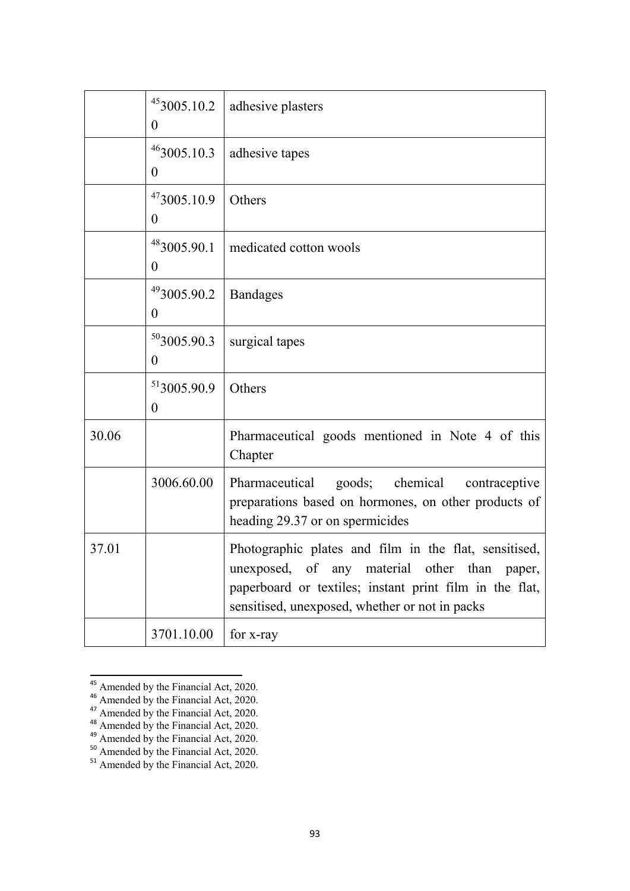| | | |
|---|---|---|
| | [45]3005.10.20 | adhesive plasters |
| | [46]3005.10.30 | adhesive tapes |
| | [47]3005.10.90 | Others |
| | [48]3005.90.10 | medicated cotton wools |
| | [49]3005.90.20 | Bandages |
| | [50]3005.90.30 | surgical tapes |
| | [51]3005.90.90 | Others |
| 30.06 | | Pharmaceutical goods mentioned in Note 4 of this Chapter |
| | 3006.60.00 | Pharmaceutical goods; chemical contraceptive preparations based on hormones, on other products of heading 29.37 or on spermicides |
| 37.01 | | Photographic plates and film in the flat, sensitised, unexposed, of any material other than paper, paperboard or textiles; instant print film in the flat, sensitised, unexposed, whether or not in packs |
| | 3701.10.00 | for x-ray |

[45] Amended by the Financial Act, 2020.
[46] Amended by the Financial Act, 2020.
[47] Amended by the Financial Act, 2020.
[48] Amended by the Financial Act, 2020.
[49] Amended by the Financial Act, 2020.
[50] Amended by the Financial Act, 2020.
[51] Amended by the Financial Act, 2020.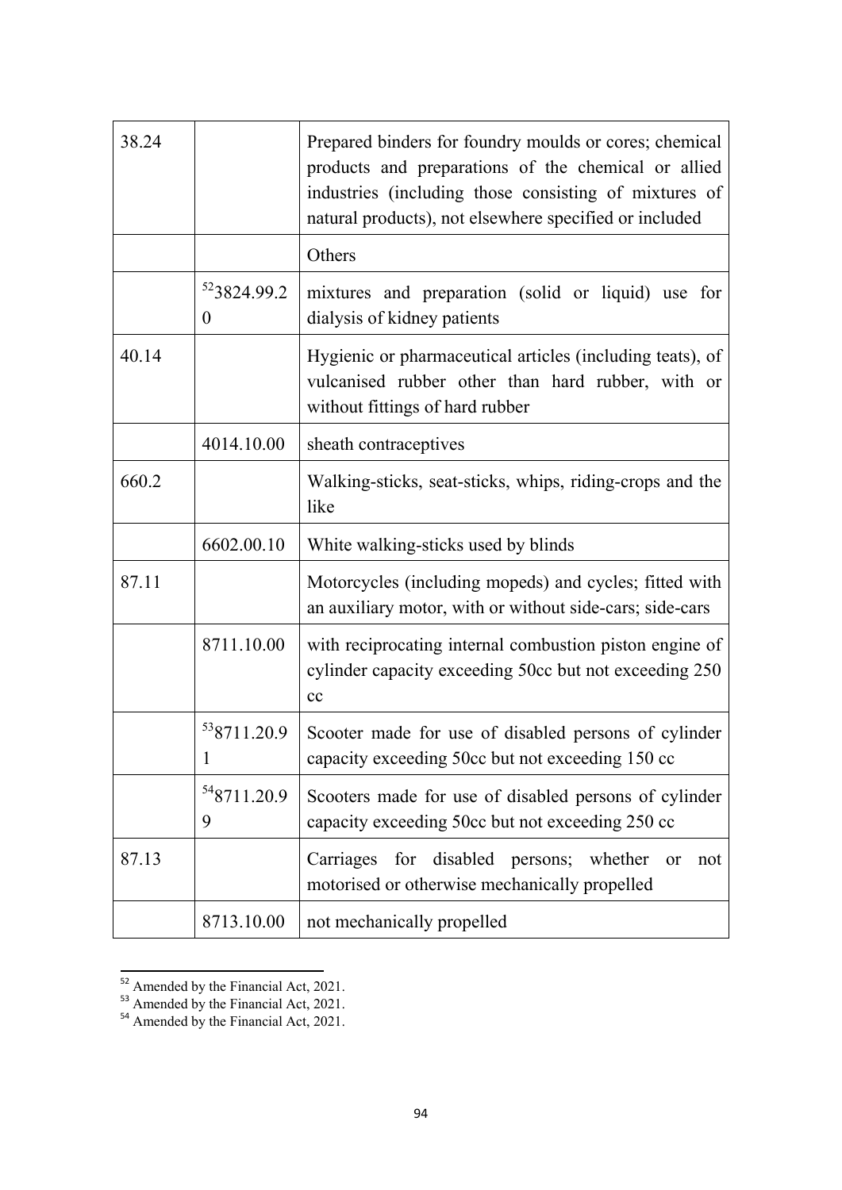| 38.24 | | Prepared binders for foundry moulds or cores; chemical products and preparations of the chemical or allied industries (including those consisting of mixtures of natural products), not elsewhere specified or included |
|---|---|---|
| | | Others |
| | [52]3824.99.20 | mixtures and preparation (solid or liquid) use for dialysis of kidney patients |
| 40.14 | | Hygienic or pharmaceutical articles (including teats), of vulcanised rubber other than hard rubber, with or without fittings of hard rubber |
| | 4014.10.00 | sheath contraceptives |
| 660.2 | | Walking-sticks, seat-sticks, whips, riding-crops and the like |
| | 6602.00.10 | White walking-sticks used by blinds |
| 87.11 | | Motorcycles (including mopeds) and cycles; fitted with an auxiliary motor, with or without side-cars; side-cars |
| | 8711.10.00 | with reciprocating internal combustion piston engine of cylinder capacity exceeding 50cc but not exceeding 250 cc |
| | [53]8711.20.91 | Scooter made for use of disabled persons of cylinder capacity exceeding 50cc but not exceeding 150 cc |
| | [54]8711.20.99 | Scooters made for use of disabled persons of cylinder capacity exceeding 50cc but not exceeding 250 cc |
| 87.13 | | Carriages for disabled persons; whether or not motorised or otherwise mechanically propelled |
| | 8713.10.00 | not mechanically propelled |

[52] Amended by the Financial Act, 2021.
[53] Amended by the Financial Act, 2021.
[54] Amended by the Financial Act, 2021.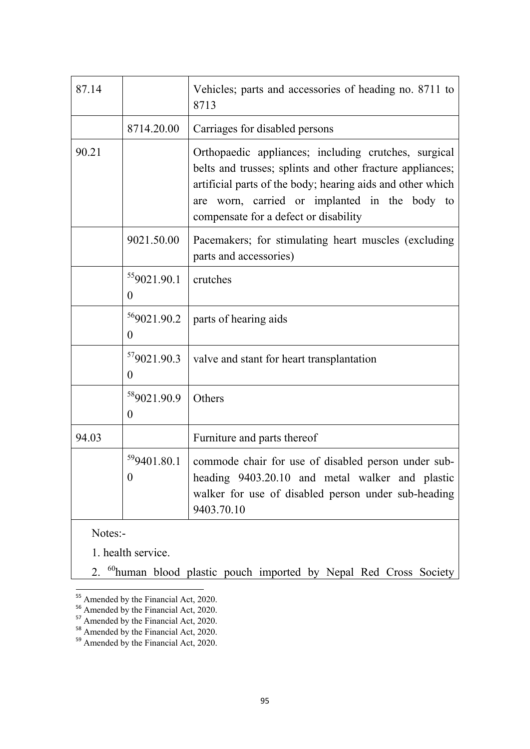| | | |
|---|---|---|
| 87.14 | | Vehicles; parts and accessories of heading no. 8711 to 8713 |
| | 8714.20.00 | Carriages for disabled persons |
| 90.21 | | Orthopaedic appliances; including crutches, surgical belts and trusses; splints and other fracture appliances; artificial parts of the body; hearing aids and other which are worn, carried or implanted in the body to compensate for a defect or disability |
| | 9021.50.00 | Pacemakers; for stimulating heart muscles (excluding parts and accessories) |
| | [55]9021.90.10 | crutches |
| | [56]9021.90.20 | parts of hearing aids |
| | [57]9021.90.30 | valve and stant for heart transplantation |
| | [58]9021.90.90 | Others |
| 94.03 | | Furniture and parts thereof |
| | [59]9401.80.10 | commode chair for use of disabled person under sub-heading 9403.20.10 and metal walker and plastic walker for use of disabled person under sub-heading 9403.70.10 |

Notes:-

1. health service.

2. [60]human blood plastic pouch imported by Nepal Red Cross Society

[55] Amended by the Financial Act, 2020.

[56] Amended by the Financial Act, 2020.

[57] Amended by the Financial Act, 2020.

[58] Amended by the Financial Act, 2020.

[59] Amended by the Financial Act, 2020.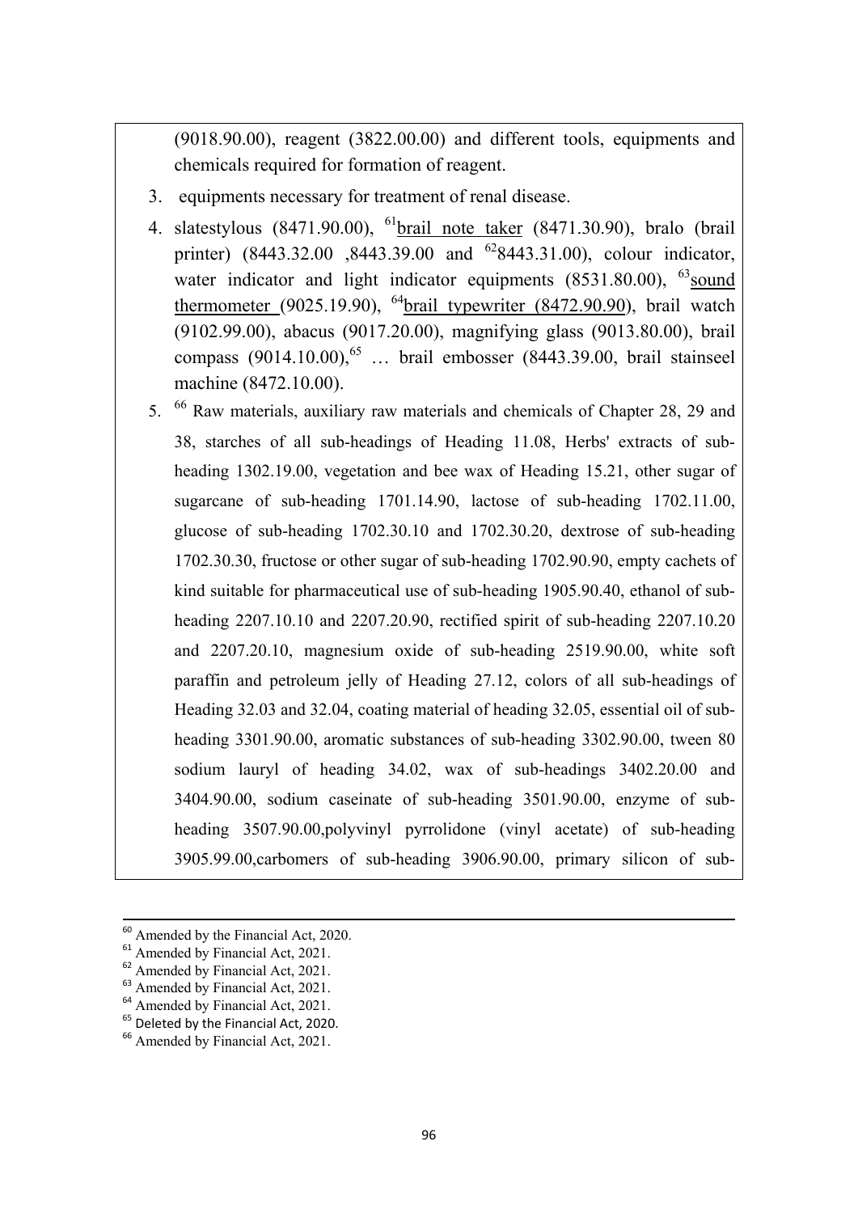(9018.90.00), reagent (3822.00.00) and different tools, equipments and chemicals required for formation of reagent.

3. equipments necessary for treatment of renal disease.
4. slatestylous (8471.90.00), [61]brail note taker (8471.30.90), bralo (brail printer) (8443.32.00 ,8443.39.00 and [62]8443.31.00), colour indicator, water indicator and light indicator equipments (8531.80.00), [63]sound thermometer (9025.19.90), [64]brail typewriter (8472.90.90), brail watch (9102.99.00), abacus (9017.20.00), magnifying glass (9013.80.00), brail compass (9014.10.00),[65] … brail embosser (8443.39.00, brail stainseel machine (8472.10.00).
5. [66] Raw materials, auxiliary raw materials and chemicals of Chapter 28, 29 and 38, starches of all sub-headings of Heading 11.08, Herbs' extracts of sub-heading 1302.19.00, vegetation and bee wax of Heading 15.21, other sugar of sugarcane of sub-heading 1701.14.90, lactose of sub-heading 1702.11.00, glucose of sub-heading 1702.30.10 and 1702.30.20, dextrose of sub-heading 1702.30.30, fructose or other sugar of sub-heading 1702.90.90, empty cachets of kind suitable for pharmaceutical use of sub-heading 1905.90.40, ethanol of sub-heading 2207.10.10 and 2207.20.90, rectified spirit of sub-heading 2207.10.20 and 2207.20.10, magnesium oxide of sub-heading 2519.90.00, white soft paraffin and petroleum jelly of Heading 27.12, colors of all sub-headings of Heading 32.03 and 32.04, coating material of heading 32.05, essential oil of sub-heading 3301.90.00, aromatic substances of sub-heading 3302.90.00, tween 80 sodium lauryl of heading 34.02, wax of sub-headings 3402.20.00 and 3404.90.00, sodium caseinate of sub-heading 3501.90.00, enzyme of sub-heading 3507.90.00,polyvinyl pyrrolidone (vinyl acetate) of sub-heading 3905.99.00,carbomers of sub-heading 3906.90.00, primary silicon of sub-

---

[60] Amended by the Financial Act, 2020.
[61] Amended by Financial Act, 2021.
[62] Amended by Financial Act, 2021.
[63] Amended by Financial Act, 2021.
[64] Amended by Financial Act, 2021.
[65] Deleted by the Financial Act, 2020.
[66] Amended by Financial Act, 2021.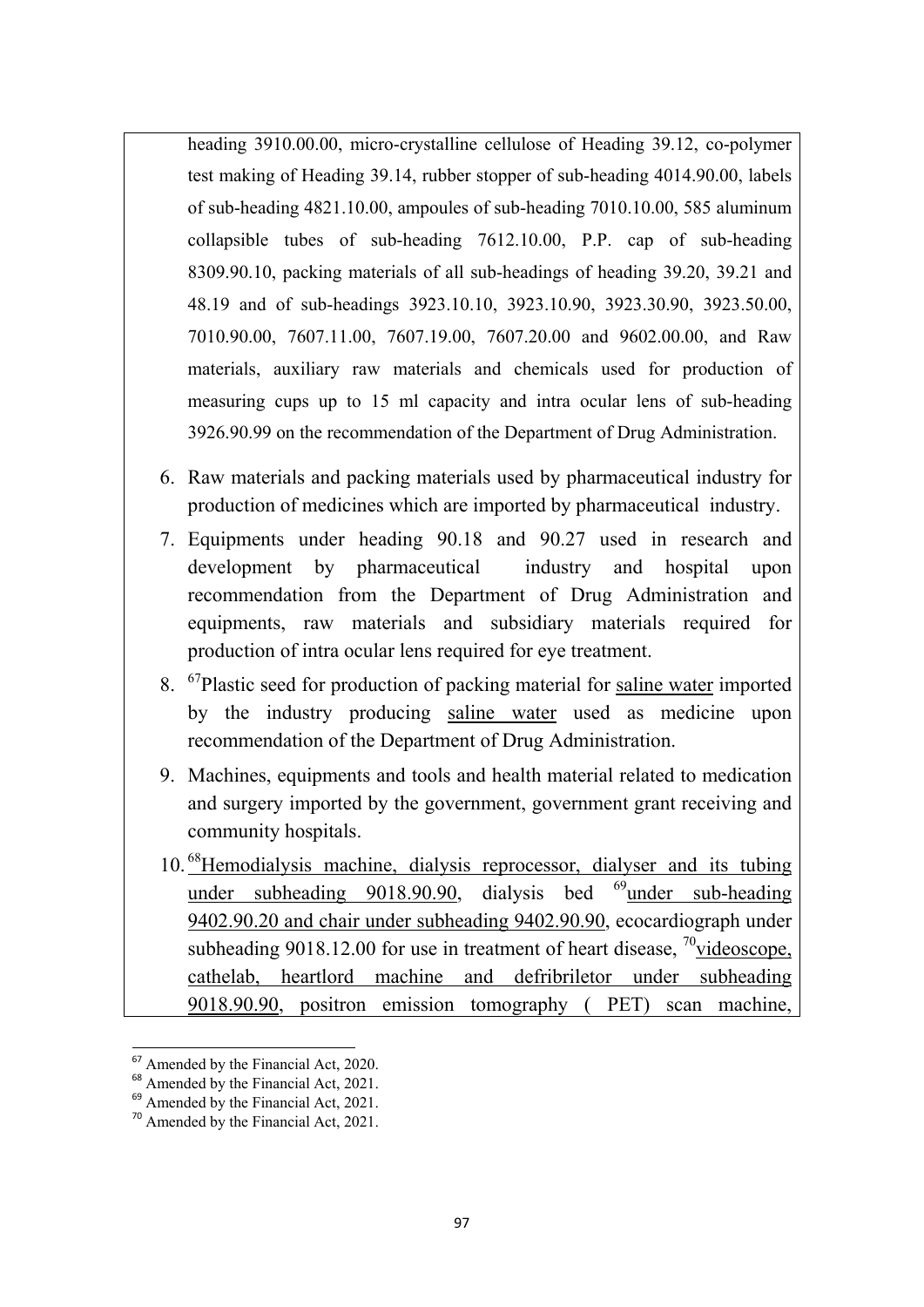heading 3910.00.00, micro-crystalline cellulose of Heading 39.12, co-polymer test making of Heading 39.14, rubber stopper of sub-heading 4014.90.00, labels of sub-heading 4821.10.00, ampoules of sub-heading 7010.10.00, 585 aluminum collapsible tubes of sub-heading 7612.10.00, P.P. cap of sub-heading 8309.90.10, packing materials of all sub-headings of heading 39.20, 39.21 and 48.19 and of sub-headings 3923.10.10, 3923.10.90, 3923.30.90, 3923.50.00, 7010.90.00, 7607.11.00, 7607.19.00, 7607.20.00 and 9602.00.00, and Raw materials, auxiliary raw materials and chemicals used for production of measuring cups up to 15 ml capacity and intra ocular lens of sub-heading 3926.90.99 on the recommendation of the Department of Drug Administration.

6. Raw materials and packing materials used by pharmaceutical industry for production of medicines which are imported by pharmaceutical industry.
7. Equipments under heading 90.18 and 90.27 used in research and development by pharmaceutical industry and hospital upon recommendation from the Department of Drug Administration and equipments, raw materials and subsidiary materials required for production of intra ocular lens required for eye treatment.
8. [67]Plastic seed for production of packing material for saline water imported by the industry producing saline water used as medicine upon recommendation of the Department of Drug Administration.
9. Machines, equipments and tools and health material related to medication and surgery imported by the government, government grant receiving and community hospitals.
10. [68]Hemodialysis machine, dialysis reprocessor, dialyser and its tubing under subheading 9018.90.90, dialysis bed [69]under sub-heading 9402.90.20 and chair under subheading 9402.90.90, ecocardiograph under subheading 9018.12.00 for use in treatment of heart disease, [70]videoscope, cathelab, heartlord machine and defribriletor under subheading 9018.90.90, positron emission tomography ( PET) scan machine,

---

[67] Amended by the Financial Act, 2020.
[68] Amended by the Financial Act, 2021.
[69] Amended by the Financial Act, 2021.
[70] Amended by the Financial Act, 2021.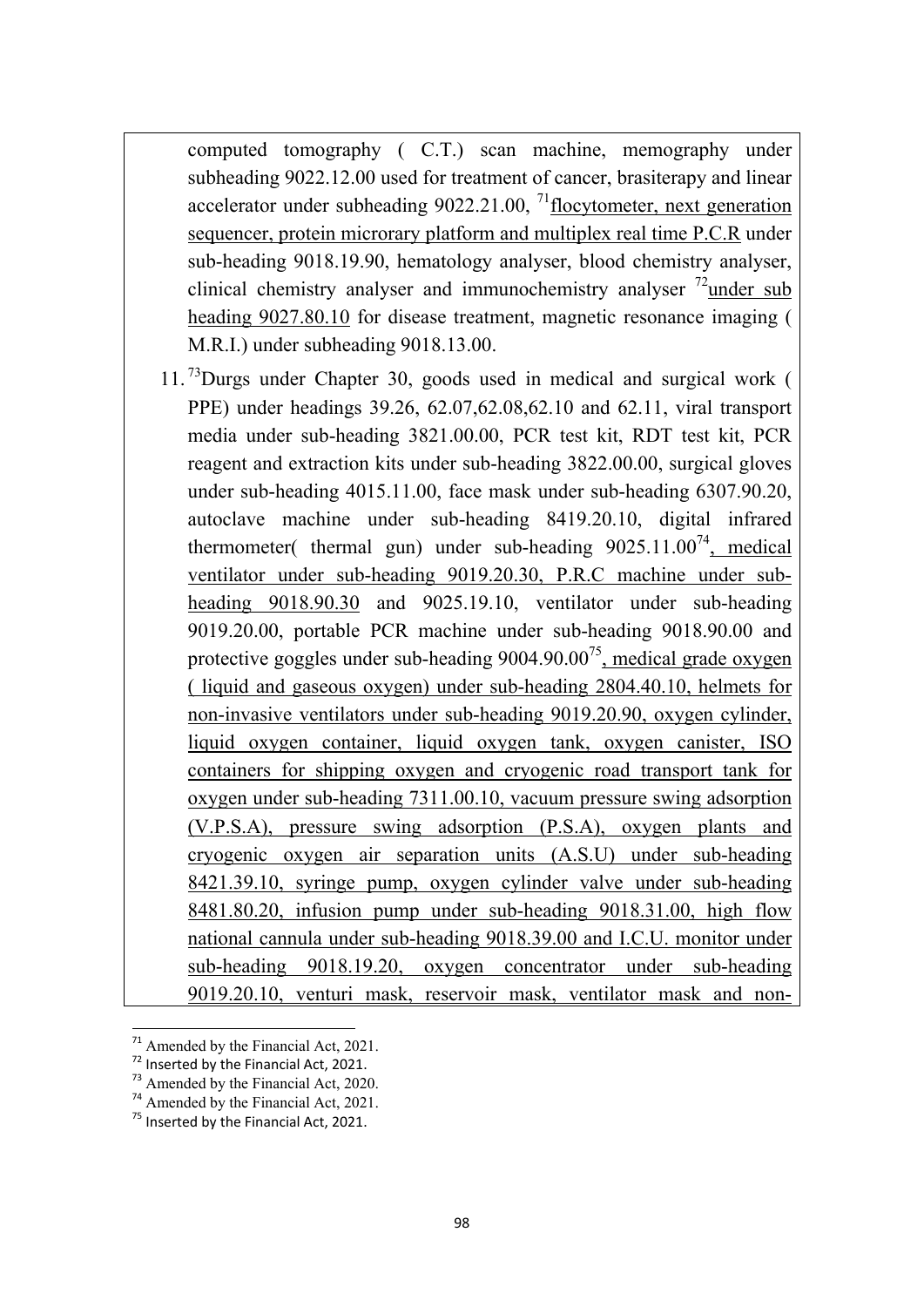computed tomography ( C.T.) scan machine, memography under subheading 9022.12.00 used for treatment of cancer, brasiterapy and linear accelerator under subheading 9022.21.00, [71]flocytometer, next generation sequencer, protein microrary platform and multiplex real time P.C.R under sub-heading 9018.19.90, hematology analyser, blood chemistry analyser, clinical chemistry analyser and immunochemistry analyser [72]under sub heading 9027.80.10 for disease treatment, magnetic resonance imaging ( M.R.I.) under subheading 9018.13.00.

11. [73]Durgs under Chapter 30, goods used in medical and surgical work ( PPE) under headings 39.26, 62.07,62.08,62.10 and 62.11, viral transport media under sub-heading 3821.00.00, PCR test kit, RDT test kit, PCR reagent and extraction kits under sub-heading 3822.00.00, surgical gloves under sub-heading 4015.11.00, face mask under sub-heading 6307.90.20, autoclave machine under sub-heading 8419.20.10, digital infrared thermometer( thermal gun) under sub-heading 9025.11.00[74], medical ventilator under sub-heading 9019.20.30, P.R.C machine under sub-heading 9018.90.30 and 9025.19.10, ventilator under sub-heading 9019.20.00, portable PCR machine under sub-heading 9018.90.00 and protective goggles under sub-heading 9004.90.00[75], medical grade oxygen ( liquid and gaseous oxygen) under sub-heading 2804.40.10, helmets for non-invasive ventilators under sub-heading 9019.20.90, oxygen cylinder, liquid oxygen container, liquid oxygen tank, oxygen canister, ISO containers for shipping oxygen and cryogenic road transport tank for oxygen under sub-heading 7311.00.10, vacuum pressure swing adsorption (V.P.S.A), pressure swing adsorption (P.S.A), oxygen plants and cryogenic oxygen air separation units (A.S.U) under sub-heading 8421.39.10, syringe pump, oxygen cylinder valve under sub-heading 8481.80.20, infusion pump under sub-heading 9018.31.00, high flow national cannula under sub-heading 9018.39.00 and I.C.U. monitor under sub-heading 9018.19.20, oxygen concentrator under sub-heading 9019.20.10, venturi mask, reservoir mask, ventilator mask and non-

---

[71] Amended by the Financial Act, 2021.
[72] Inserted by the Financial Act, 2021.
[73] Amended by the Financial Act, 2020.
[74] Amended by the Financial Act, 2021.
[75] Inserted by the Financial Act, 2021.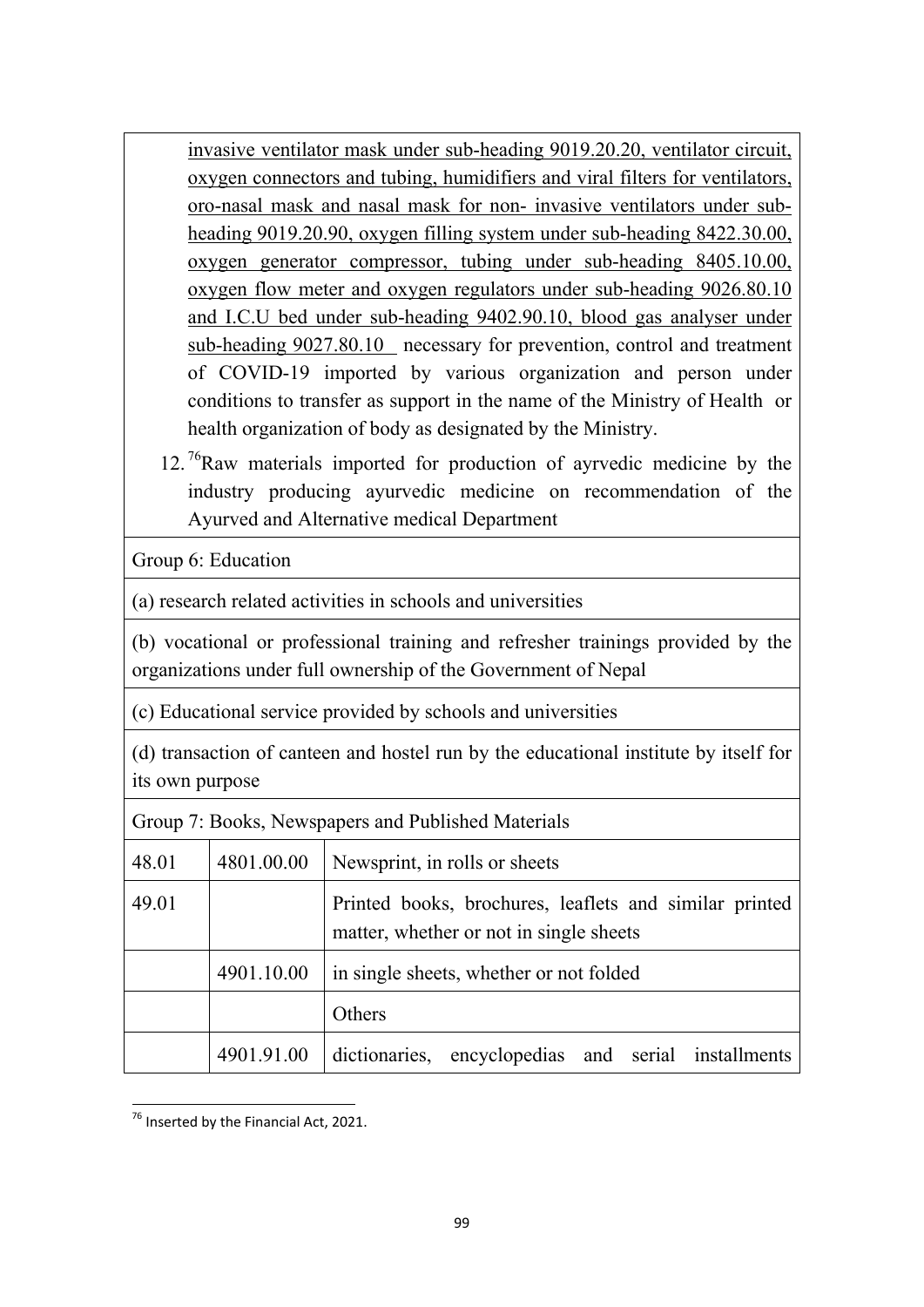invasive ventilator mask under sub-heading 9019.20.20, ventilator circuit, oxygen connectors and tubing, humidifiers and viral filters for ventilators, oro-nasal mask and nasal mask for non- invasive ventilators under sub-heading 9019.20.90, oxygen filling system under sub-heading 8422.30.00, oxygen generator compressor, tubing under sub-heading 8405.10.00, oxygen flow meter and oxygen regulators under sub-heading 9026.80.10 and I.C.U bed under sub-heading 9402.90.10, blood gas analyser under sub-heading 9027.80.10 necessary for prevention, control and treatment of COVID-19 imported by various organization and person under conditions to transfer as support in the name of the Ministry of Health or health organization of body as designated by the Ministry.

12. [76]Raw materials imported for production of ayrvedic medicine by the industry producing ayurvedic medicine on recommendation of the Ayurved and Alternative medical Department

Group 6: Education

(a) research related activities in schools and universities

(b) vocational or professional training and refresher trainings provided by the organizations under full ownership of the Government of Nepal

(c) Educational service provided by schools and universities

(d) transaction of canteen and hostel run by the educational institute by itself for its own purpose

Group 7: Books, Newspapers and Published Materials

| | | |
|---|---|---|
| 48.01 | 4801.00.00 | Newsprint, in rolls or sheets |
| 49.01 | | Printed books, brochures, leaflets and similar printed matter, whether or not in single sheets |
| | 4901.10.00 | in single sheets, whether or not folded |
| | | Others |
| | 4901.91.00 | dictionaries, encyclopedias and serial installments |

[76] Inserted by the Financial Act, 2021.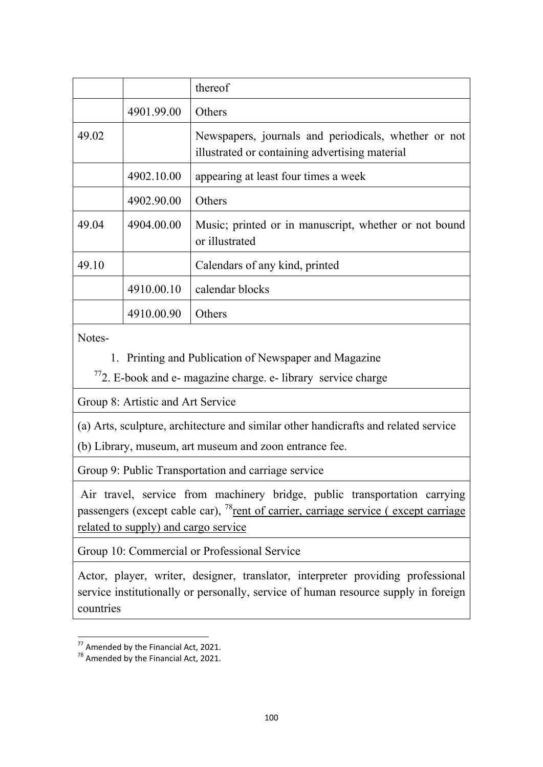| | | |
|---|---|---|
| | | thereof |
| | 4901.99.00 | Others |
| 49.02 | | Newspapers, journals and periodicals, whether or not illustrated or containing advertising material |
| | 4902.10.00 | appearing at least four times a week |
| | 4902.90.00 | Others |
| 49.04 | 4904.00.00 | Music; printed or in manuscript, whether or not bound or illustrated |
| 49.10 | | Calendars of any kind, printed |
| | 4910.00.10 | calendar blocks |
| | 4910.00.90 | Others |

Notes-

1. Printing and Publication of Newspaper and Magazine

[77]2. E-book and e- magazine charge. e- library service charge

Group 8: Artistic and Art Service

(a) Arts, sculpture, architecture and similar other handicrafts and related service

(b) Library, museum, art museum and zoon entrance fee.

Group 9: Public Transportation and carriage service

Air travel, service from machinery bridge, public transportation carrying passengers (except cable car), [78]<u>rent of carrier, carriage service ( except carriage related to supply) and cargo service</u>

Group 10: Commercial or Professional Service

Actor, player, writer, designer, translator, interpreter providing professional service institutionally or personally, service of human resource supply in foreign countries

---

[77] Amended by the Financial Act, 2021.

[78] Amended by the Financial Act, 2021.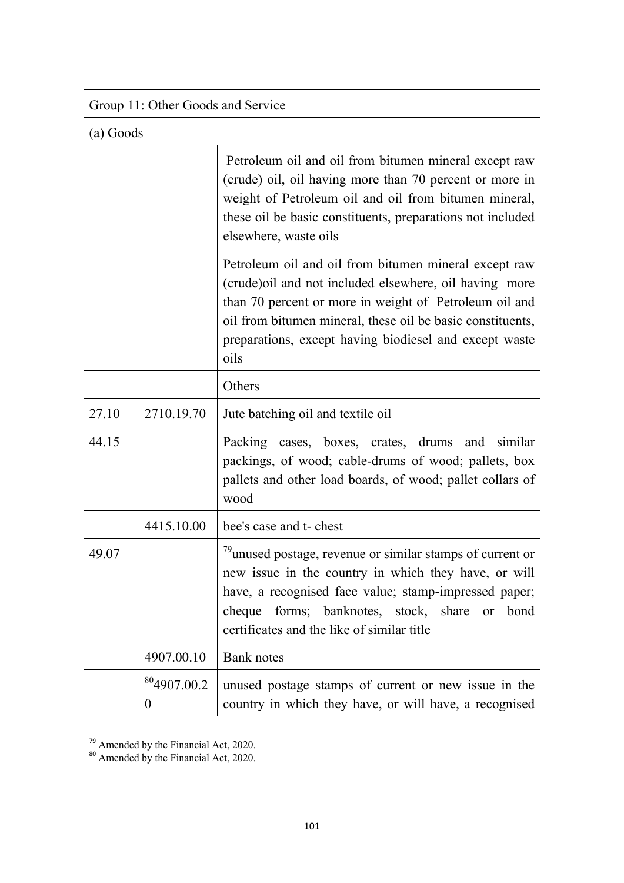| Group 11: Other Goods and Service | | |
|---|---|---|
| (a) Goods | | |
| | | Petroleum oil and oil from bitumen mineral except raw (crude) oil, oil having more than 70 percent or more in weight of Petroleum oil and oil from bitumen mineral, these oil be basic constituents, preparations not included elsewhere, waste oils |
| | | Petroleum oil and oil from bitumen mineral except raw (crude)oil and not included elsewhere, oil having more than 70 percent or more in weight of Petroleum oil and oil from bitumen mineral, these oil be basic constituents, preparations, except having biodiesel and except waste oils |
| | | Others |
| 27.10 | 2710.19.70 | Jute batching oil and textile oil |
| 44.15 | | Packing cases, boxes, crates, drums and similar packings, of wood; cable-drums of wood; pallets, box pallets and other load boards, of wood; pallet collars of wood |
| | 4415.10.00 | bee's case and t- chest |
| 49.07 | | [79]unused postage, revenue or similar stamps of current or new issue in the country in which they have, or will have, a recognised face value; stamp-impressed paper; cheque forms; banknotes, stock, share or bond certificates and the like of similar title |
| | 4907.00.10 | Bank notes |
| | [80]4907.00.20 | unused postage stamps of current or new issue in the country in which they have, or will have, a recognised |

[79] Amended by the Financial Act, 2020.
[80] Amended by the Financial Act, 2020.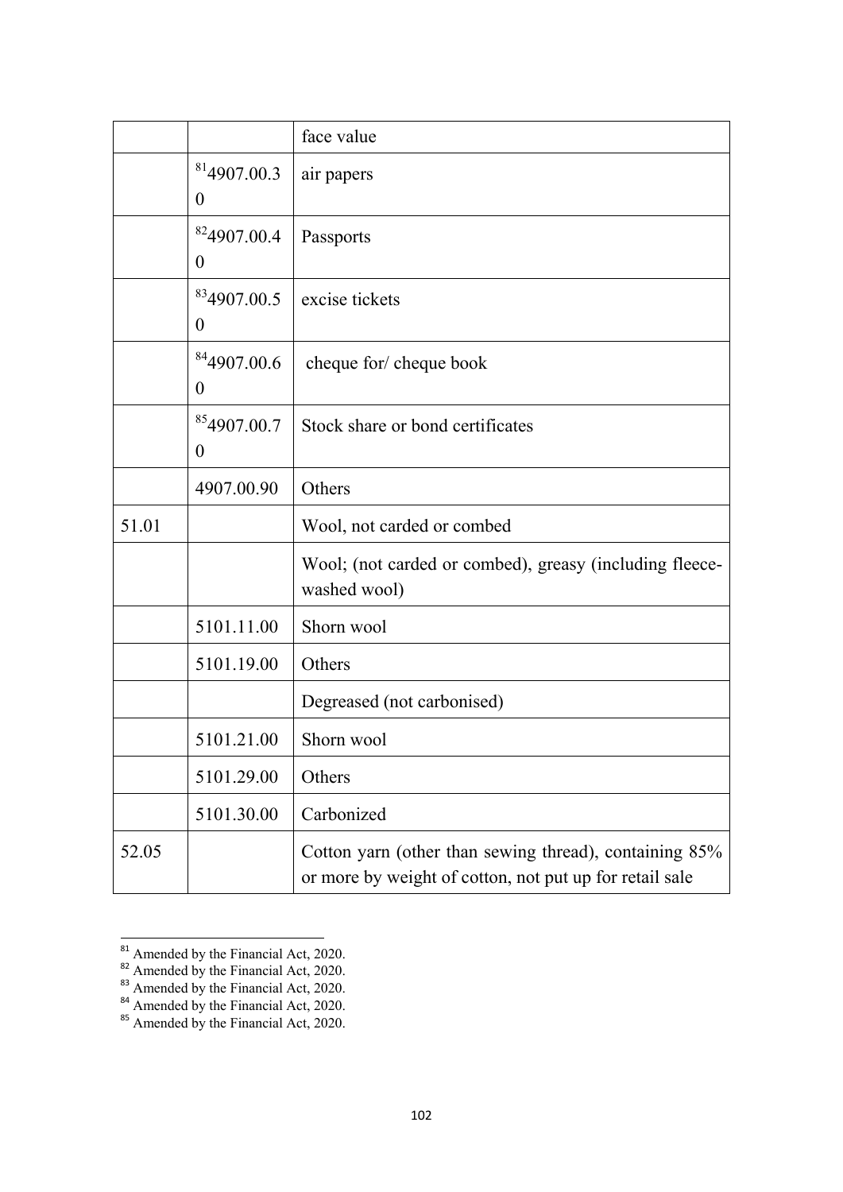| | | |
|---|---|---|
| | | face value |
| | [81]4907.00.30 | air papers |
| | [82]4907.00.40 | Passports |
| | [83]4907.00.50 | excise tickets |
| | [84]4907.00.60 | cheque for/ cheque book |
| | [85]4907.00.70 | Stock share or bond certificates |
| | 4907.00.90 | Others |
| 51.01 | | Wool, not carded or combed |
| | | Wool; (not carded or combed), greasy (including fleece-washed wool) |
| | 5101.11.00 | Shorn wool |
| | 5101.19.00 | Others |
| | | Degreased (not carbonised) |
| | 5101.21.00 | Shorn wool |
| | 5101.29.00 | Others |
| | 5101.30.00 | Carbonized |
| 52.05 | | Cotton yarn (other than sewing thread), containing 85% or more by weight of cotton, not put up for retail sale |

[81] Amended by the Financial Act, 2020.
[82] Amended by the Financial Act, 2020.
[83] Amended by the Financial Act, 2020.
[84] Amended by the Financial Act, 2020.
[85] Amended by the Financial Act, 2020.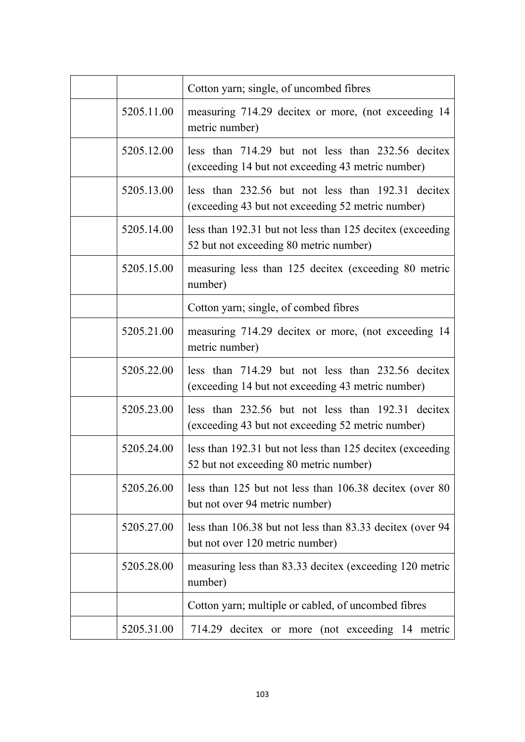|  |  |  |
|---|---|---|
|  |  | Cotton yarn; single, of uncombed fibres |
|  | 5205.11.00 | measuring 714.29 decitex or more, (not exceeding 14 metric number) |
|  | 5205.12.00 | less than 714.29 but not less than 232.56 decitex (exceeding 14 but not exceeding 43 metric number) |
|  | 5205.13.00 | less than 232.56 but not less than 192.31 decitex (exceeding 43 but not exceeding 52 metric number) |
|  | 5205.14.00 | less than 192.31 but not less than 125 decitex (exceeding 52 but not exceeding 80 metric number) |
|  | 5205.15.00 | measuring less than 125 decitex (exceeding 80 metric number) |
|  |  | Cotton yarn; single, of combed fibres |
|  | 5205.21.00 | measuring 714.29 decitex or more, (not exceeding 14 metric number) |
|  | 5205.22.00 | less than 714.29 but not less than 232.56 decitex (exceeding 14 but not exceeding 43 metric number) |
|  | 5205.23.00 | less than 232.56 but not less than 192.31 decitex (exceeding 43 but not exceeding 52 metric number) |
|  | 5205.24.00 | less than 192.31 but not less than 125 decitex (exceeding 52 but not exceeding 80 metric number) |
|  | 5205.26.00 | less than 125 but not less than 106.38 decitex (over 80 but not over 94 metric number) |
|  | 5205.27.00 | less than 106.38 but not less than 83.33 decitex (over 94 but not over 120 metric number) |
|  | 5205.28.00 | measuring less than 83.33 decitex (exceeding 120 metric number) |
|  |  | Cotton yarn; multiple or cabled, of uncombed fibres |
|  | 5205.31.00 | 714.29 decitex or more (not exceeding 14 metric |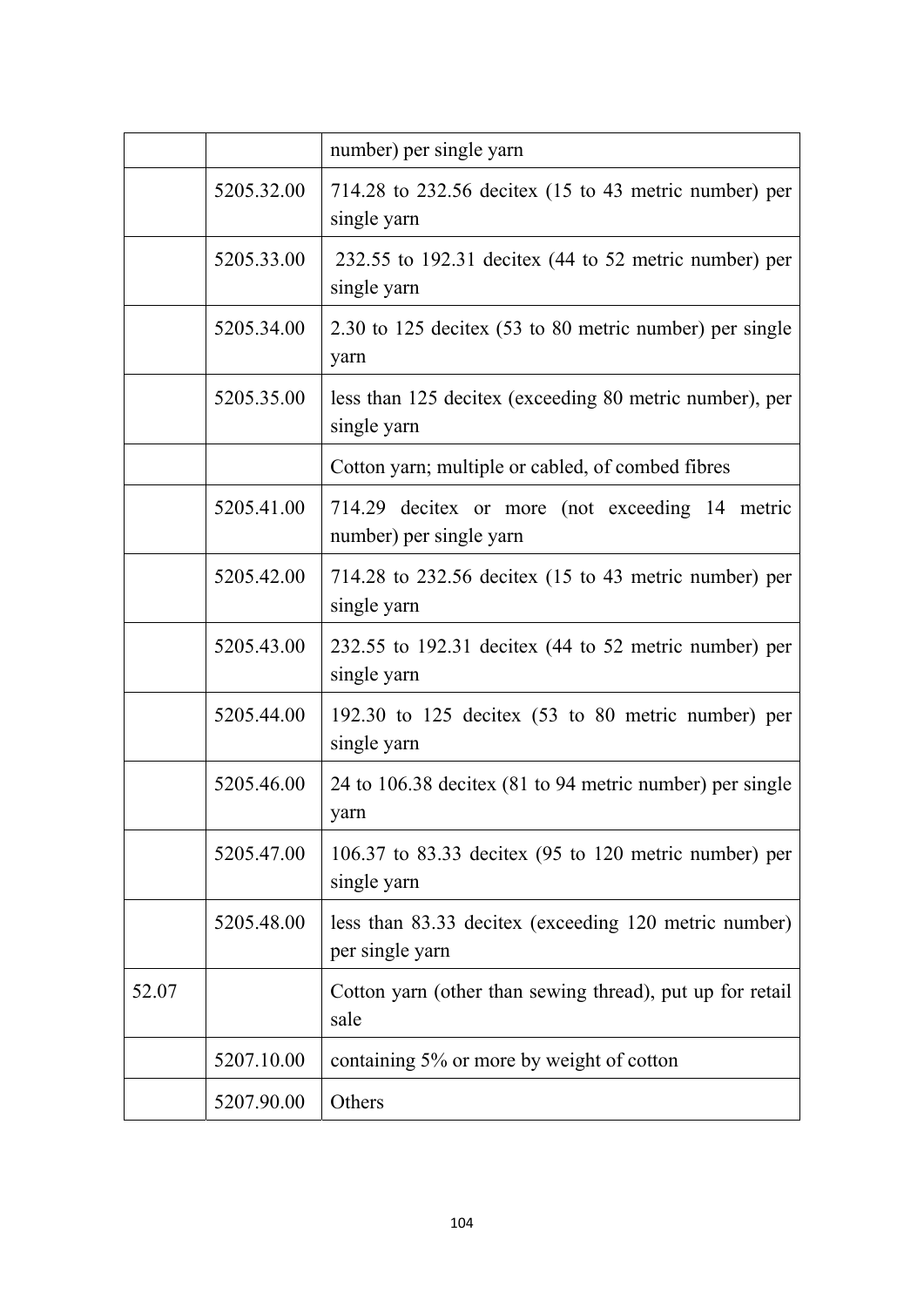| | | number) per single yarn |
|---|---|---|
| | 5205.32.00 | 714.28 to 232.56 decitex (15 to 43 metric number) per single yarn |
| | 5205.33.00 | 232.55 to 192.31 decitex (44 to 52 metric number) per single yarn |
| | 5205.34.00 | 2.30 to 125 decitex (53 to 80 metric number) per single yarn |
| | 5205.35.00 | less than 125 decitex (exceeding 80 metric number), per single yarn |
| | | Cotton yarn; multiple or cabled, of combed fibres |
| | 5205.41.00 | 714.29 decitex or more (not exceeding 14 metric number) per single yarn |
| | 5205.42.00 | 714.28 to 232.56 decitex (15 to 43 metric number) per single yarn |
| | 5205.43.00 | 232.55 to 192.31 decitex (44 to 52 metric number) per single yarn |
| | 5205.44.00 | 192.30 to 125 decitex (53 to 80 metric number) per single yarn |
| | 5205.46.00 | 24 to 106.38 decitex (81 to 94 metric number) per single yarn |
| | 5205.47.00 | 106.37 to 83.33 decitex (95 to 120 metric number) per single yarn |
| | 5205.48.00 | less than 83.33 decitex (exceeding 120 metric number) per single yarn |
| 52.07 | | Cotton yarn (other than sewing thread), put up for retail sale |
| | 5207.10.00 | containing 5% or more by weight of cotton |
| | 5207.90.00 | Others |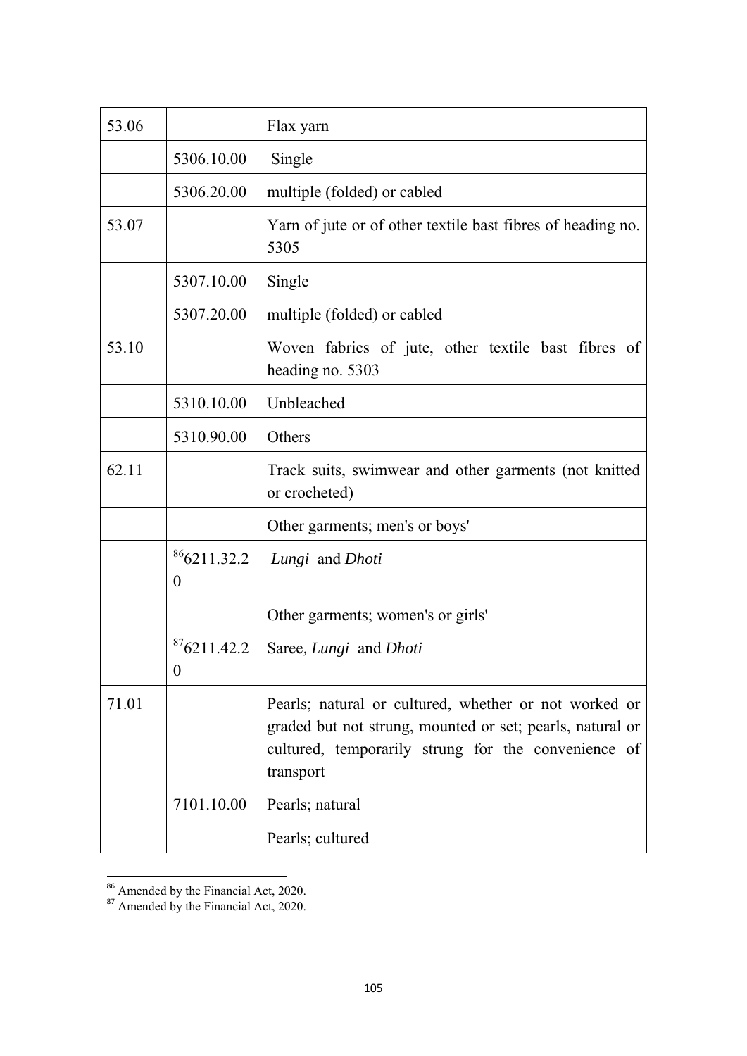| 53.06 | | Flax yarn |
|---|---|---|
| | 5306.10.00 | Single |
| | 5306.20.00 | multiple (folded) or cabled |
| 53.07 | | Yarn of jute or of other textile bast fibres of heading no. 5305 |
| | 5307.10.00 | Single |
| | 5307.20.00 | multiple (folded) or cabled |
| 53.10 | | Woven fabrics of jute, other textile bast fibres of heading no. 5303 |
| | 5310.10.00 | Unbleached |
| | 5310.90.00 | Others |
| 62.11 | | Track suits, swimwear and other garments (not knitted or crocheted) |
| | | Other garments; men's or boys' |
| | [86]6211.32.20 | *Lungi* and *Dhoti* |
| | | Other garments; women's or girls' |
| | [87]6211.42.20 | Saree, *Lungi* and *Dhoti* |
| 71.01 | | Pearls; natural or cultured, whether or not worked or graded but not strung, mounted or set; pearls, natural or cultured, temporarily strung for the convenience of transport |
| | 7101.10.00 | Pearls; natural |
| | | Pearls; cultured |

[86] Amended by the Financial Act, 2020.
[87] Amended by the Financial Act, 2020.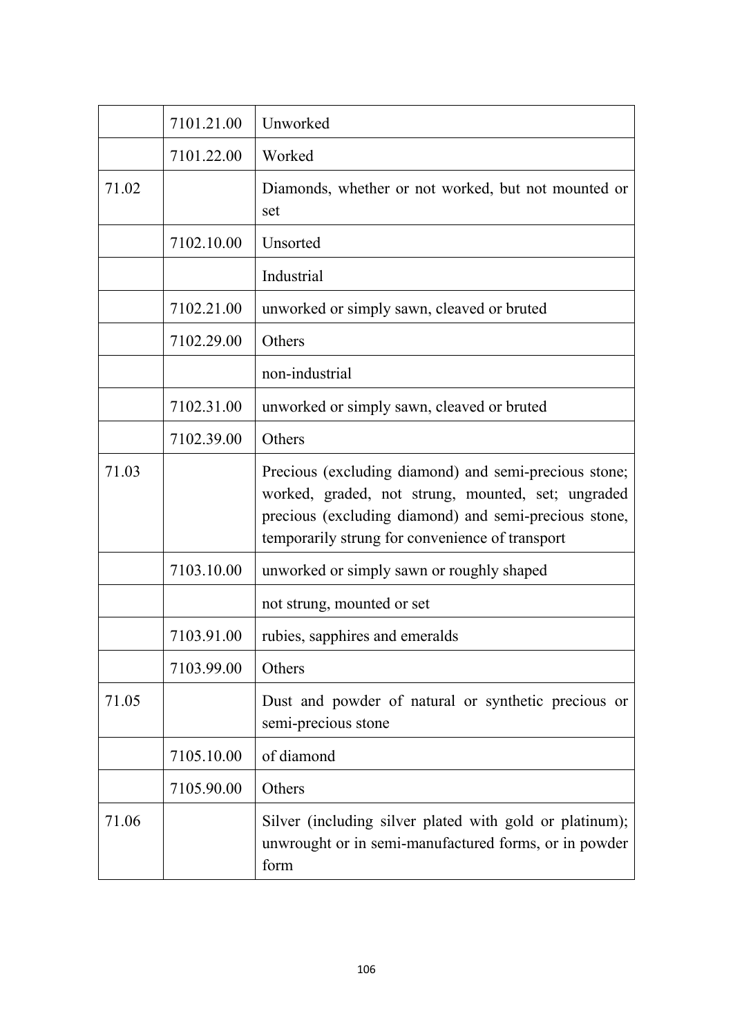| | | |
|---|---|---|
| | 7101.21.00 | Unworked |
| | 7101.22.00 | Worked |
| 71.02 | | Diamonds, whether or not worked, but not mounted or set |
| | 7102.10.00 | Unsorted |
| | | Industrial |
| | 7102.21.00 | unworked or simply sawn, cleaved or bruted |
| | 7102.29.00 | Others |
| | | non-industrial |
| | 7102.31.00 | unworked or simply sawn, cleaved or bruted |
| | 7102.39.00 | Others |
| 71.03 | | Precious (excluding diamond) and semi-precious stone; worked, graded, not strung, mounted, set; ungraded precious (excluding diamond) and semi-precious stone, temporarily strung for convenience of transport |
| | 7103.10.00 | unworked or simply sawn or roughly shaped |
| | | not strung, mounted or set |
| | 7103.91.00 | rubies, sapphires and emeralds |
| | 7103.99.00 | Others |
| 71.05 | | Dust and powder of natural or synthetic precious or semi-precious stone |
| | 7105.10.00 | of diamond |
| | 7105.90.00 | Others |
| 71.06 | | Silver (including silver plated with gold or platinum); unwrought or in semi-manufactured forms, or in powder form |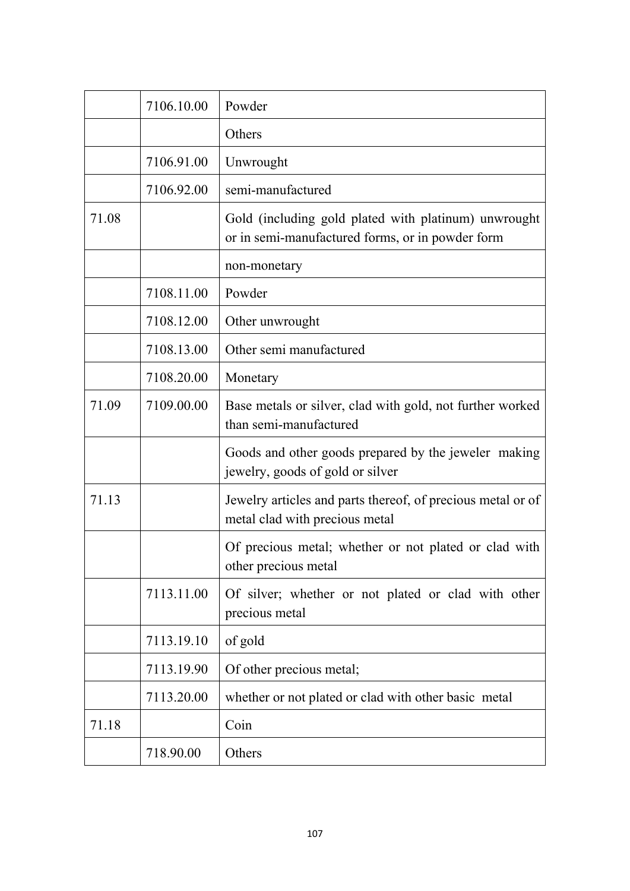| | | |
|---|---|---|
| | 7106.10.00 | Powder |
| | | Others |
| | 7106.91.00 | Unwrought |
| | 7106.92.00 | semi-manufactured |
| 71.08 | | Gold (including gold plated with platinum) unwrought or in semi-manufactured forms, or in powder form |
| | | non-monetary |
| | 7108.11.00 | Powder |
| | 7108.12.00 | Other unwrought |
| | 7108.13.00 | Other semi manufactured |
| | 7108.20.00 | Monetary |
| 71.09 | 7109.00.00 | Base metals or silver, clad with gold, not further worked than semi-manufactured |
| | | Goods and other goods prepared by the jeweler making jewelry, goods of gold or silver |
| 71.13 | | Jewelry articles and parts thereof, of precious metal or of metal clad with precious metal |
| | | Of precious metal; whether or not plated or clad with other precious metal |
| | 7113.11.00 | Of silver; whether or not plated or clad with other precious metal |
| | 7113.19.10 | of gold |
| | 7113.19.90 | Of other precious metal; |
| | 7113.20.00 | whether or not plated or clad with other basic metal |
| 71.18 | | Coin |
| | 718.90.00 | Others |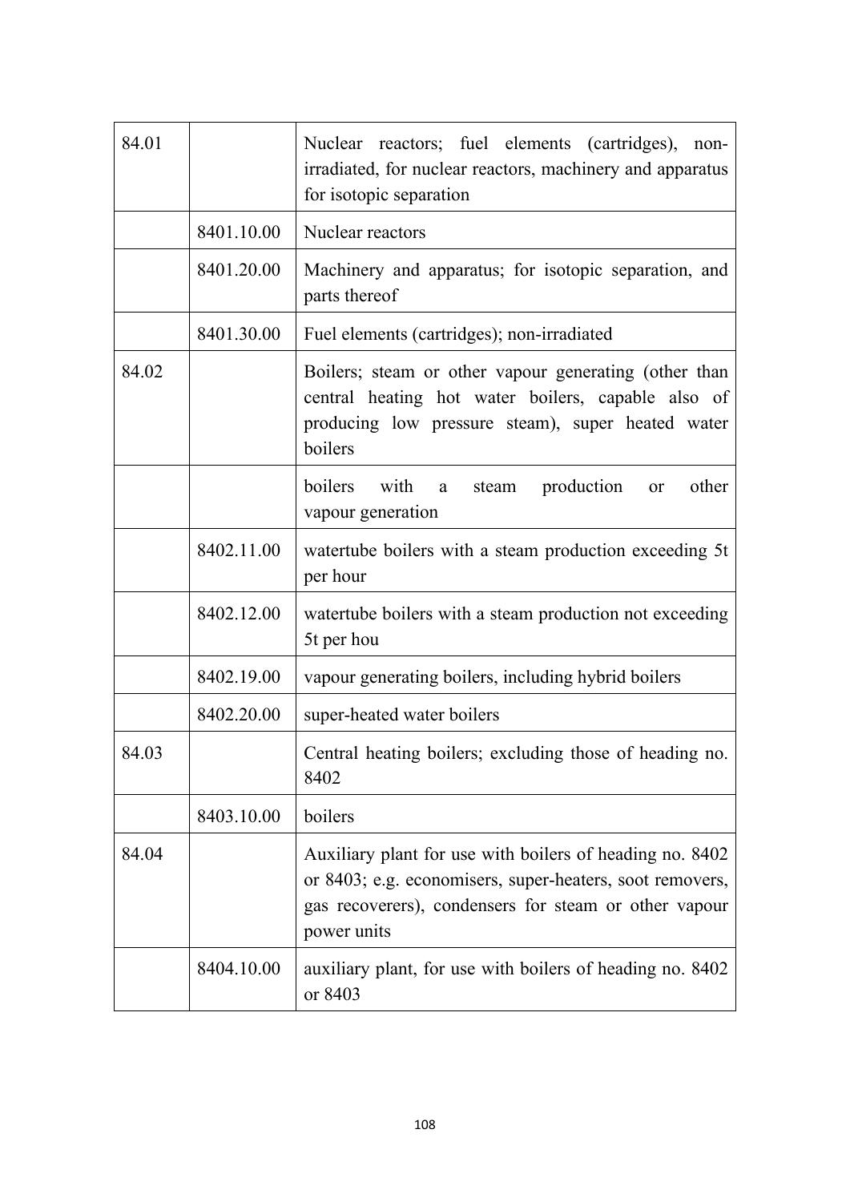| | | |
|---|---|---|
| 84.01 | | Nuclear reactors; fuel elements (cartridges), non-irradiated, for nuclear reactors, machinery and apparatus for isotopic separation |
| | 8401.10.00 | Nuclear reactors |
| | 8401.20.00 | Machinery and apparatus; for isotopic separation, and parts thereof |
| | 8401.30.00 | Fuel elements (cartridges); non-irradiated |
| 84.02 | | Boilers; steam or other vapour generating (other than central heating hot water boilers, capable also of producing low pressure steam), super heated water boilers |
| | | boilers with a steam production or other vapour generation |
| | 8402.11.00 | watertube boilers with a steam production exceeding 5t per hour |
| | 8402.12.00 | watertube boilers with a steam production not exceeding 5t per hou |
| | 8402.19.00 | vapour generating boilers, including hybrid boilers |
| | 8402.20.00 | super-heated water boilers |
| 84.03 | | Central heating boilers; excluding those of heading no. 8402 |
| | 8403.10.00 | boilers |
| 84.04 | | Auxiliary plant for use with boilers of heading no. 8402 or 8403; e.g. economisers, super-heaters, soot removers, gas recoverers), condensers for steam or other vapour power units |
| | 8404.10.00 | auxiliary plant, for use with boilers of heading no. 8402 or 8403 |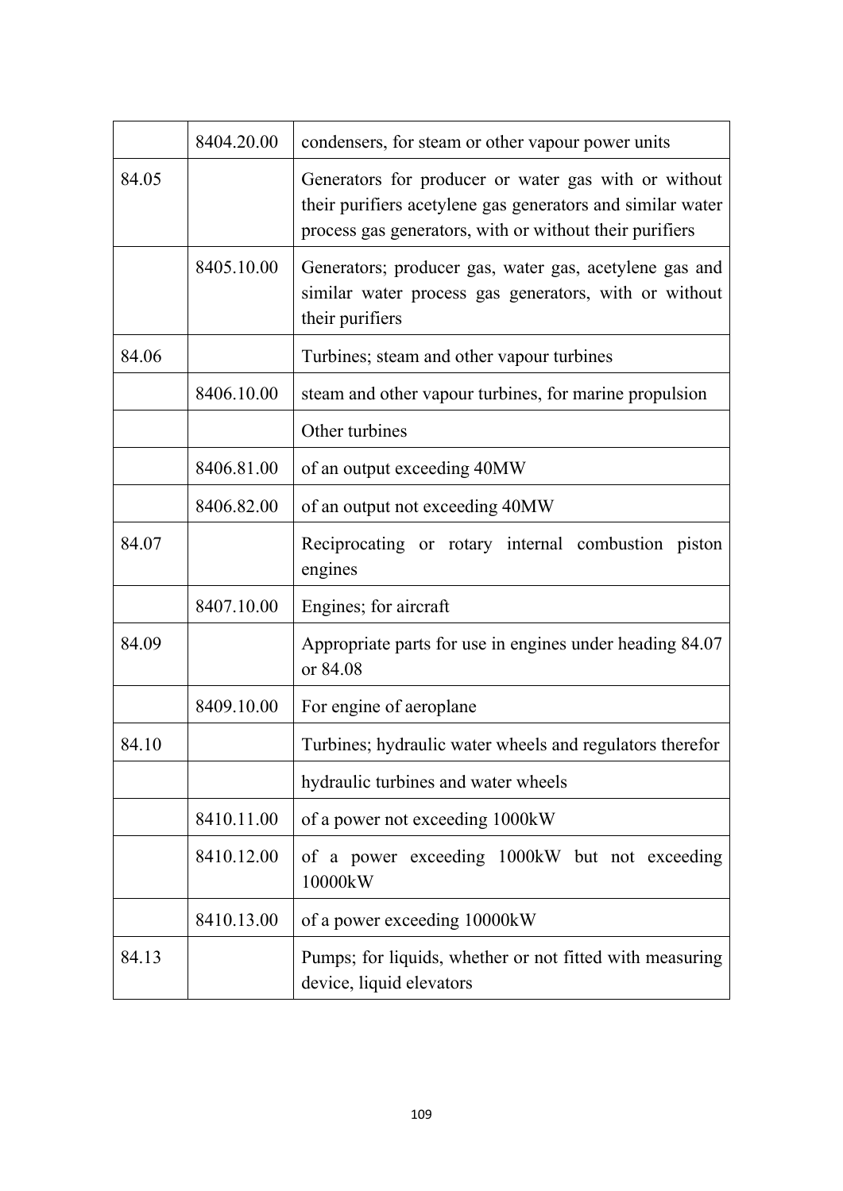| | | |
|---|---|---|
| | 8404.20.00 | condensers, for steam or other vapour power units |
| 84.05 | | Generators for producer or water gas with or without their purifiers acetylene gas generators and similar water process gas generators, with or without their purifiers |
| | 8405.10.00 | Generators; producer gas, water gas, acetylene gas and similar water process gas generators, with or without their purifiers |
| 84.06 | | Turbines; steam and other vapour turbines |
| | 8406.10.00 | steam and other vapour turbines, for marine propulsion |
| | | Other turbines |
| | 8406.81.00 | of an output exceeding 40MW |
| | 8406.82.00 | of an output not exceeding 40MW |
| 84.07 | | Reciprocating or rotary internal combustion piston engines |
| | 8407.10.00 | Engines; for aircraft |
| 84.09 | | Appropriate parts for use in engines under heading 84.07 or 84.08 |
| | 8409.10.00 | For engine of aeroplane |
| 84.10 | | Turbines; hydraulic water wheels and regulators therefor |
| | | hydraulic turbines and water wheels |
| | 8410.11.00 | of a power not exceeding 1000kW |
| | 8410.12.00 | of a power exceeding 1000kW but not exceeding 10000kW |
| | 8410.13.00 | of a power exceeding 10000kW |
| 84.13 | | Pumps; for liquids, whether or not fitted with measuring device, liquid elevators |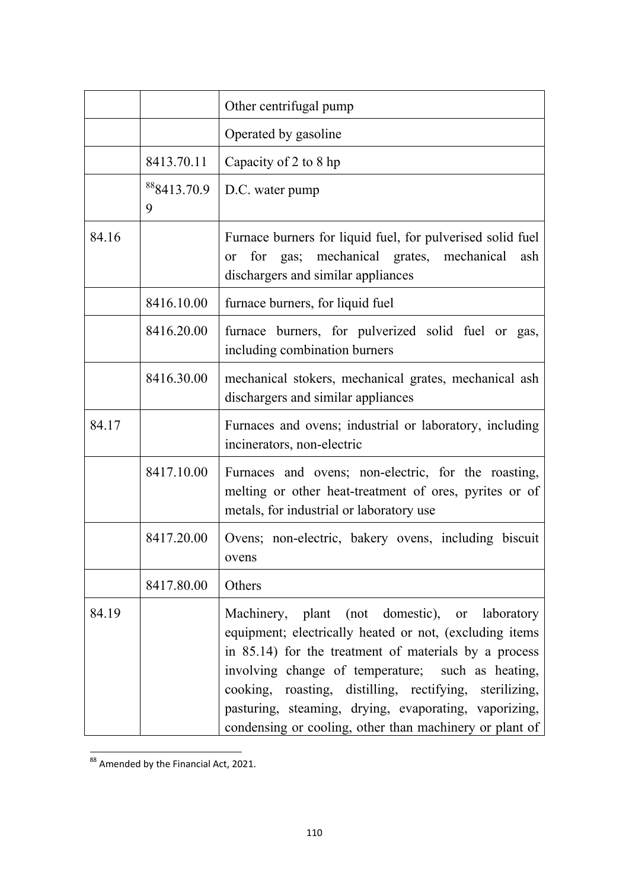| | | |
|---|---|---|
| | | Other centrifugal pump |
| | | Operated by gasoline |
| | 8413.70.11 | Capacity of 2 to 8 hp |
| | [88]8413.70.99 | D.C. water pump |
| 84.16 | | Furnace burners for liquid fuel, for pulverised solid fuel or for gas; mechanical grates, mechanical ash dischargers and similar appliances |
| | 8416.10.00 | furnace burners, for liquid fuel |
| | 8416.20.00 | furnace burners, for pulverized solid fuel or gas, including combination burners |
| | 8416.30.00 | mechanical stokers, mechanical grates, mechanical ash dischargers and similar appliances |
| 84.17 | | Furnaces and ovens; industrial or laboratory, including incinerators, non-electric |
| | 8417.10.00 | Furnaces and ovens; non-electric, for the roasting, melting or other heat-treatment of ores, pyrites or of metals, for industrial or laboratory use |
| | 8417.20.00 | Ovens; non-electric, bakery ovens, including biscuit ovens |
| | 8417.80.00 | Others |
| 84.19 | | Machinery, plant (not domestic), or laboratory equipment; electrically heated or not, (excluding items in 85.14) for the treatment of materials by a process involving change of temperature; such as heating, cooking, roasting, distilling, rectifying, sterilizing, pasturing, steaming, drying, evaporating, vaporizing, condensing or cooling, other than machinery or plant of |

[88] Amended by the Financial Act, 2021.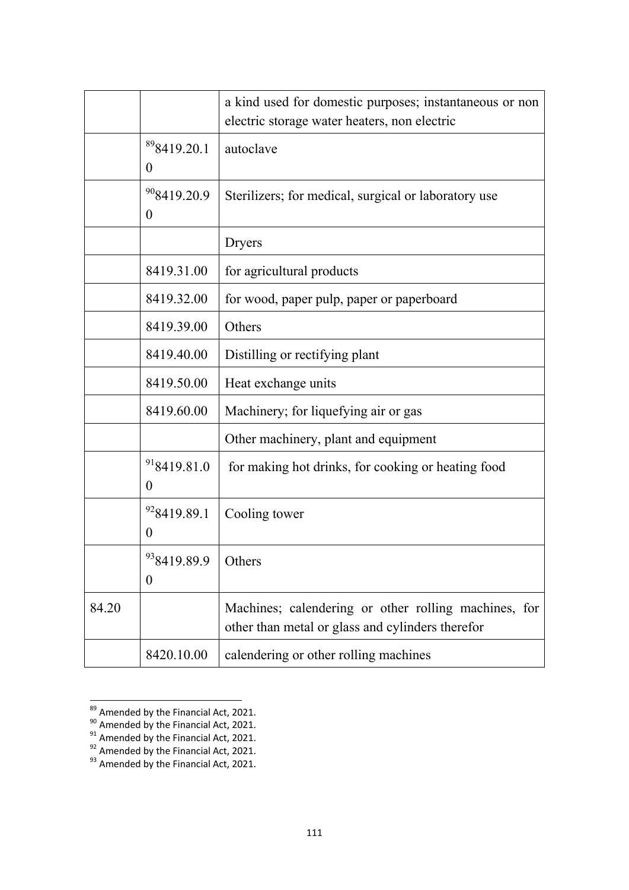| | | |
|---|---|---|
| | | a kind used for domestic purposes; instantaneous or non electric storage water heaters, non electric |
| | [89]8419.20.10 | autoclave |
| | [90]8419.20.90 | Sterilizers; for medical, surgical or laboratory use |
| | | Dryers |
| | 8419.31.00 | for agricultural products |
| | 8419.32.00 | for wood, paper pulp, paper or paperboard |
| | 8419.39.00 | Others |
| | 8419.40.00 | Distilling or rectifying plant |
| | 8419.50.00 | Heat exchange units |
| | 8419.60.00 | Machinery; for liquefying air or gas |
| | | Other machinery, plant and equipment |
| | [91]8419.81.00 | for making hot drinks, for cooking or heating food |
| | [92]8419.89.10 | Cooling tower |
| | [93]8419.89.90 | Others |
| 84.20 | | Machines; calendering or other rolling machines, for other than metal or glass and cylinders therefor |
| | 8420.10.00 | calendering or other rolling machines |

[89] Amended by the Financial Act, 2021.
[90] Amended by the Financial Act, 2021.
[91] Amended by the Financial Act, 2021.
[92] Amended by the Financial Act, 2021.
[93] Amended by the Financial Act, 2021.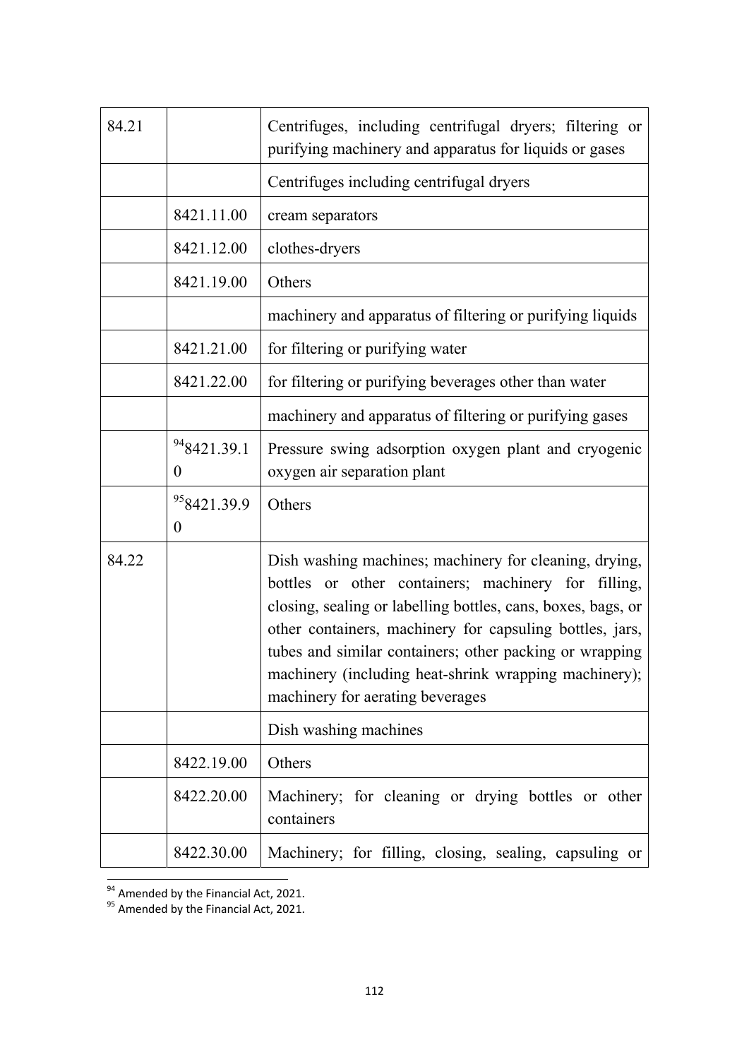| | | |
|---|---|---|
| 84.21 | | Centrifuges, including centrifugal dryers; filtering or purifying machinery and apparatus for liquids or gases |
| | | Centrifuges including centrifugal dryers |
| | 8421.11.00 | cream separators |
| | 8421.12.00 | clothes-dryers |
| | 8421.19.00 | Others |
| | | machinery and apparatus of filtering or purifying liquids |
| | 8421.21.00 | for filtering or purifying water |
| | 8421.22.00 | for filtering or purifying beverages other than water |
| | | machinery and apparatus of filtering or purifying gases |
| | [94]8421.39.10 | Pressure swing adsorption oxygen plant and cryogenic oxygen air separation plant |
| | [95]8421.39.90 | Others |
| 84.22 | | Dish washing machines; machinery for cleaning, drying, bottles or other containers; machinery for filling, closing, sealing or labelling bottles, cans, boxes, bags, or other containers, machinery for capsuling bottles, jars, tubes and similar containers; other packing or wrapping machinery (including heat-shrink wrapping machinery); machinery for aerating beverages |
| | | Dish washing machines |
| | 8422.19.00 | Others |
| | 8422.20.00 | Machinery; for cleaning or drying bottles or other containers |
| | 8422.30.00 | Machinery; for filling, closing, sealing, capsuling or |

[94] Amended by the Financial Act, 2021.

[95] Amended by the Financial Act, 2021.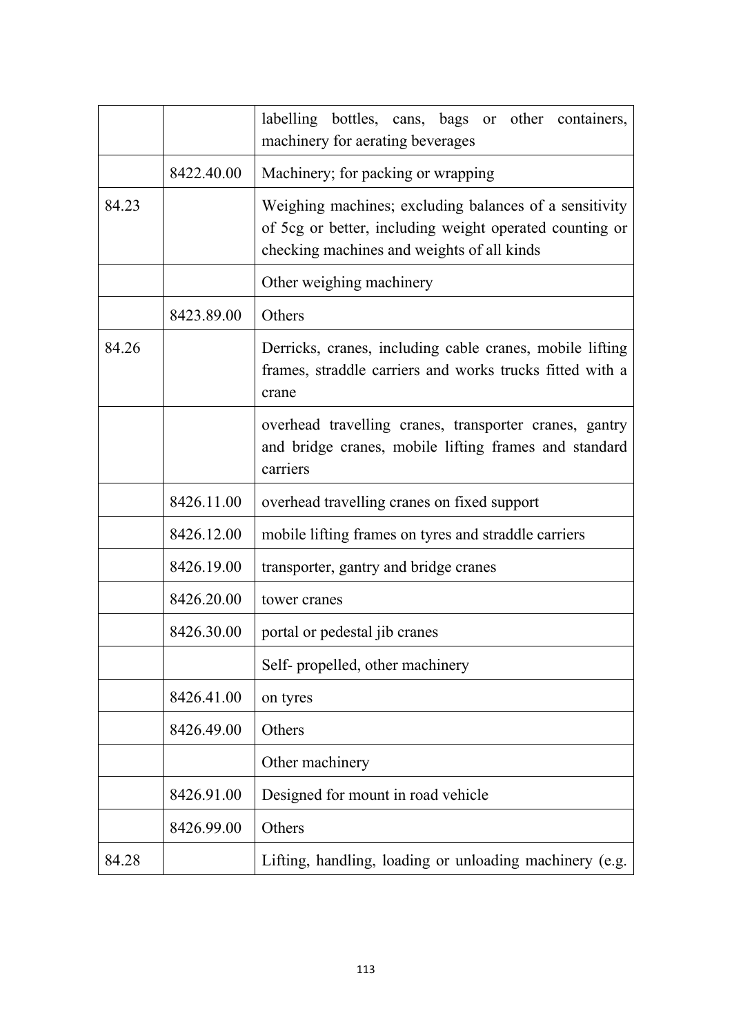| | | |
|---|---|---|
| | | labelling bottles, cans, bags or other containers, machinery for aerating beverages |
| | 8422.40.00 | Machinery; for packing or wrapping |
| 84.23 | | Weighing machines; excluding balances of a sensitivity of 5cg or better, including weight operated counting or checking machines and weights of all kinds |
| | | Other weighing machinery |
| | 8423.89.00 | Others |
| 84.26 | | Derricks, cranes, including cable cranes, mobile lifting frames, straddle carriers and works trucks fitted with a crane |
| | | overhead travelling cranes, transporter cranes, gantry and bridge cranes, mobile lifting frames and standard carriers |
| | 8426.11.00 | overhead travelling cranes on fixed support |
| | 8426.12.00 | mobile lifting frames on tyres and straddle carriers |
| | 8426.19.00 | transporter, gantry and bridge cranes |
| | 8426.20.00 | tower cranes |
| | 8426.30.00 | portal or pedestal jib cranes |
| | | Self- propelled, other machinery |
| | 8426.41.00 | on tyres |
| | 8426.49.00 | Others |
| | | Other machinery |
| | 8426.91.00 | Designed for mount in road vehicle |
| | 8426.99.00 | Others |
| 84.28 | | Lifting, handling, loading or unloading machinery (e.g. |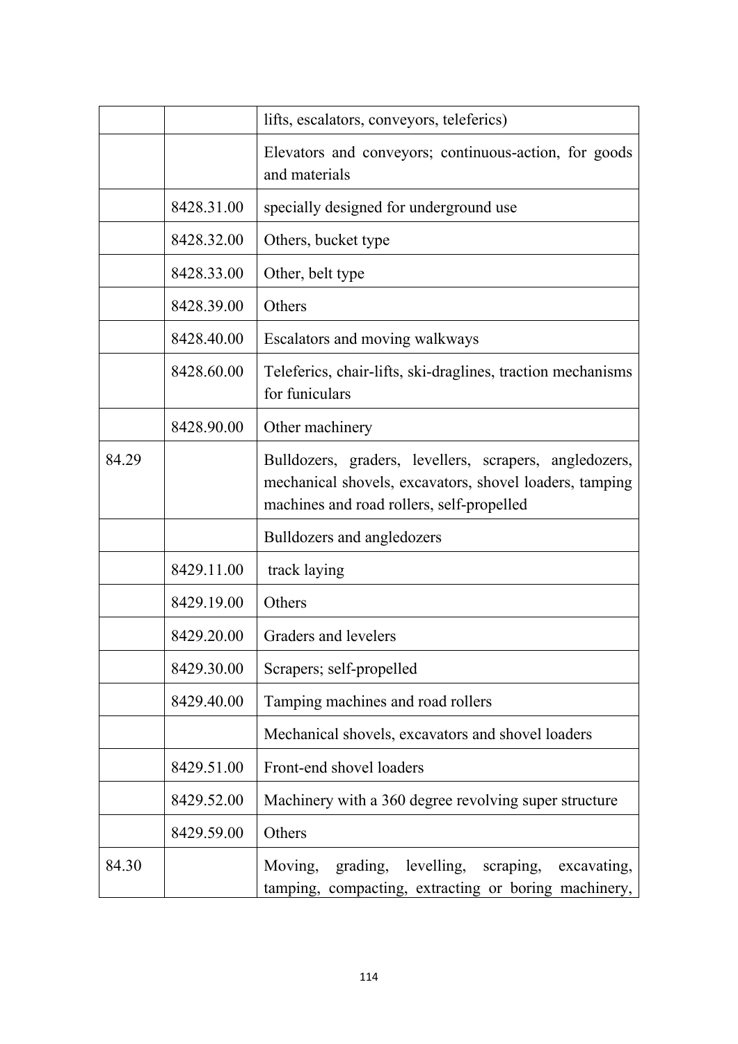| | | |
|---|---|---|
| | | lifts, escalators, conveyors, teleferics) |
| | | Elevators and conveyors; continuous-action, for goods and materials |
| | 8428.31.00 | specially designed for underground use |
| | 8428.32.00 | Others, bucket type |
| | 8428.33.00 | Other, belt type |
| | 8428.39.00 | Others |
| | 8428.40.00 | Escalators and moving walkways |
| | 8428.60.00 | Teleferics, chair-lifts, ski-draglines, traction mechanisms for funiculars |
| | 8428.90.00 | Other machinery |
| 84.29 | | Bulldozers, graders, levellers, scrapers, angledozers, mechanical shovels, excavators, shovel loaders, tamping machines and road rollers, self-propelled |
| | | Bulldozers and angledozers |
| | 8429.11.00 | track laying |
| | 8429.19.00 | Others |
| | 8429.20.00 | Graders and levelers |
| | 8429.30.00 | Scrapers; self-propelled |
| | 8429.40.00 | Tamping machines and road rollers |
| | | Mechanical shovels, excavators and shovel loaders |
| | 8429.51.00 | Front-end shovel loaders |
| | 8429.52.00 | Machinery with a 360 degree revolving super structure |
| | 8429.59.00 | Others |
| 84.30 | | Moving, grading, levelling, scraping, excavating, tamping, compacting, extracting or boring machinery, |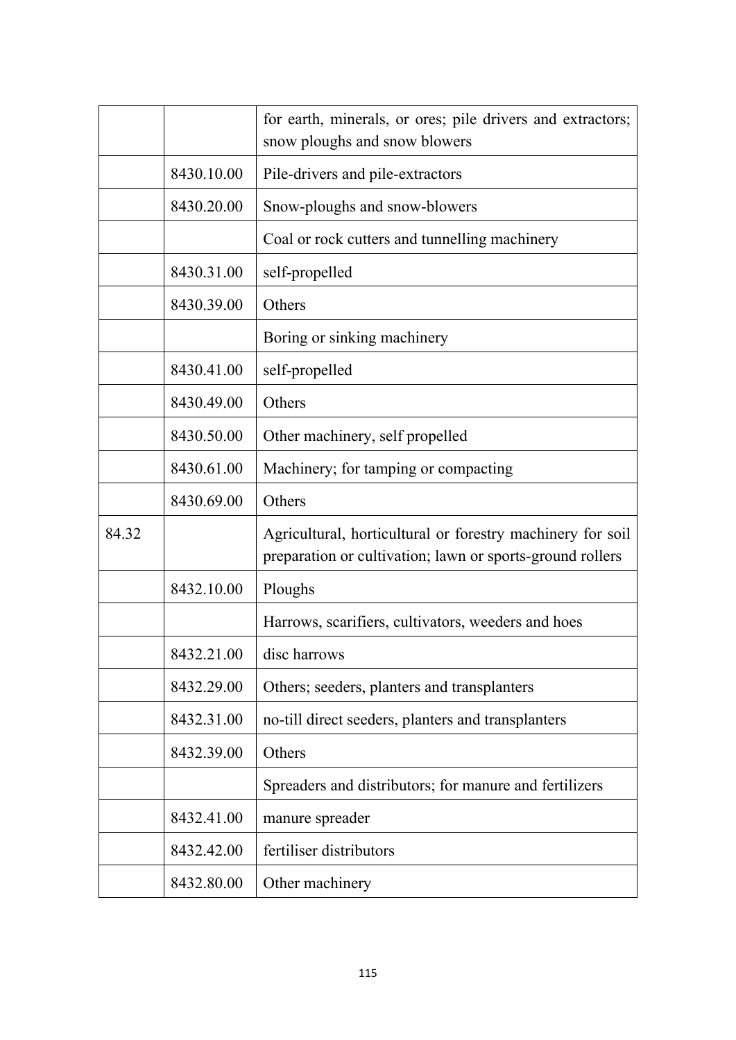| | | |
|---|---|---|
| | | for earth, minerals, or ores; pile drivers and extractors; snow ploughs and snow blowers |
| | 8430.10.00 | Pile-drivers and pile-extractors |
| | 8430.20.00 | Snow-ploughs and snow-blowers |
| | | Coal or rock cutters and tunnelling machinery |
| | 8430.31.00 | self-propelled |
| | 8430.39.00 | Others |
| | | Boring or sinking machinery |
| | 8430.41.00 | self-propelled |
| | 8430.49.00 | Others |
| | 8430.50.00 | Other machinery, self propelled |
| | 8430.61.00 | Machinery; for tamping or compacting |
| | 8430.69.00 | Others |
| 84.32 | | Agricultural, horticultural or forestry machinery for soil preparation or cultivation; lawn or sports-ground rollers |
| | 8432.10.00 | Ploughs |
| | | Harrows, scarifiers, cultivators, weeders and hoes |
| | 8432.21.00 | disc harrows |
| | 8432.29.00 | Others; seeders, planters and transplanters |
| | 8432.31.00 | no-till direct seeders, planters and transplanters |
| | 8432.39.00 | Others |
| | | Spreaders and distributors; for manure and fertilizers |
| | 8432.41.00 | manure spreader |
| | 8432.42.00 | fertiliser distributors |
| | 8432.80.00 | Other machinery |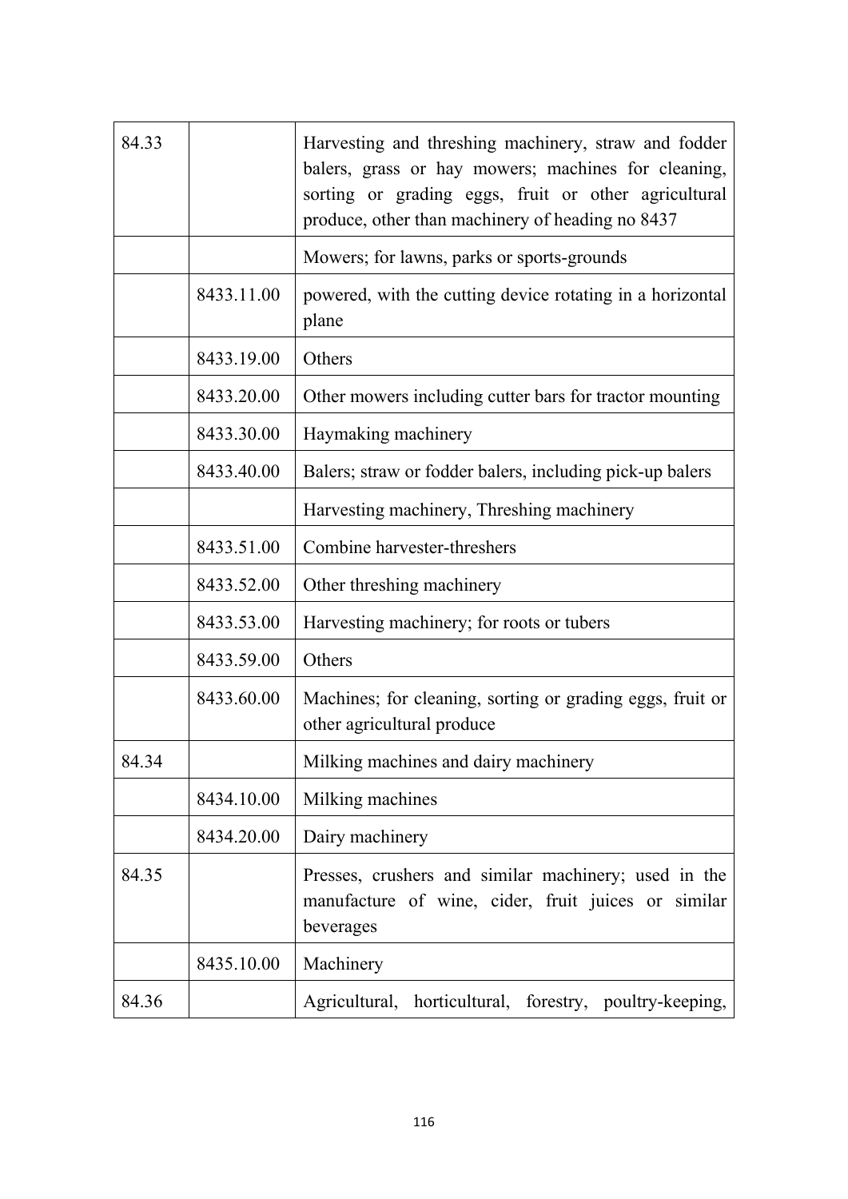| 84.33 | | Harvesting and threshing machinery, straw and fodder balers, grass or hay mowers; machines for cleaning, sorting or grading eggs, fruit or other agricultural produce, other than machinery of heading no 8437 |
|---|---|---|
| | | Mowers; for lawns, parks or sports-grounds |
| | 8433.11.00 | powered, with the cutting device rotating in a horizontal plane |
| | 8433.19.00 | Others |
| | 8433.20.00 | Other mowers including cutter bars for tractor mounting |
| | 8433.30.00 | Haymaking machinery |
| | 8433.40.00 | Balers; straw or fodder balers, including pick-up balers |
| | | Harvesting machinery, Threshing machinery |
| | 8433.51.00 | Combine harvester-threshers |
| | 8433.52.00 | Other threshing machinery |
| | 8433.53.00 | Harvesting machinery; for roots or tubers |
| | 8433.59.00 | Others |
| | 8433.60.00 | Machines; for cleaning, sorting or grading eggs, fruit or other agricultural produce |
| 84.34 | | Milking machines and dairy machinery |
| | 8434.10.00 | Milking machines |
| | 8434.20.00 | Dairy machinery |
| 84.35 | | Presses, crushers and similar machinery; used in the manufacture of wine, cider, fruit juices or similar beverages |
| | 8435.10.00 | Machinery |
| 84.36 | | Agricultural, horticultural, forestry, poultry-keeping, |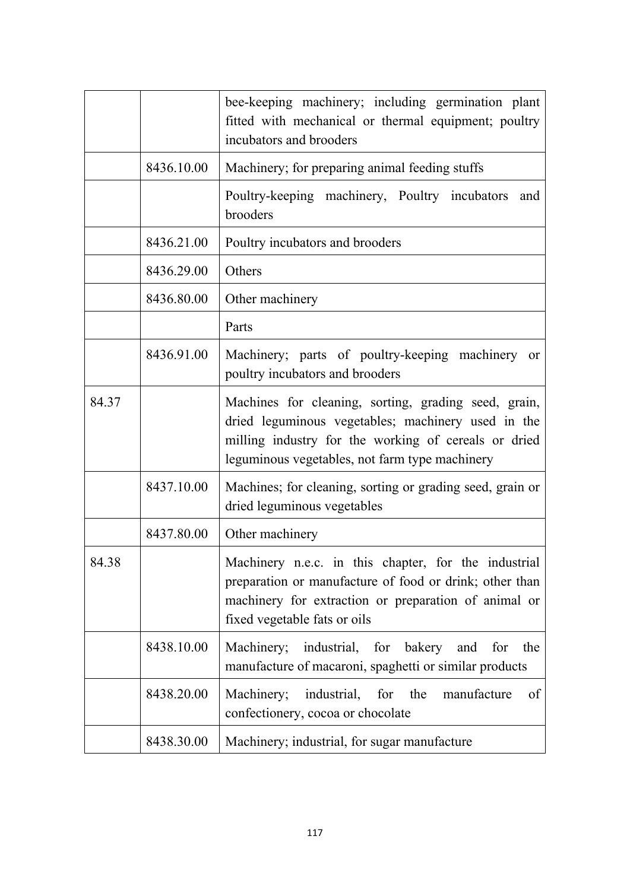| | | bee-keeping machinery; including germination plant fitted with mechanical or thermal equipment; poultry incubators and brooders |
|---|---|---|
| | 8436.10.00 | Machinery; for preparing animal feeding stuffs |
| | | Poultry-keeping machinery, Poultry incubators and brooders |
| | 8436.21.00 | Poultry incubators and brooders |
| | 8436.29.00 | Others |
| | 8436.80.00 | Other machinery |
| | | Parts |
| | 8436.91.00 | Machinery; parts of poultry-keeping machinery or poultry incubators and brooders |
| 84.37 | | Machines for cleaning, sorting, grading seed, grain, dried leguminous vegetables; machinery used in the milling industry for the working of cereals or dried leguminous vegetables, not farm type machinery |
| | 8437.10.00 | Machines; for cleaning, sorting or grading seed, grain or dried leguminous vegetables |
| | 8437.80.00 | Other machinery |
| 84.38 | | Machinery n.e.c. in this chapter, for the industrial preparation or manufacture of food or drink; other than machinery for extraction or preparation of animal or fixed vegetable fats or oils |
| | 8438.10.00 | Machinery; industrial, for bakery and for the manufacture of macaroni, spaghetti or similar products |
| | 8438.20.00 | Machinery; industrial, for the manufacture of confectionery, cocoa or chocolate |
| | 8438.30.00 | Machinery; industrial, for sugar manufacture |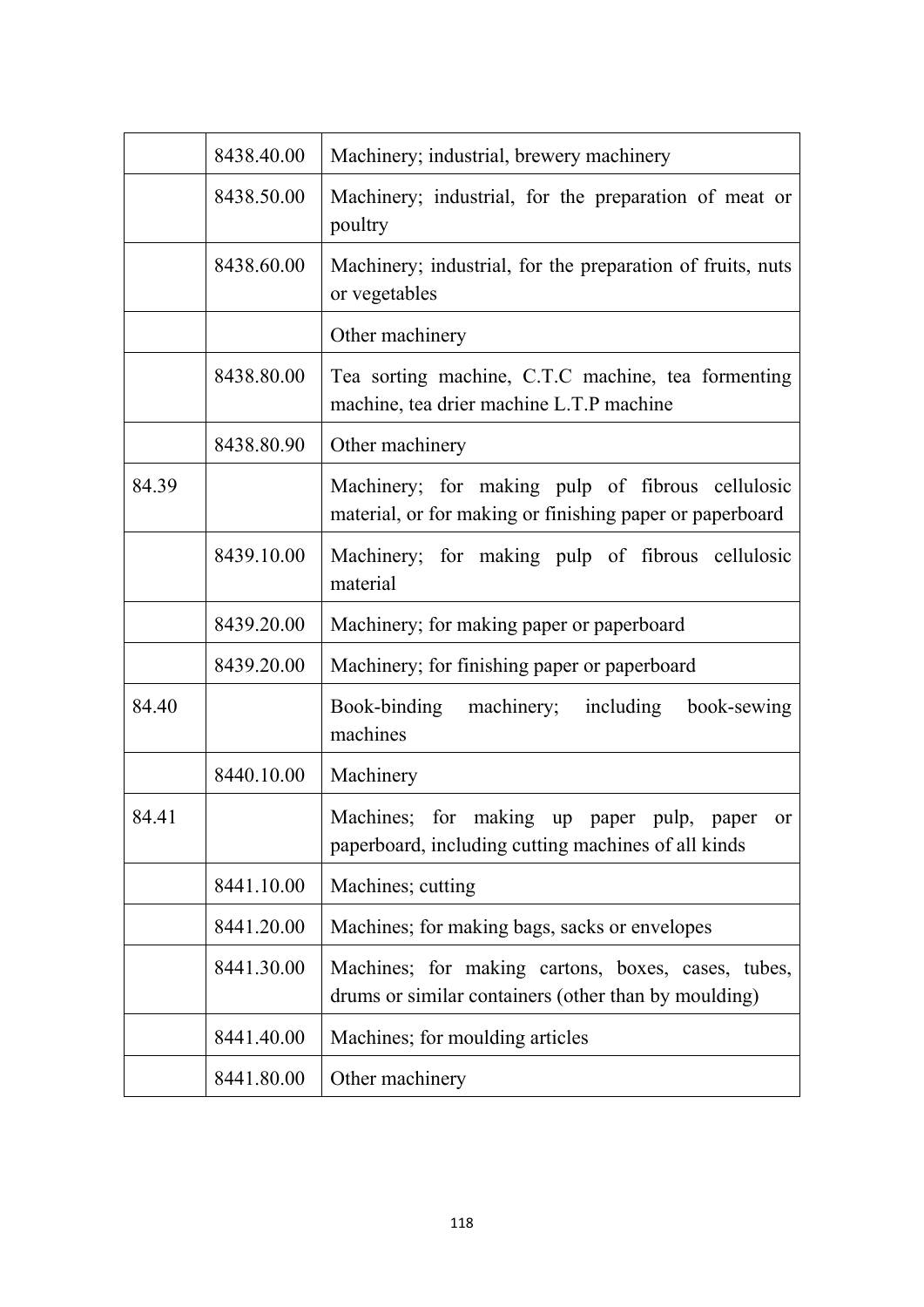| | | |
|---|---|---|
| | 8438.40.00 | Machinery; industrial, brewery machinery |
| | 8438.50.00 | Machinery; industrial, for the preparation of meat or poultry |
| | 8438.60.00 | Machinery; industrial, for the preparation of fruits, nuts or vegetables |
| | | Other machinery |
| | 8438.80.00 | Tea sorting machine, C.T.C machine, tea formenting machine, tea drier machine L.T.P machine |
| | 8438.80.90 | Other machinery |
| 84.39 | | Machinery; for making pulp of fibrous cellulosic material, or for making or finishing paper or paperboard |
| | 8439.10.00 | Machinery; for making pulp of fibrous cellulosic material |
| | 8439.20.00 | Machinery; for making paper or paperboard |
| | 8439.20.00 | Machinery; for finishing paper or paperboard |
| 84.40 | | Book-binding machinery; including book-sewing machines |
| | 8440.10.00 | Machinery |
| 84.41 | | Machines; for making up paper pulp, paper or paperboard, including cutting machines of all kinds |
| | 8441.10.00 | Machines; cutting |
| | 8441.20.00 | Machines; for making bags, sacks or envelopes |
| | 8441.30.00 | Machines; for making cartons, boxes, cases, tubes, drums or similar containers (other than by moulding) |
| | 8441.40.00 | Machines; for moulding articles |
| | 8441.80.00 | Other machinery |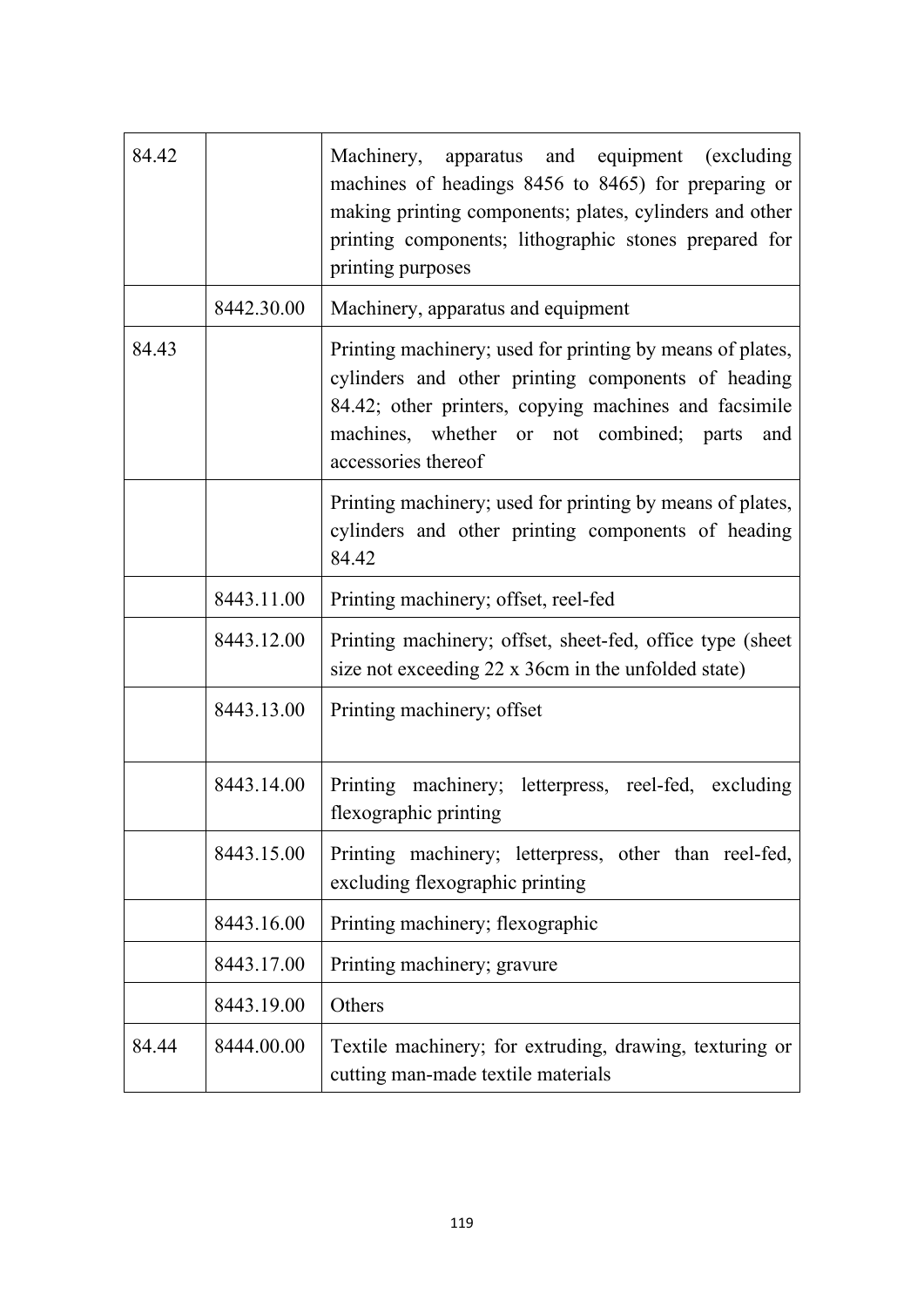| | | |
|---|---|---|
| 84.42 | | Machinery, apparatus and equipment (excluding machines of headings 8456 to 8465) for preparing or making printing components; plates, cylinders and other printing components; lithographic stones prepared for printing purposes |
| | 8442.30.00 | Machinery, apparatus and equipment |
| 84.43 | | Printing machinery; used for printing by means of plates, cylinders and other printing components of heading 84.42; other printers, copying machines and facsimile machines, whether or not combined; parts and accessories thereof |
| | | Printing machinery; used for printing by means of plates, cylinders and other printing components of heading 84.42 |
| | 8443.11.00 | Printing machinery; offset, reel-fed |
| | 8443.12.00 | Printing machinery; offset, sheet-fed, office type (sheet size not exceeding 22 x 36cm in the unfolded state) |
| | 8443.13.00 | Printing machinery; offset |
| | 8443.14.00 | Printing machinery; letterpress, reel-fed, excluding flexographic printing |
| | 8443.15.00 | Printing machinery; letterpress, other than reel-fed, excluding flexographic printing |
| | 8443.16.00 | Printing machinery; flexographic |
| | 8443.17.00 | Printing machinery; gravure |
| | 8443.19.00 | Others |
| 84.44 | 8444.00.00 | Textile machinery; for extruding, drawing, texturing or cutting man-made textile materials |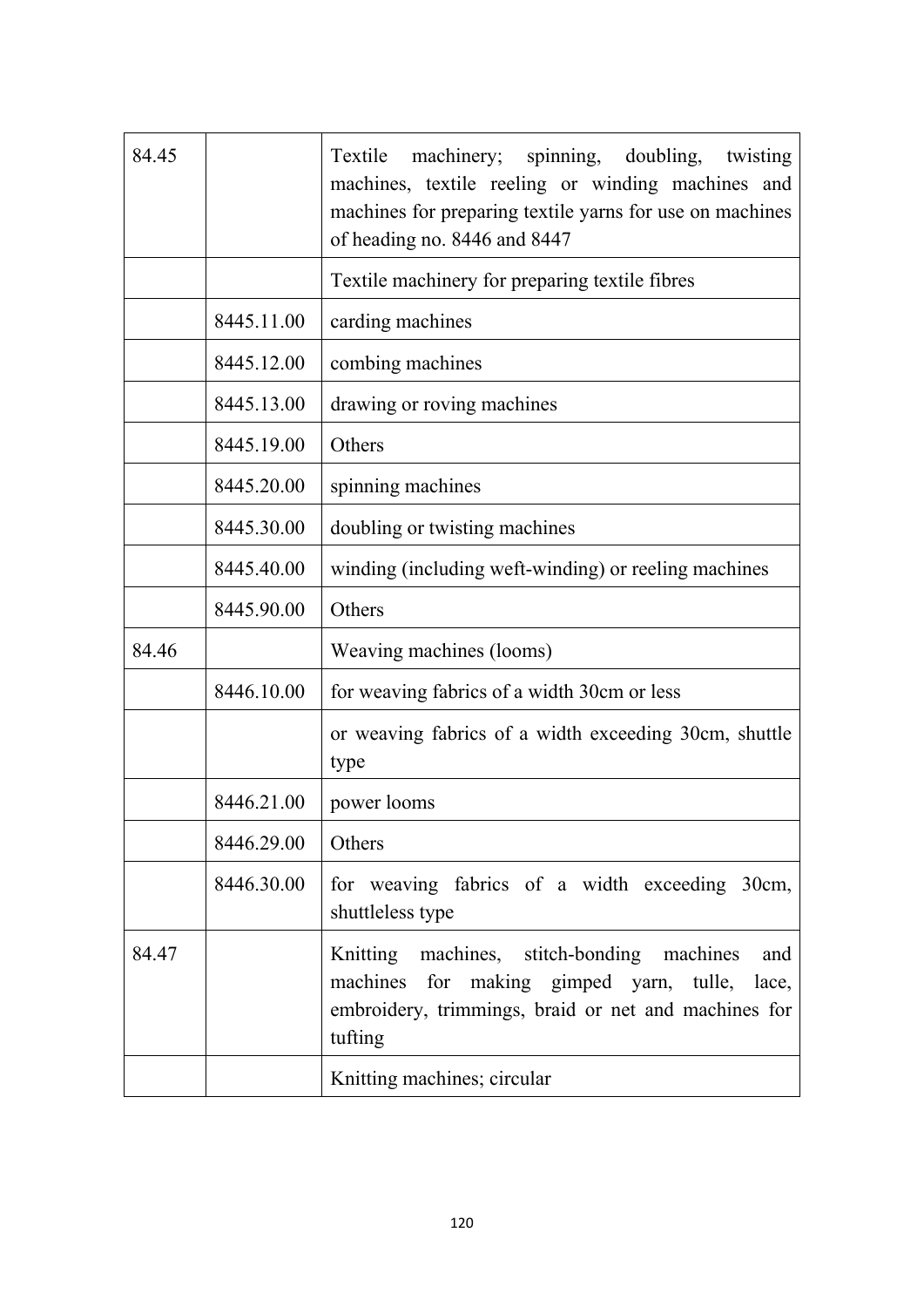| | | |
|---|---|---|
| 84.45 | | Textile machinery; spinning, doubling, twisting machines, textile reeling or winding machines and machines for preparing textile yarns for use on machines of heading no. 8446 and 8447 |
| | | Textile machinery for preparing textile fibres |
| | 8445.11.00 | carding machines |
| | 8445.12.00 | combing machines |
| | 8445.13.00 | drawing or roving machines |
| | 8445.19.00 | Others |
| | 8445.20.00 | spinning machines |
| | 8445.30.00 | doubling or twisting machines |
| | 8445.40.00 | winding (including weft-winding) or reeling machines |
| | 8445.90.00 | Others |
| 84.46 | | Weaving machines (looms) |
| | 8446.10.00 | for weaving fabrics of a width 30cm or less |
| | | or weaving fabrics of a width exceeding 30cm, shuttle type |
| | 8446.21.00 | power looms |
| | 8446.29.00 | Others |
| | 8446.30.00 | for weaving fabrics of a width exceeding 30cm, shuttleless type |
| 84.47 | | Knitting machines, stitch-bonding machines and machines for making gimped yarn, tulle, lace, embroidery, trimmings, braid or net and machines for tufting |
| | | Knitting machines; circular |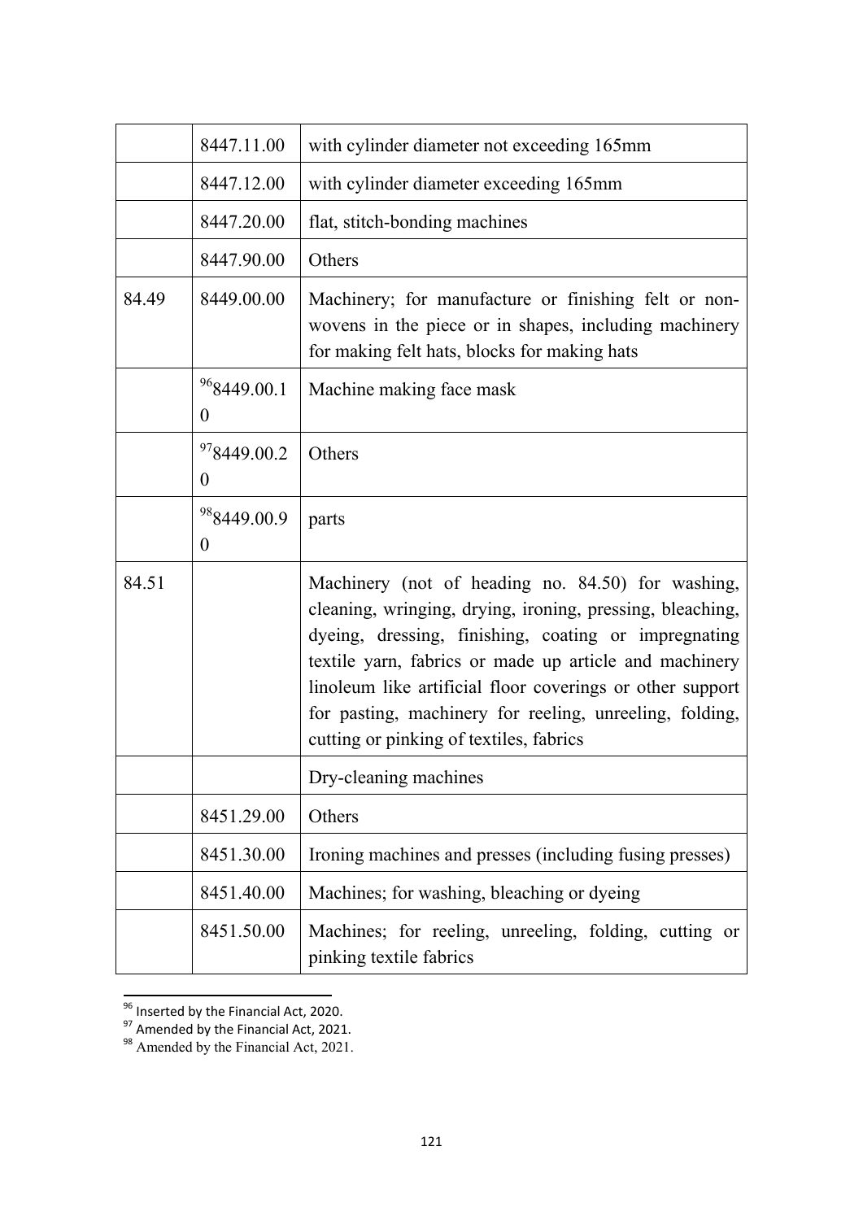|  | 8447.11.00 | with cylinder diameter not exceeding 165mm |
|---|---|---|
|  | 8447.12.00 | with cylinder diameter exceeding 165mm |
|  | 8447.20.00 | flat, stitch-bonding machines |
|  | 8447.90.00 | Others |
| 84.49 | 8449.00.00 | Machinery; for manufacture or finishing felt or non-wovens in the piece or in shapes, including machinery for making felt hats, blocks for making hats |
|  | [96]8449.00.10 | Machine making face mask |
|  | [97]8449.00.20 | Others |
|  | [98]8449.00.90 | parts |
| 84.51 |  | Machinery (not of heading no. 84.50) for washing, cleaning, wringing, drying, ironing, pressing, bleaching, dyeing, dressing, finishing, coating or impregnating textile yarn, fabrics or made up article and machinery linoleum like artificial floor coverings or other support for pasting, machinery for reeling, unreeling, folding, cutting or pinking of textiles, fabrics |
|  |  | Dry-cleaning machines |
|  | 8451.29.00 | Others |
|  | 8451.30.00 | Ironing machines and presses (including fusing presses) |
|  | 8451.40.00 | Machines; for washing, bleaching or dyeing |
|  | 8451.50.00 | Machines; for reeling, unreeling, folding, cutting or pinking textile fabrics |

[96] Inserted by the Financial Act, 2020.
[97] Amended by the Financial Act, 2021.
[98] Amended by the Financial Act, 2021.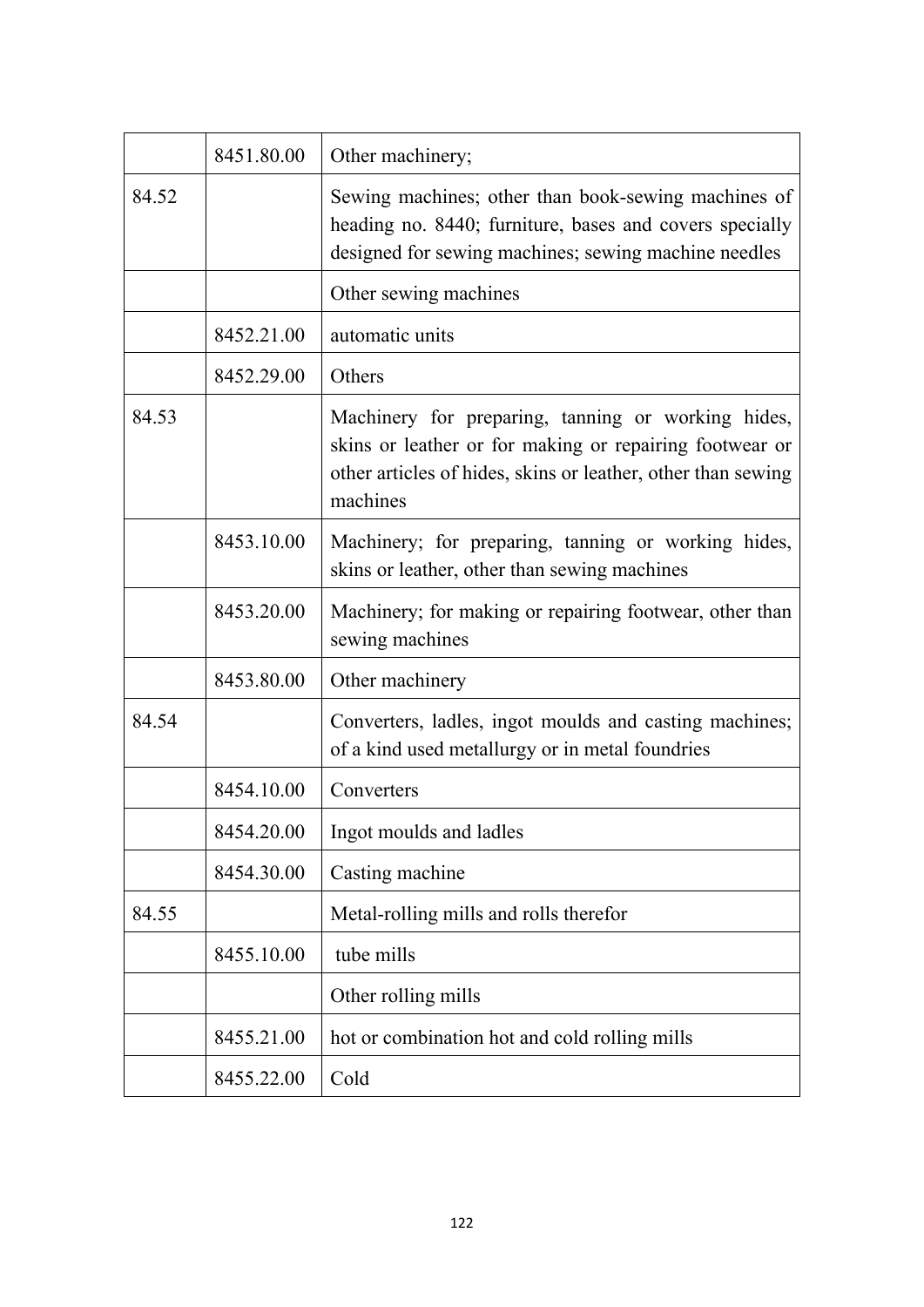| | | |
|---|---|---|
| | 8451.80.00 | Other machinery; |
| 84.52 | | Sewing machines; other than book-sewing machines of heading no. 8440; furniture, bases and covers specially designed for sewing machines; sewing machine needles |
| | | Other sewing machines |
| | 8452.21.00 | automatic units |
| | 8452.29.00 | Others |
| 84.53 | | Machinery for preparing, tanning or working hides, skins or leather or for making or repairing footwear or other articles of hides, skins or leather, other than sewing machines |
| | 8453.10.00 | Machinery; for preparing, tanning or working hides, skins or leather, other than sewing machines |
| | 8453.20.00 | Machinery; for making or repairing footwear, other than sewing machines |
| | 8453.80.00 | Other machinery |
| 84.54 | | Converters, ladles, ingot moulds and casting machines; of a kind used metallurgy or in metal foundries |
| | 8454.10.00 | Converters |
| | 8454.20.00 | Ingot moulds and ladles |
| | 8454.30.00 | Casting machine |
| 84.55 | | Metal-rolling mills and rolls therefor |
| | 8455.10.00 | tube mills |
| | | Other rolling mills |
| | 8455.21.00 | hot or combination hot and cold rolling mills |
| | 8455.22.00 | Cold |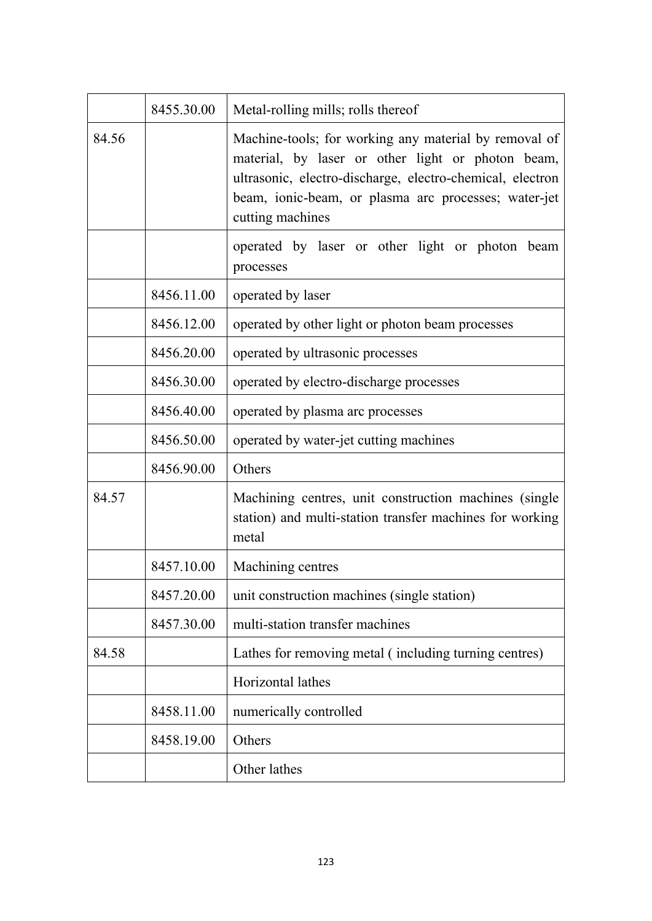| | | |
|---|---|---|
| | 8455.30.00 | Metal-rolling mills; rolls thereof |
| 84.56 | | Machine-tools; for working any material by removal of material, by laser or other light or photon beam, ultrasonic, electro-discharge, electro-chemical, electron beam, ionic-beam, or plasma arc processes; water-jet cutting machines |
| | | operated by laser or other light or photon beam processes |
| | 8456.11.00 | operated by laser |
| | 8456.12.00 | operated by other light or photon beam processes |
| | 8456.20.00 | operated by ultrasonic processes |
| | 8456.30.00 | operated by electro-discharge processes |
| | 8456.40.00 | operated by plasma arc processes |
| | 8456.50.00 | operated by water-jet cutting machines |
| | 8456.90.00 | Others |
| 84.57 | | Machining centres, unit construction machines (single station) and multi-station transfer machines for working metal |
| | 8457.10.00 | Machining centres |
| | 8457.20.00 | unit construction machines (single station) |
| | 8457.30.00 | multi-station transfer machines |
| 84.58 | | Lathes for removing metal ( including turning centres) |
| | | Horizontal lathes |
| | 8458.11.00 | numerically controlled |
| | 8458.19.00 | Others |
| | | Other lathes |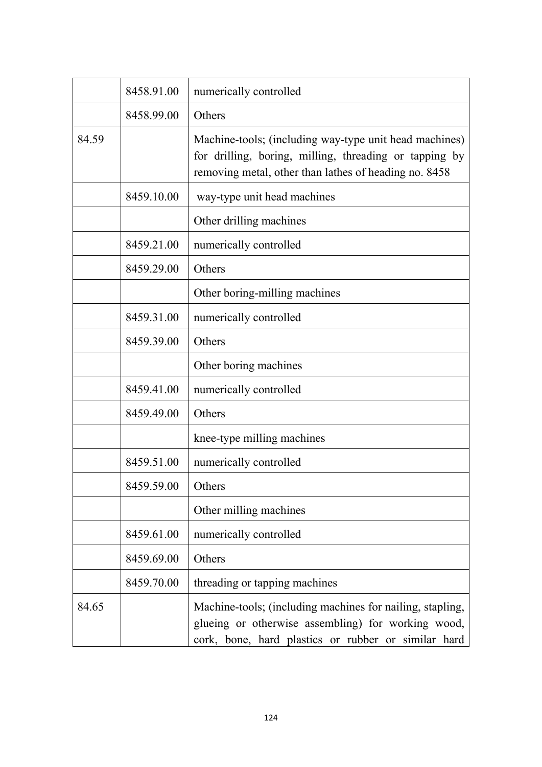| | | |
|---|---|---|
| | 8458.91.00 | numerically controlled |
| | 8458.99.00 | Others |
| 84.59 | | Machine-tools; (including way-type unit head machines) for drilling, boring, milling, threading or tapping by removing metal, other than lathes of heading no. 8458 |
| | 8459.10.00 | way-type unit head machines |
| | | Other drilling machines |
| | 8459.21.00 | numerically controlled |
| | 8459.29.00 | Others |
| | | Other boring-milling machines |
| | 8459.31.00 | numerically controlled |
| | 8459.39.00 | Others |
| | | Other boring machines |
| | 8459.41.00 | numerically controlled |
| | 8459.49.00 | Others |
| | | knee-type milling machines |
| | 8459.51.00 | numerically controlled |
| | 8459.59.00 | Others |
| | | Other milling machines |
| | 8459.61.00 | numerically controlled |
| | 8459.69.00 | Others |
| | 8459.70.00 | threading or tapping machines |
| 84.65 | | Machine-tools; (including machines for nailing, stapling, glueing or otherwise assembling) for working wood, cork, bone, hard plastics or rubber or similar hard |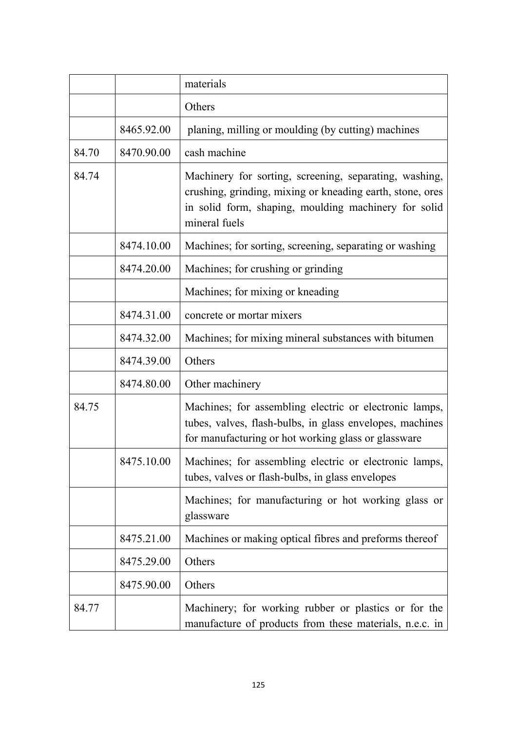| | | materials |
|---|---|---|
| | | Others |
| | 8465.92.00 | planing, milling or moulding (by cutting) machines |
| 84.70 | 8470.90.00 | cash machine |
| 84.74 | | Machinery for sorting, screening, separating, washing, crushing, grinding, mixing or kneading earth, stone, ores in solid form, shaping, moulding machinery for solid mineral fuels |
| | 8474.10.00 | Machines; for sorting, screening, separating or washing |
| | 8474.20.00 | Machines; for crushing or grinding |
| | | Machines; for mixing or kneading |
| | 8474.31.00 | concrete or mortar mixers |
| | 8474.32.00 | Machines; for mixing mineral substances with bitumen |
| | 8474.39.00 | Others |
| | 8474.80.00 | Other machinery |
| 84.75 | | Machines; for assembling electric or electronic lamps, tubes, valves, flash-bulbs, in glass envelopes, machines for manufacturing or hot working glass or glassware |
| | 8475.10.00 | Machines; for assembling electric or electronic lamps, tubes, valves or flash-bulbs, in glass envelopes |
| | | Machines; for manufacturing or hot working glass or glassware |
| | 8475.21.00 | Machines or making optical fibres and preforms thereof |
| | 8475.29.00 | Others |
| | 8475.90.00 | Others |
| 84.77 | | Machinery; for working rubber or plastics or for the manufacture of products from these materials, n.e.c. in |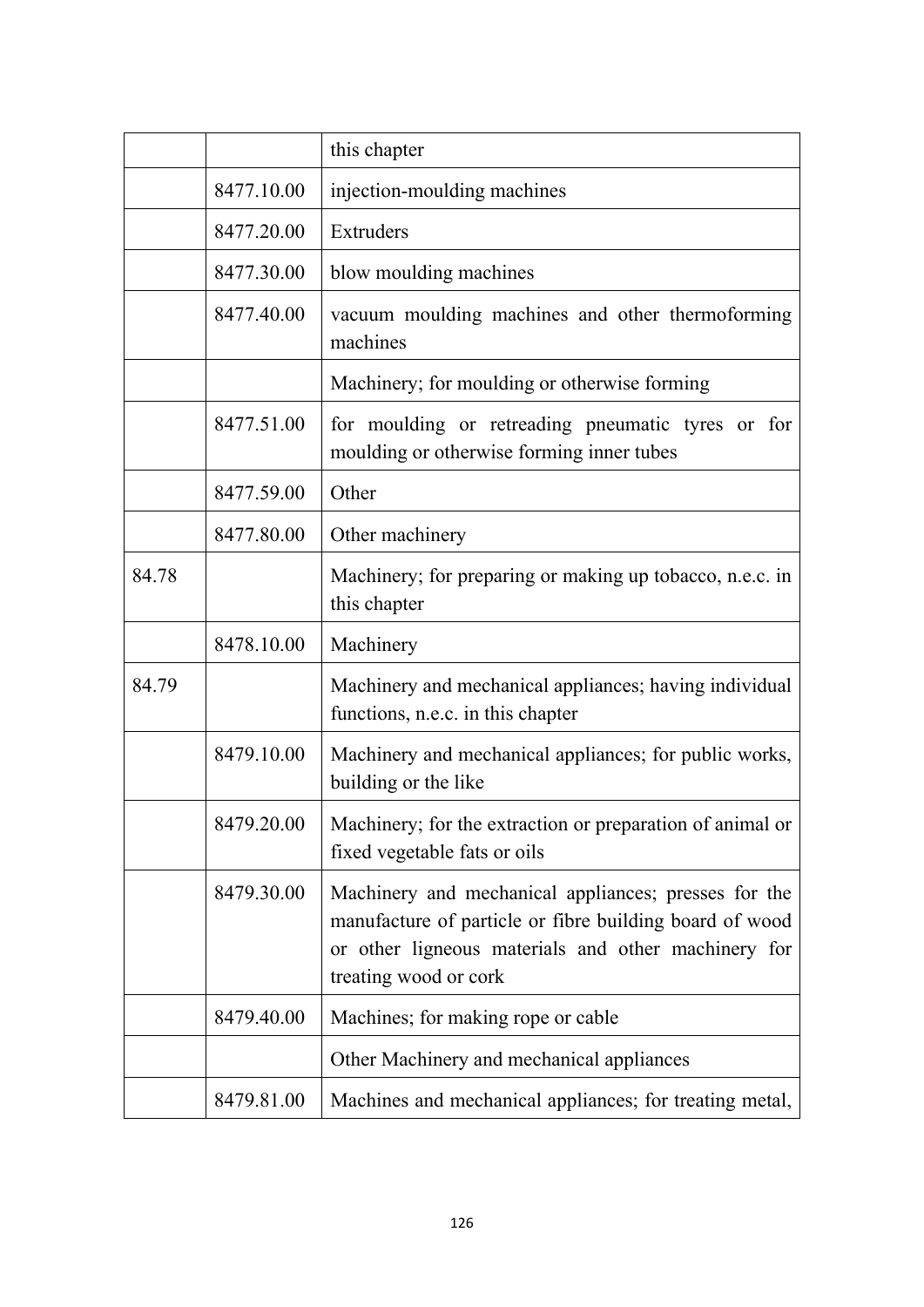| | | this chapter |
|---|---|---|
| | 8477.10.00 | injection-moulding machines |
| | 8477.20.00 | Extruders |
| | 8477.30.00 | blow moulding machines |
| | 8477.40.00 | vacuum moulding machines and other thermoforming machines |
| | | Machinery; for moulding or otherwise forming |
| | 8477.51.00 | for moulding or retreading pneumatic tyres or for moulding or otherwise forming inner tubes |
| | 8477.59.00 | Other |
| | 8477.80.00 | Other machinery |
| 84.78 | | Machinery; for preparing or making up tobacco, n.e.c. in this chapter |
| | 8478.10.00 | Machinery |
| 84.79 | | Machinery and mechanical appliances; having individual functions, n.e.c. in this chapter |
| | 8479.10.00 | Machinery and mechanical appliances; for public works, building or the like |
| | 8479.20.00 | Machinery; for the extraction or preparation of animal or fixed vegetable fats or oils |
| | 8479.30.00 | Machinery and mechanical appliances; presses for the manufacture of particle or fibre building board of wood or other ligneous materials and other machinery for treating wood or cork |
| | 8479.40.00 | Machines; for making rope or cable |
| | | Other Machinery and mechanical appliances |
| | 8479.81.00 | Machines and mechanical appliances; for treating metal, |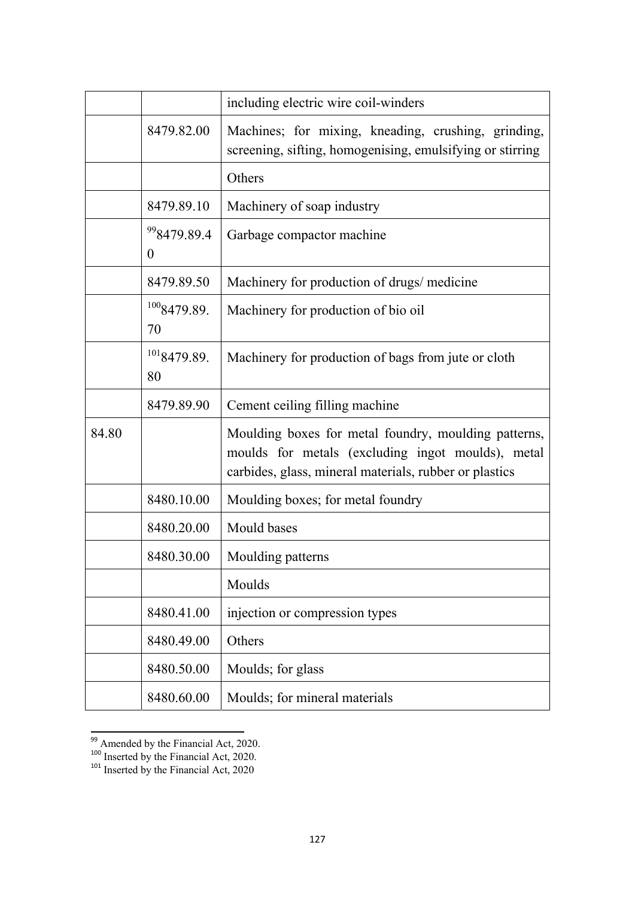| | | |
|---|---|---|
| | | including electric wire coil-winders |
| | 8479.82.00 | Machines; for mixing, kneading, crushing, grinding, screening, sifting, homogenising, emulsifying or stirring |
| | | Others |
| | 8479.89.10 | Machinery of soap industry |
| | [99]8479.89.40 | Garbage compactor machine |
| | 8479.89.50 | Machinery for production of drugs/ medicine |
| | [100]8479.89.70 | Machinery for production of bio oil |
| | [101]8479.89.80 | Machinery for production of bags from jute or cloth |
| | 8479.89.90 | Cement ceiling filling machine |
| 84.80 | | Moulding boxes for metal foundry, moulding patterns, moulds for metals (excluding ingot moulds), metal carbides, glass, mineral materials, rubber or plastics |
| | 8480.10.00 | Moulding boxes; for metal foundry |
| | 8480.20.00 | Mould bases |
| | 8480.30.00 | Moulding patterns |
| | | Moulds |
| | 8480.41.00 | injection or compression types |
| | 8480.49.00 | Others |
| | 8480.50.00 | Moulds; for glass |
| | 8480.60.00 | Moulds; for mineral materials |

[99] Amended by the Financial Act, 2020.
[100] Inserted by the Financial Act, 2020.
[101] Inserted by the Financial Act, 2020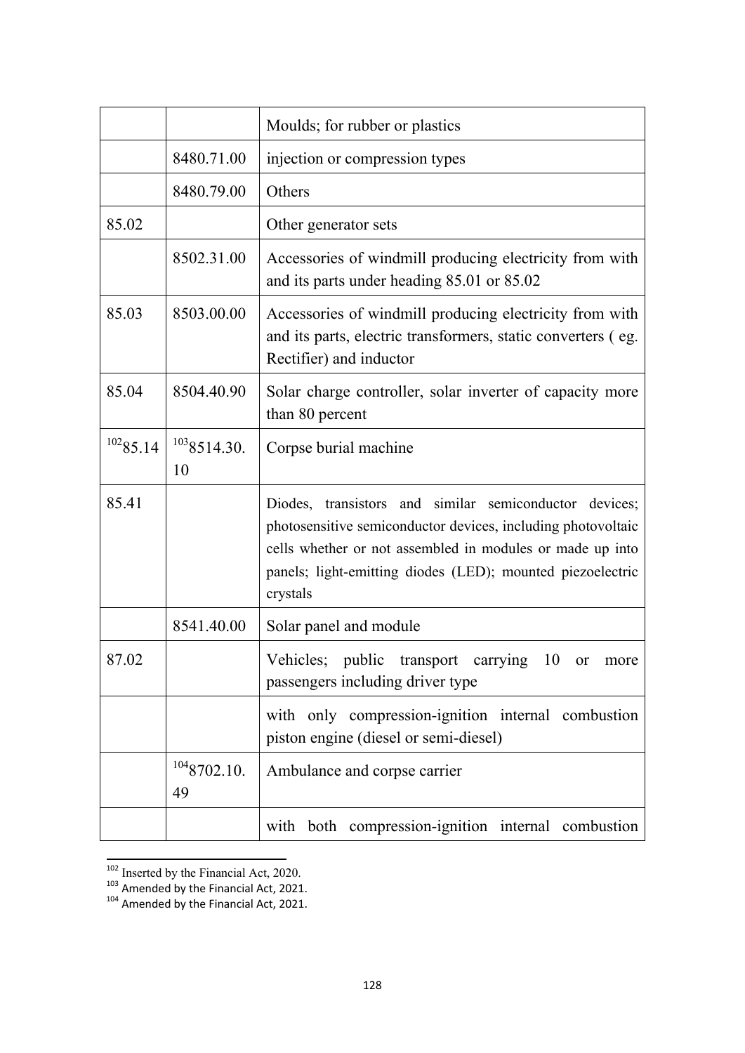| | | |
|---|---|---|
| | | Moulds; for rubber or plastics |
| | 8480.71.00 | injection or compression types |
| | 8480.79.00 | Others |
| 85.02 | | Other generator sets |
| | 8502.31.00 | Accessories of windmill producing electricity from with and its parts under heading 85.01 or 85.02 |
| 85.03 | 8503.00.00 | Accessories of windmill producing electricity from with and its parts, electric transformers, static converters ( eg. Rectifier) and inductor |
| 85.04 | 8504.40.90 | Solar charge controller, solar inverter of capacity more than 80 percent |
| [102]85.14 | [103]8514.30.10 | Corpse burial machine |
| 85.41 | | Diodes, transistors and similar semiconductor devices; photosensitive semiconductor devices, including photovoltaic cells whether or not assembled in modules or made up into panels; light-emitting diodes (LED); mounted piezoelectric crystals |
| | 8541.40.00 | Solar panel and module |
| 87.02 | | Vehicles; public transport carrying 10 or more passengers including driver type |
| | | with only compression-ignition internal combustion piston engine (diesel or semi-diesel) |
| | [104]8702.10.49 | Ambulance and corpse carrier |
| | | with both compression-ignition internal combustion |

[102] Inserted by the Financial Act, 2020.
[103] Amended by the Financial Act, 2021.
[104] Amended by the Financial Act, 2021.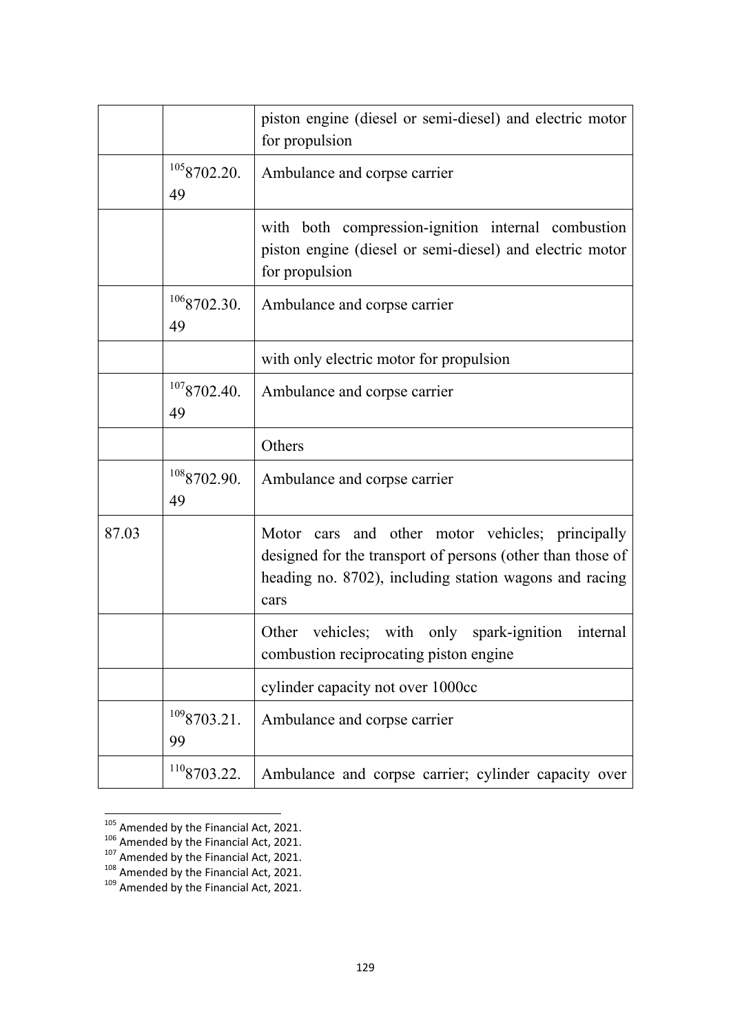| | | |
|---|---|---|
| | | piston engine (diesel or semi-diesel) and electric motor for propulsion |
| | [105]8702.20.49 | Ambulance and corpse carrier |
| | | with both compression-ignition internal combustion piston engine (diesel or semi-diesel) and electric motor for propulsion |
| | [106]8702.30.49 | Ambulance and corpse carrier |
| | | with only electric motor for propulsion |
| | [107]8702.40.49 | Ambulance and corpse carrier |
| | | Others |
| | [108]8702.90.49 | Ambulance and corpse carrier |
| 87.03 | | Motor cars and other motor vehicles; principally designed for the transport of persons (other than those of heading no. 8702), including station wagons and racing cars |
| | | Other vehicles; with only spark-ignition internal combustion reciprocating piston engine |
| | | cylinder capacity not over 1000cc |
| | [109]8703.21.99 | Ambulance and corpse carrier |
| | [110]8703.22. | Ambulance and corpse carrier; cylinder capacity over |

[105] Amended by the Financial Act, 2021.
[106] Amended by the Financial Act, 2021.
[107] Amended by the Financial Act, 2021.
[108] Amended by the Financial Act, 2021.
[109] Amended by the Financial Act, 2021.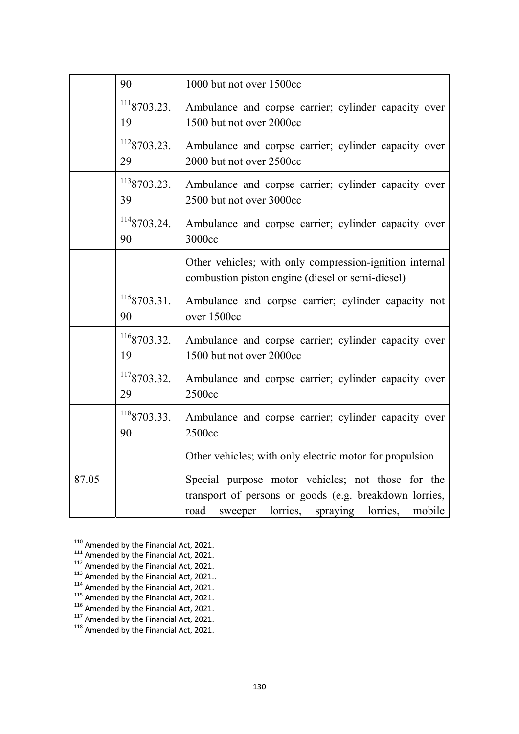| | | |
|---|---|---|
| | 90 | 1000 but not over 1500cc |
| | [111]8703.23.19 | Ambulance and corpse carrier; cylinder capacity over 1500 but not over 2000cc |
| | [112]8703.23.29 | Ambulance and corpse carrier; cylinder capacity over 2000 but not over 2500cc |
| | [113]8703.23.39 | Ambulance and corpse carrier; cylinder capacity over 2500 but not over 3000cc |
| | [114]8703.24.90 | Ambulance and corpse carrier; cylinder capacity over 3000cc |
| | | Other vehicles; with only compression-ignition internal combustion piston engine (diesel or semi-diesel) |
| | [115]8703.31.90 | Ambulance and corpse carrier; cylinder capacity not over 1500cc |
| | [116]8703.32.19 | Ambulance and corpse carrier; cylinder capacity over 1500 but not over 2000cc |
| | [117]8703.32.29 | Ambulance and corpse carrier; cylinder capacity over 2500cc |
| | [118]8703.33.90 | Ambulance and corpse carrier; cylinder capacity over 2500cc |
| | | Other vehicles; with only electric motor for propulsion |
| 87.05 | | Special purpose motor vehicles; not those for the transport of persons or goods (e.g. breakdown lorries, road sweeper lorries, spraying lorries, mobile |

[110] Amended by the Financial Act, 2021.
[111] Amended by the Financial Act, 2021.
[112] Amended by the Financial Act, 2021.
[113] Amended by the Financial Act, 2021..
[114] Amended by the Financial Act, 2021.
[115] Amended by the Financial Act, 2021.
[116] Amended by the Financial Act, 2021.
[117] Amended by the Financial Act, 2021.
[118] Amended by the Financial Act, 2021.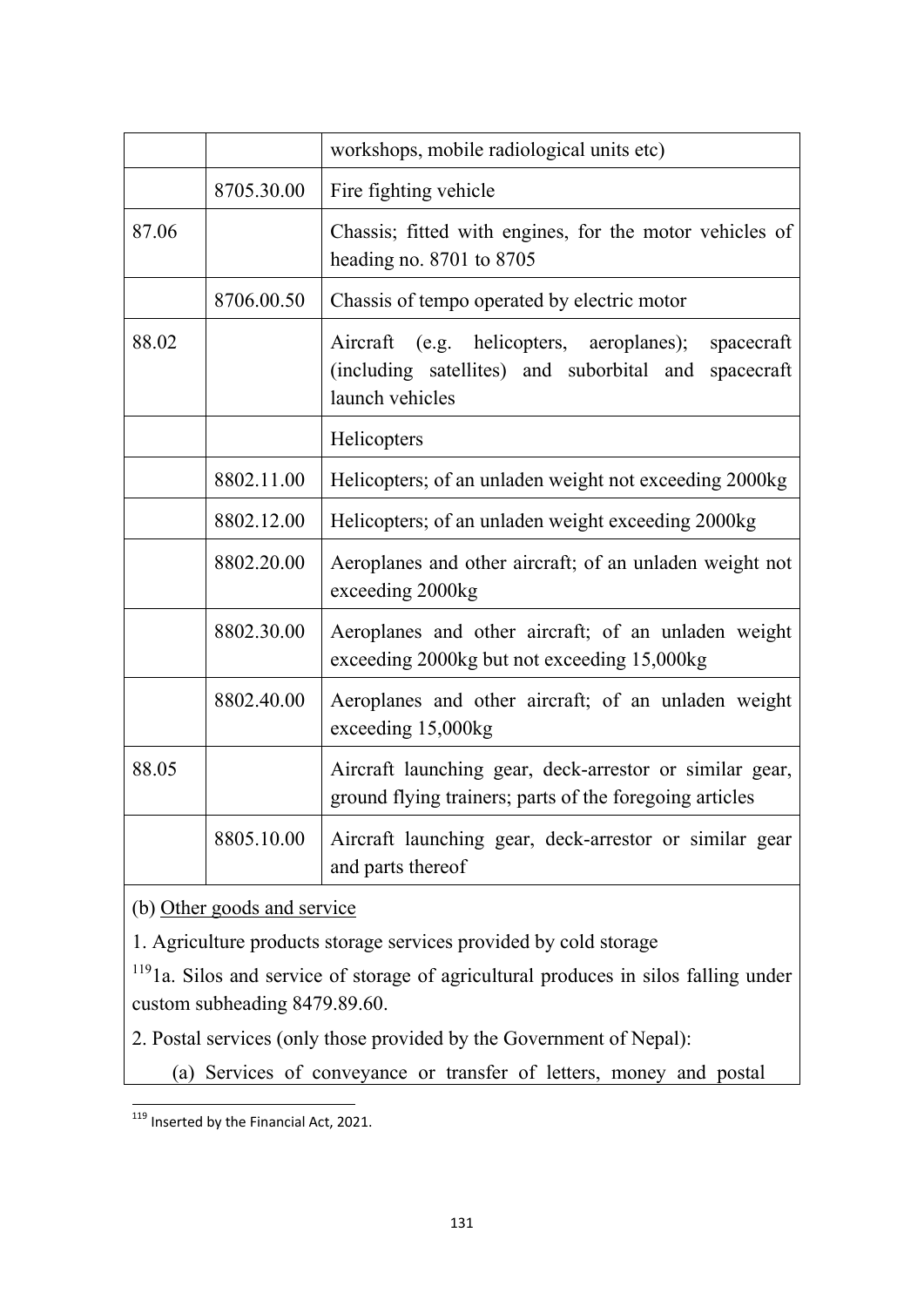| | | workshops, mobile radiological units etc) |
|---|---|---|
| | 8705.30.00 | Fire fighting vehicle |
| 87.06 | | Chassis; fitted with engines, for the motor vehicles of heading no. 8701 to 8705 |
| | 8706.00.50 | Chassis of tempo operated by electric motor |
| 88.02 | | Aircraft (e.g. helicopters, aeroplanes); spacecraft (including satellites) and suborbital and spacecraft launch vehicles |
| | | Helicopters |
| | 8802.11.00 | Helicopters; of an unladen weight not exceeding 2000kg |
| | 8802.12.00 | Helicopters; of an unladen weight exceeding 2000kg |
| | 8802.20.00 | Aeroplanes and other aircraft; of an unladen weight not exceeding 2000kg |
| | 8802.30.00 | Aeroplanes and other aircraft; of an unladen weight exceeding 2000kg but not exceeding 15,000kg |
| | 8802.40.00 | Aeroplanes and other aircraft; of an unladen weight exceeding 15,000kg |
| 88.05 | | Aircraft launching gear, deck-arrestor or similar gear, ground flying trainers; parts of the foregoing articles |
| | 8805.10.00 | Aircraft launching gear, deck-arrestor or similar gear and parts thereof |

(b) Other goods and service

1. Agriculture products storage services provided by cold storage

[119]1a. Silos and service of storage of agricultural produces in silos falling under custom subheading 8479.89.60.

2. Postal services (only those provided by the Government of Nepal):

(a) Services of conveyance or transfer of letters, money and postal

---

[119] Inserted by the Financial Act, 2021.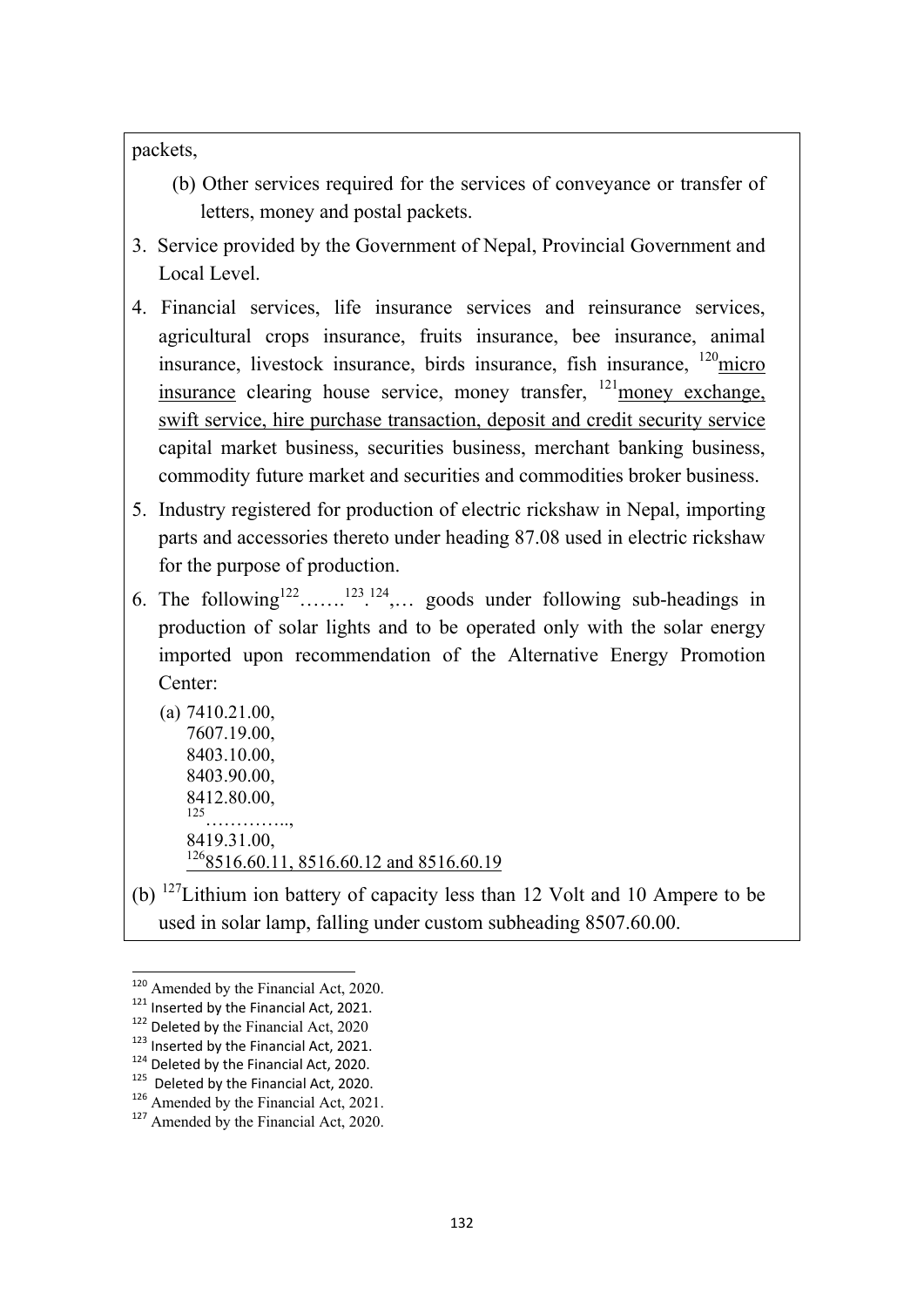packets,

(b) Other services required for the services of conveyance or transfer of letters, money and postal packets.

3. Service provided by the Government of Nepal, Provincial Government and Local Level.

4. Financial services, life insurance services and reinsurance services, agricultural crops insurance, fruits insurance, bee insurance, animal insurance, livestock insurance, birds insurance, fish insurance, [120]micro insurance clearing house service, money transfer, [121]money exchange, swift service, hire purchase transaction, deposit and credit security service capital market business, securities business, merchant banking business, commodity future market and securities and commodities broker business.

5. Industry registered for production of electric rickshaw in Nepal, importing parts and accessories thereto under heading 87.08 used in electric rickshaw for the purpose of production.

6. The following[122]…….[123].[124],… goods under following sub-headings in production of solar lights and to be operated only with the solar energy imported upon recommendation of the Alternative Energy Promotion Center:

   (a) 7410.21.00,
   7607.19.00,
   8403.10.00,
   8403.90.00,
   8412.80.00,
   [125]…………..,
   8419.31.00,
   [126]8516.60.11, 8516.60.12 and 8516.60.19

(b) [127]Lithium ion battery of capacity less than 12 Volt and 10 Ampere to be used in solar lamp, falling under custom subheading 8507.60.00.

---

[120] Amended by the Financial Act, 2020.
[121] Inserted by the Financial Act, 2021.
[122] Deleted by the Financial Act, 2020
[123] Inserted by the Financial Act, 2021.
[124] Deleted by the Financial Act, 2020.
[125] Deleted by the Financial Act, 2020.
[126] Amended by the Financial Act, 2021.
[127] Amended by the Financial Act, 2020.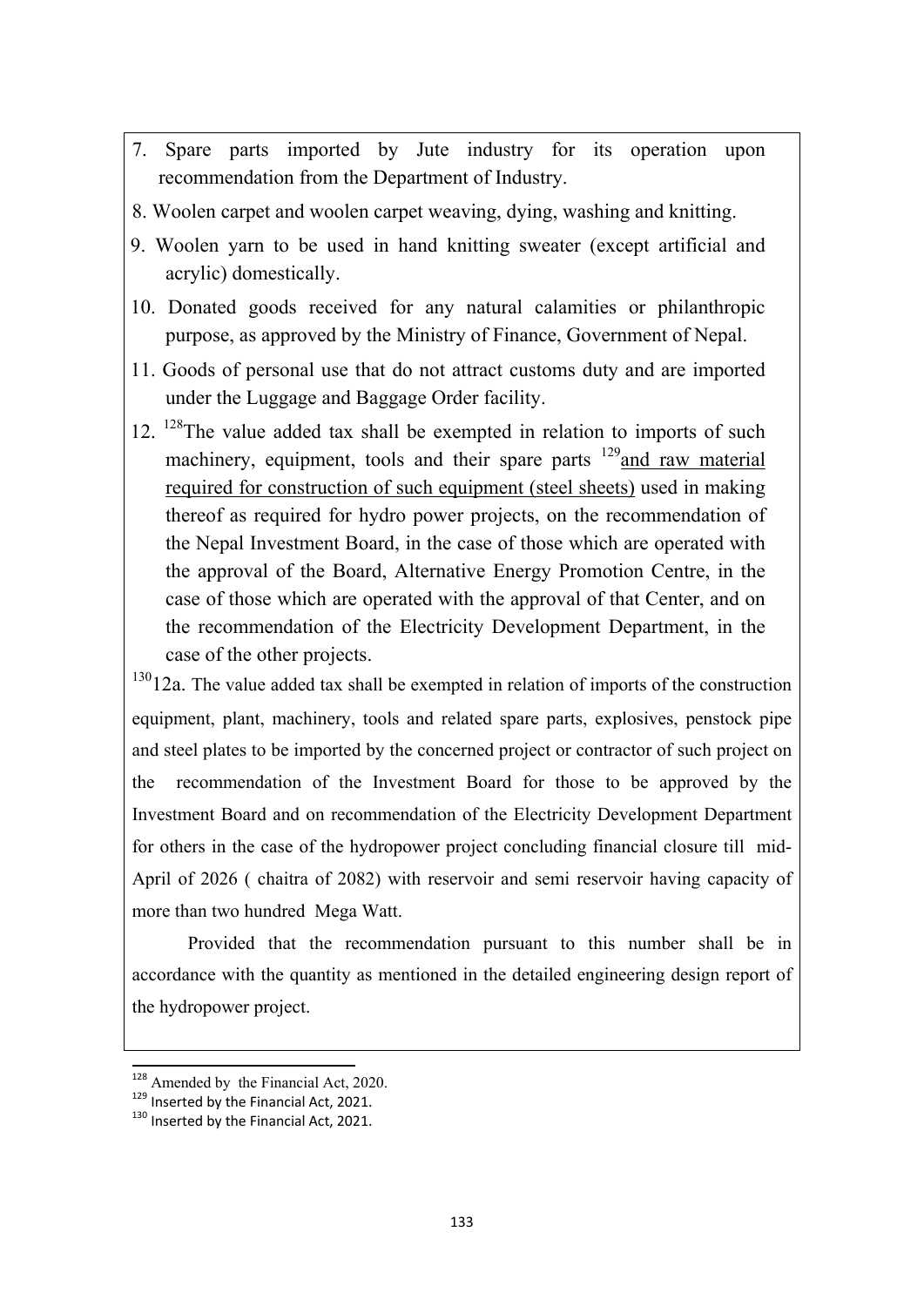7. Spare parts imported by Jute industry for its operation upon recommendation from the Department of Industry.
8. Woolen carpet and woolen carpet weaving, dying, washing and knitting.
9. Woolen yarn to be used in hand knitting sweater (except artificial and acrylic) domestically.
10. Donated goods received for any natural calamities or philanthropic purpose, as approved by the Ministry of Finance, Government of Nepal.
11. Goods of personal use that do not attract customs duty and are imported under the Luggage and Baggage Order facility.
12. [128]The value added tax shall be exempted in relation to imports of such machinery, equipment, tools and their spare parts [129]<u>and raw material required for construction of such equipment (steel sheets)</u> used in making thereof as required for hydro power projects, on the recommendation of the Nepal Investment Board, in the case of those which are operated with the approval of the Board, Alternative Energy Promotion Centre, in the case of those which are operated with the approval of that Center, and on the recommendation of the Electricity Development Department, in the case of the other projects.

[130]12a. The value added tax shall be exempted in relation of imports of the construction equipment, plant, machinery, tools and related spare parts, explosives, penstock pipe and steel plates to be imported by the concerned project or contractor of such project on the recommendation of the Investment Board for those to be approved by the Investment Board and on recommendation of the Electricity Development Department for others in the case of the hydropower project concluding financial closure till mid-April of 2026 ( chaitra of 2082) with reservoir and semi reservoir having capacity of more than two hundred Mega Watt.

Provided that the recommendation pursuant to this number shall be in accordance with the quantity as mentioned in the detailed engineering design report of the hydropower project.

---

[128] Amended by the Financial Act, 2020.

[129] Inserted by the Financial Act, 2021.

[130] Inserted by the Financial Act, 2021.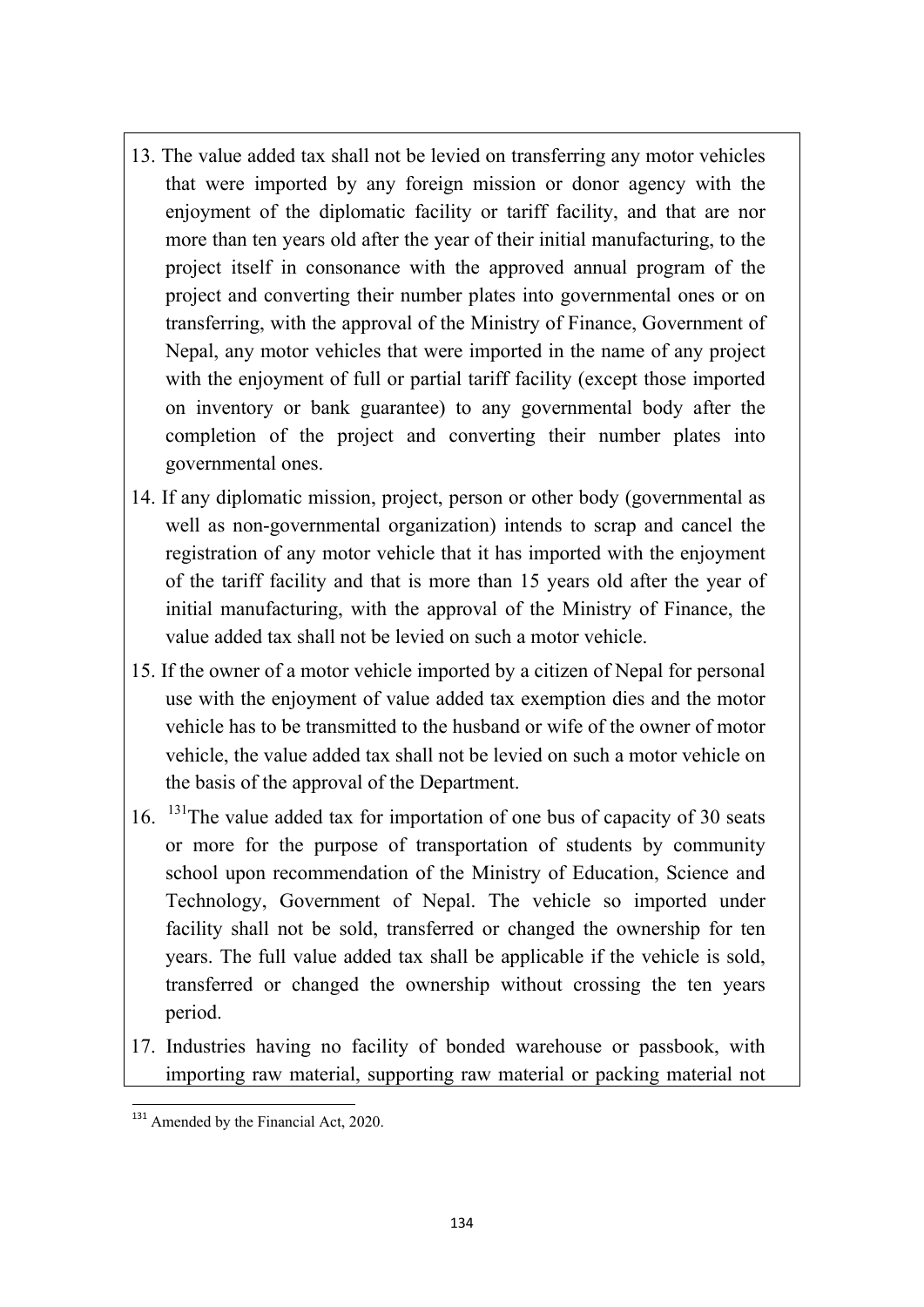13. The value added tax shall not be levied on transferring any motor vehicles that were imported by any foreign mission or donor agency with the enjoyment of the diplomatic facility or tariff facility, and that are nor more than ten years old after the year of their initial manufacturing, to the project itself in consonance with the approved annual program of the project and converting their number plates into governmental ones or on transferring, with the approval of the Ministry of Finance, Government of Nepal, any motor vehicles that were imported in the name of any project with the enjoyment of full or partial tariff facility (except those imported on inventory or bank guarantee) to any governmental body after the completion of the project and converting their number plates into governmental ones.
14. If any diplomatic mission, project, person or other body (governmental as well as non-governmental organization) intends to scrap and cancel the registration of any motor vehicle that it has imported with the enjoyment of the tariff facility and that is more than 15 years old after the year of initial manufacturing, with the approval of the Ministry of Finance, the value added tax shall not be levied on such a motor vehicle.
15. If the owner of a motor vehicle imported by a citizen of Nepal for personal use with the enjoyment of value added tax exemption dies and the motor vehicle has to be transmitted to the husband or wife of the owner of motor vehicle, the value added tax shall not be levied on such a motor vehicle on the basis of the approval of the Department.
16. [131]The value added tax for importation of one bus of capacity of 30 seats or more for the purpose of transportation of students by community school upon recommendation of the Ministry of Education, Science and Technology, Government of Nepal. The vehicle so imported under facility shall not be sold, transferred or changed the ownership for ten years. The full value added tax shall be applicable if the vehicle is sold, transferred or changed the ownership without crossing the ten years period.
17. Industries having no facility of bonded warehouse or passbook, with importing raw material, supporting raw material or packing material not

[131] Amended by the Financial Act, 2020.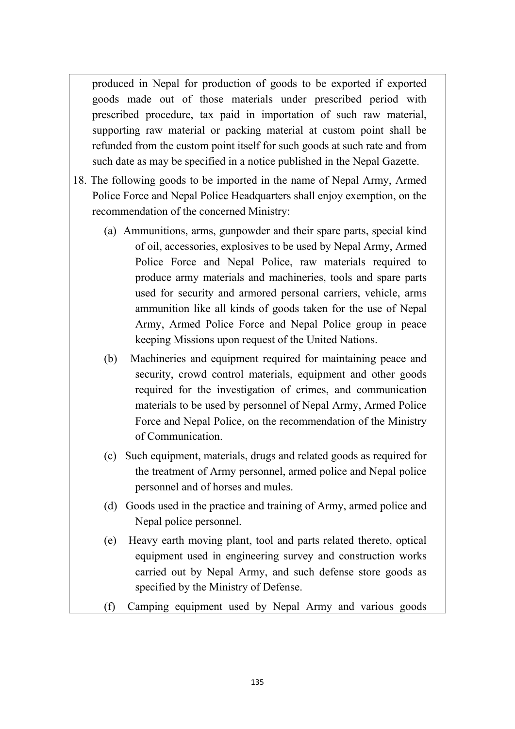produced in Nepal for production of goods to be exported if exported goods made out of those materials under prescribed period with prescribed procedure, tax paid in importation of such raw material, supporting raw material or packing material at custom point shall be refunded from the custom point itself for such goods at such rate and from such date as may be specified in a notice published in the Nepal Gazette.

18. The following goods to be imported in the name of Nepal Army, Armed Police Force and Nepal Police Headquarters shall enjoy exemption, on the recommendation of the concerned Ministry:

    (a) Ammunitions, arms, gunpowder and their spare parts, special kind of oil, accessories, explosives to be used by Nepal Army, Armed Police Force and Nepal Police, raw materials required to produce army materials and machineries, tools and spare parts used for security and armored personal carriers, vehicle, arms ammunition like all kinds of goods taken for the use of Nepal Army, Armed Police Force and Nepal Police group in peace keeping Missions upon request of the United Nations.

    (b) Machineries and equipment required for maintaining peace and security, crowd control materials, equipment and other goods required for the investigation of crimes, and communication materials to be used by personnel of Nepal Army, Armed Police Force and Nepal Police, on the recommendation of the Ministry of Communication.

    (c) Such equipment, materials, drugs and related goods as required for the treatment of Army personnel, armed police and Nepal police personnel and of horses and mules.

    (d) Goods used in the practice and training of Army, armed police and Nepal police personnel.

    (e) Heavy earth moving plant, tool and parts related thereto, optical equipment used in engineering survey and construction works carried out by Nepal Army, and such defense store goods as specified by the Ministry of Defense.

    (f) Camping equipment used by Nepal Army and various goods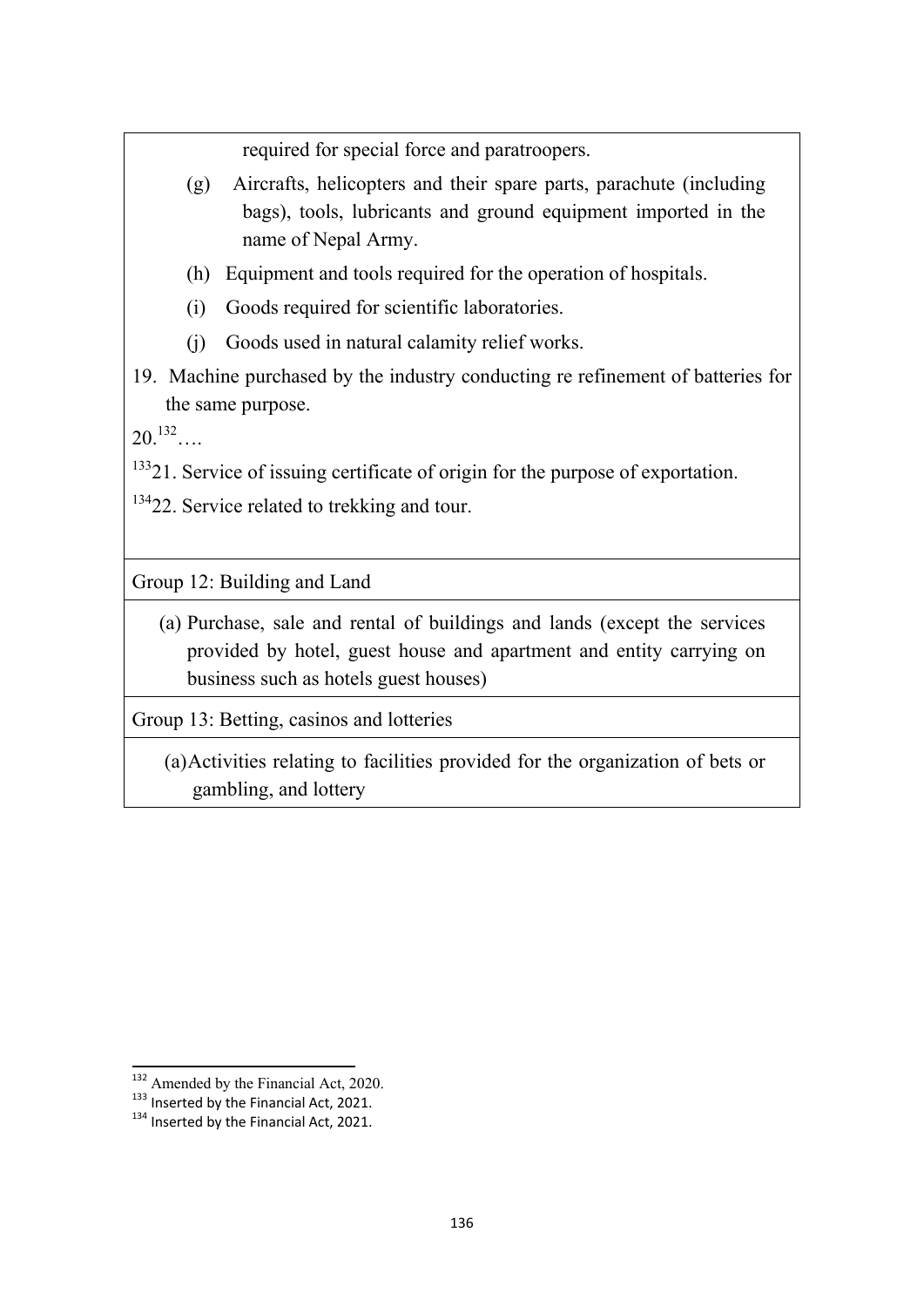required for special force and paratroopers.

(g) Aircrafts, helicopters and their spare parts, parachute (including bags), tools, lubricants and ground equipment imported in the name of Nepal Army.

(h) Equipment and tools required for the operation of hospitals.

(i) Goods required for scientific laboratories.

(j) Goods used in natural calamity relief works.

19. Machine purchased by the industry conducting re refinement of batteries for the same purpose.

20.[132]….

[133]21. Service of issuing certificate of origin for the purpose of exportation.

[134]22. Service related to trekking and tour.

Group 12: Building and Land

(a) Purchase, sale and rental of buildings and lands (except the services provided by hotel, guest house and apartment and entity carrying on business such as hotels guest houses)

Group 13: Betting, casinos and lotteries

(a) Activities relating to facilities provided for the organization of bets or gambling, and lottery

---

[132] Amended by the Financial Act, 2020.

[133] Inserted by the Financial Act, 2021.

[134] Inserted by the Financial Act, 2021.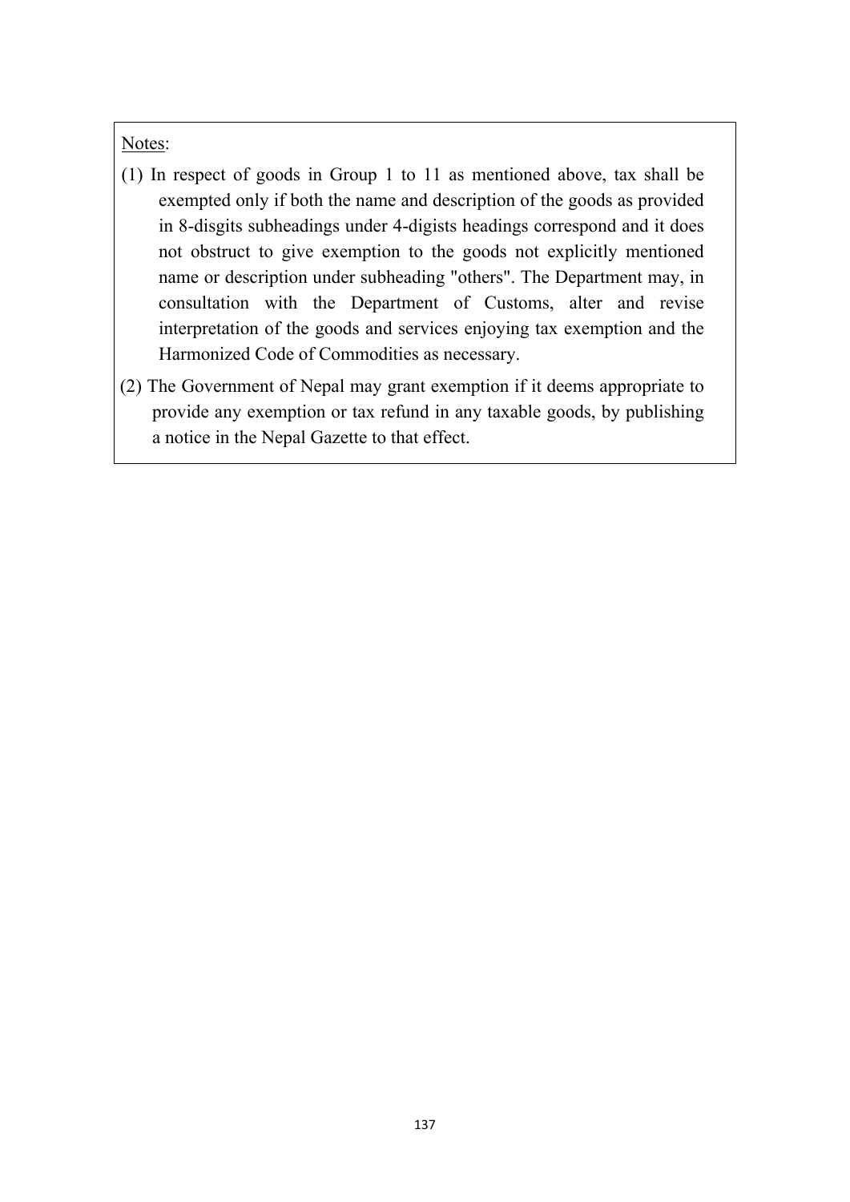Notes:

(1) In respect of goods in Group 1 to 11 as mentioned above, tax shall be exempted only if both the name and description of the goods as provided in 8-disgits subheadings under 4-digists headings correspond and it does not obstruct to give exemption to the goods not explicitly mentioned name or description under subheading "others". The Department may, in consultation with the Department of Customs, alter and revise interpretation of the goods and services enjoying tax exemption and the Harmonized Code of Commodities as necessary.

(2) The Government of Nepal may grant exemption if it deems appropriate to provide any exemption or tax refund in any taxable goods, by publishing a notice in the Nepal Gazette to that effect.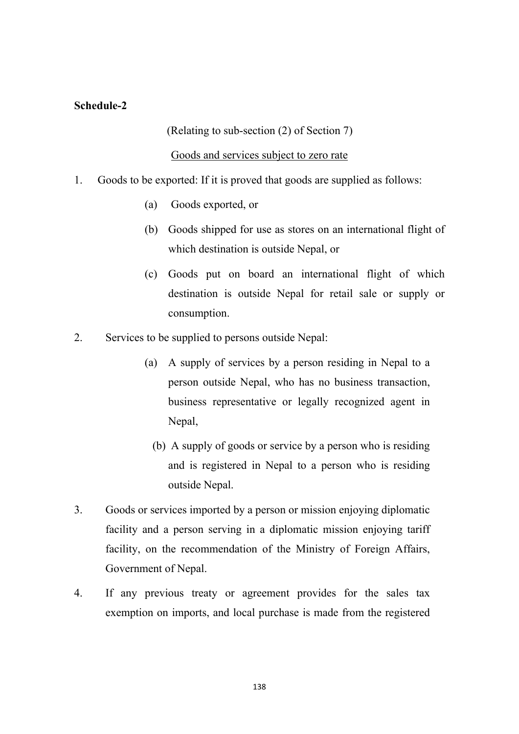**Schedule-2**

(Relating to sub-section (2) of Section 7)

Goods and services subject to zero rate

1. Goods to be exported: If it is proved that goods are supplied as follows:

   (a) Goods exported, or

   (b) Goods shipped for use as stores on an international flight of which destination is outside Nepal, or

   (c) Goods put on board an international flight of which destination is outside Nepal for retail sale or supply or consumption.

2. Services to be supplied to persons outside Nepal:

   (a) A supply of services by a person residing in Nepal to a person outside Nepal, who has no business transaction, business representative or legally recognized agent in Nepal,

   (b) A supply of goods or service by a person who is residing and is registered in Nepal to a person who is residing outside Nepal.

3. Goods or services imported by a person or mission enjoying diplomatic facility and a person serving in a diplomatic mission enjoying tariff facility, on the recommendation of the Ministry of Foreign Affairs, Government of Nepal.

4. If any previous treaty or agreement provides for the sales tax exemption on imports, and local purchase is made from the registered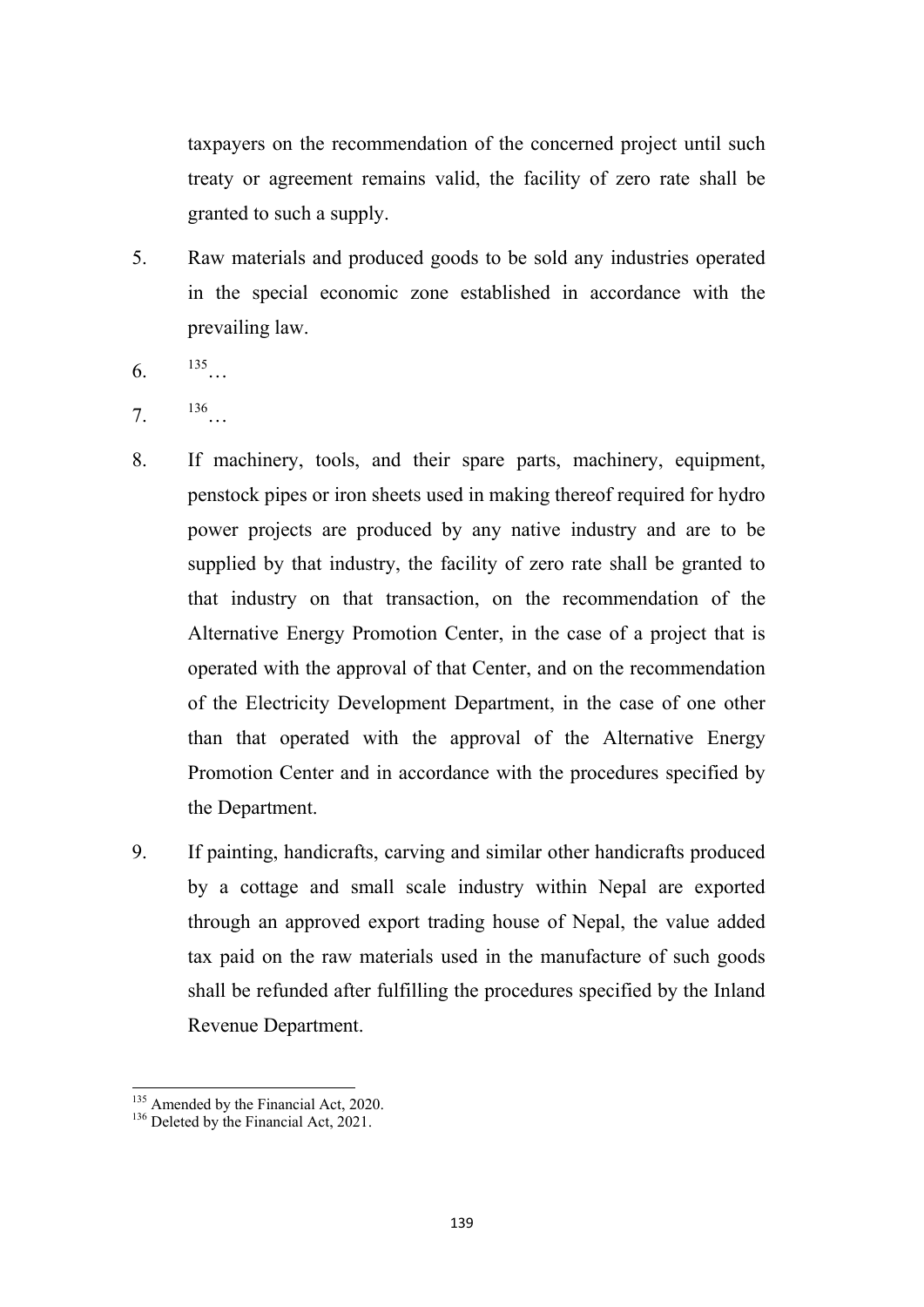taxpayers on the recommendation of the concerned project until such treaty or agreement remains valid, the facility of zero rate shall be granted to such a supply.

5. Raw materials and produced goods to be sold any industries operated in the special economic zone established in accordance with the prevailing law.

6. [135]…

7. [136]…

8. If machinery, tools, and their spare parts, machinery, equipment, penstock pipes or iron sheets used in making thereof required for hydro power projects are produced by any native industry and are to be supplied by that industry, the facility of zero rate shall be granted to that industry on that transaction, on the recommendation of the Alternative Energy Promotion Center, in the case of a project that is operated with the approval of that Center, and on the recommendation of the Electricity Development Department, in the case of one other than that operated with the approval of the Alternative Energy Promotion Center and in accordance with the procedures specified by the Department.

9. If painting, handicrafts, carving and similar other handicrafts produced by a cottage and small scale industry within Nepal are exported through an approved export trading house of Nepal, the value added tax paid on the raw materials used in the manufacture of such goods shall be refunded after fulfilling the procedures specified by the Inland Revenue Department.

---

[135] Amended by the Financial Act, 2020.

[136] Deleted by the Financial Act, 2021.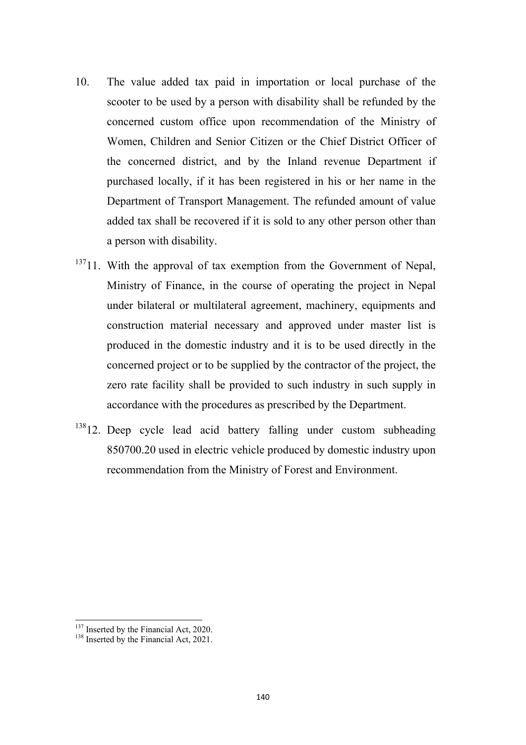10. The value added tax paid in importation or local purchase of the scooter to be used by a person with disability shall be refunded by the concerned custom office upon recommendation of the Ministry of Women, Children and Senior Citizen or the Chief District Officer of the concerned district, and by the Inland revenue Department if purchased locally, if it has been registered in his or her name in the Department of Transport Management. The refunded amount of value added tax shall be recovered if it is sold to any other person other than a person with disability.

[137]11. With the approval of tax exemption from the Government of Nepal, Ministry of Finance, in the course of operating the project in Nepal under bilateral or multilateral agreement, machinery, equipments and construction material necessary and approved under master list is produced in the domestic industry and it is to be used directly in the concerned project or to be supplied by the contractor of the project, the zero rate facility shall be provided to such industry in such supply in accordance with the procedures as prescribed by the Department.

[138]12. Deep cycle lead acid battery falling under custom subheading 850700.20 used in electric vehicle produced by domestic industry upon recommendation from the Ministry of Forest and Environment.

---

[137] Inserted by the Financial Act, 2020.

[138] Inserted by the Financial Act, 2021.